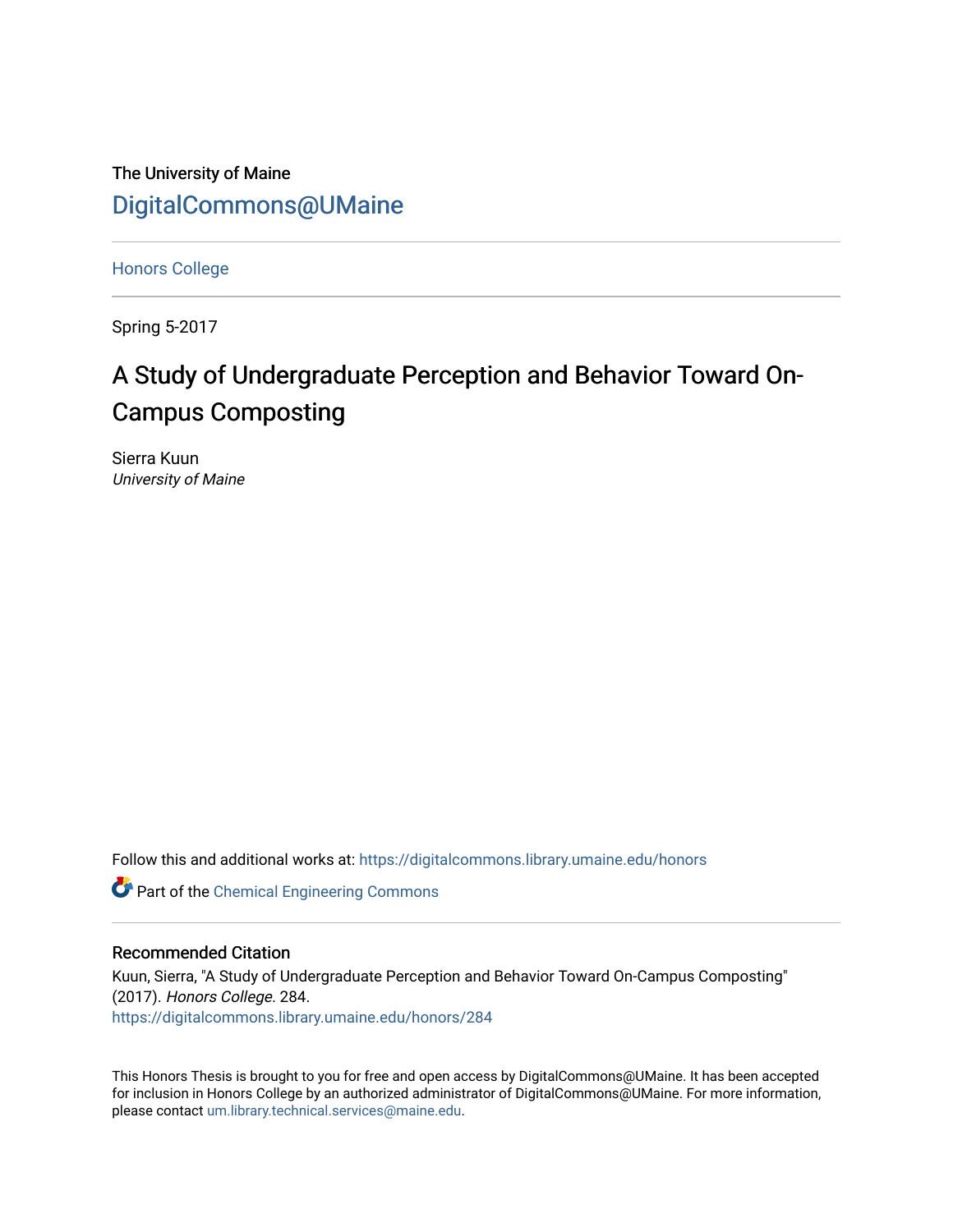The University of Maine

DigitalCommons@UMaine

Honors College

Spring 5-2017

# A Study of Undergraduate Perception and Behavior Toward On-Campus Composting

Sierra Kuun
*University of Maine*

Follow this and additional works at: https://digitalcommons.library.umaine.edu/honors

Part of the Chemical Engineering Commons

## Recommended Citation

Kuun, Sierra, "A Study of Undergraduate Perception and Behavior Toward On-Campus Composting" (2017). *Honors College*. 284.
https://digitalcommons.library.umaine.edu/honors/284

This Honors Thesis is brought to you for free and open access by DigitalCommons@UMaine. It has been accepted for inclusion in Honors College by an authorized administrator of DigitalCommons@UMaine. For more information, please contact um.library.technical.services@maine.edu.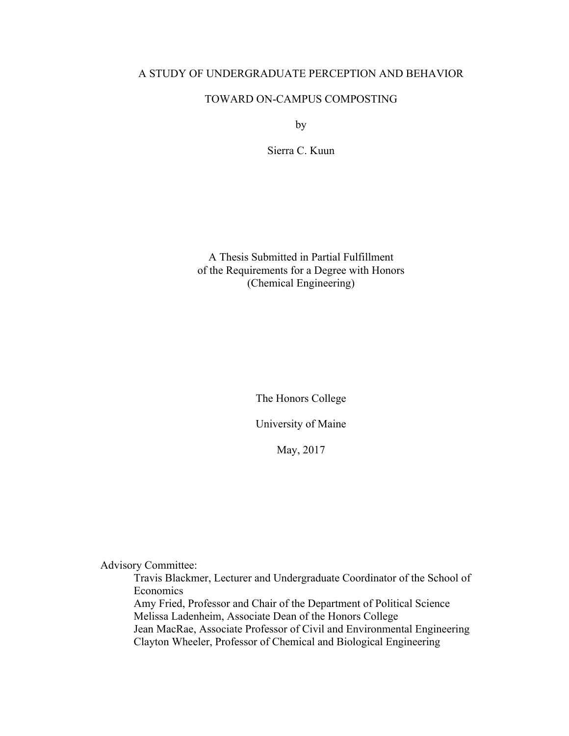# A STUDY OF UNDERGRADUATE PERCEPTION AND BEHAVIOR TOWARD ON-CAMPUS COMPOSTING

by

Sierra C. Kuun

A Thesis Submitted in Partial Fulfillment
of the Requirements for a Degree with Honors
(Chemical Engineering)

The Honors College

University of Maine

May, 2017

Advisory Committee:

- Travis Blackmer, Lecturer and Undergraduate Coordinator of the School of Economics
- Amy Fried, Professor and Chair of the Department of Political Science
- Melissa Ladenheim, Associate Dean of the Honors College
- Jean MacRae, Associate Professor of Civil and Environmental Engineering
- Clayton Wheeler, Professor of Chemical and Biological Engineering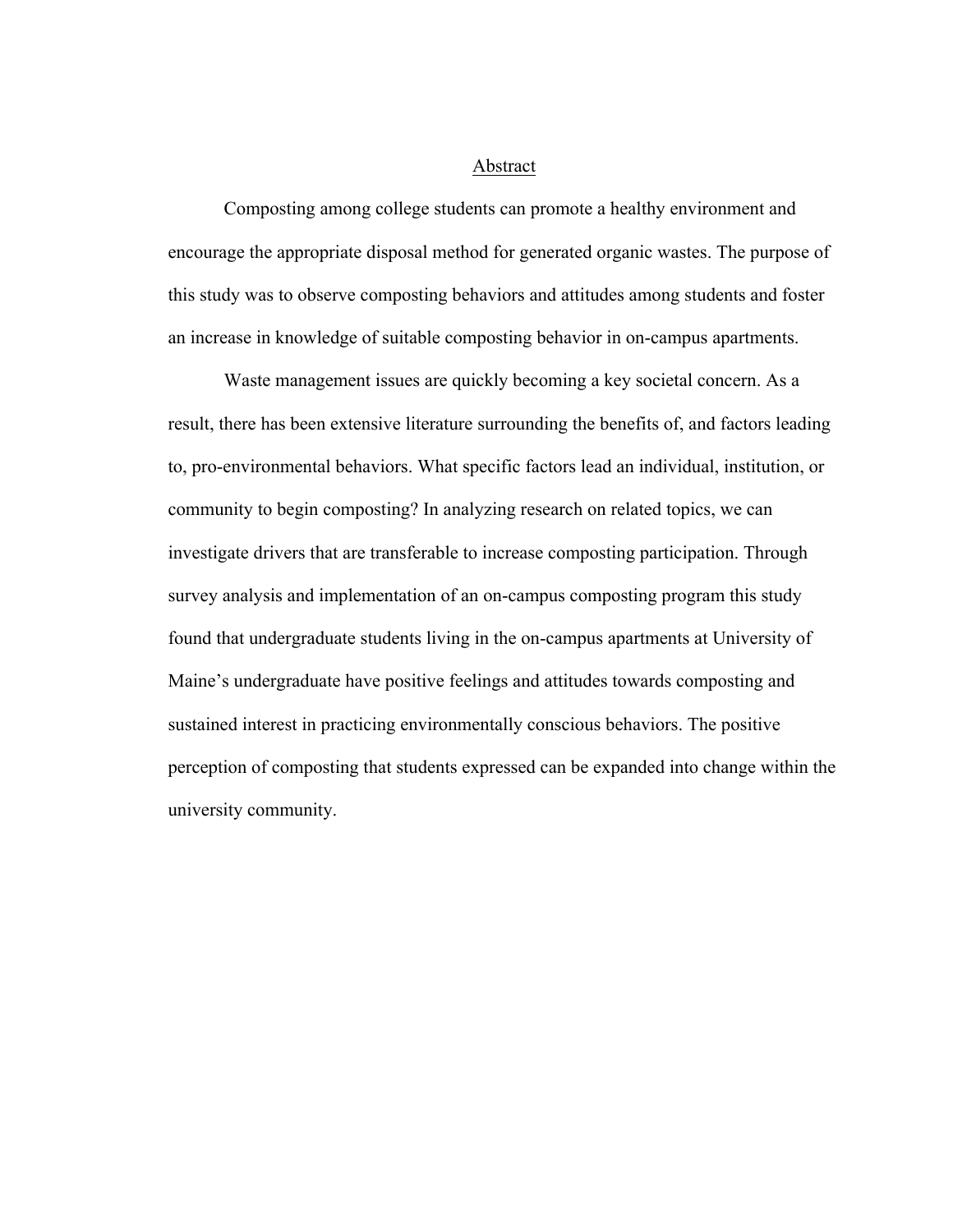# Abstract

Composting among college students can promote a healthy environment and encourage the appropriate disposal method for generated organic wastes. The purpose of this study was to observe composting behaviors and attitudes among students and foster an increase in knowledge of suitable composting behavior in on-campus apartments.

Waste management issues are quickly becoming a key societal concern. As a result, there has been extensive literature surrounding the benefits of, and factors leading to, pro-environmental behaviors. What specific factors lead an individual, institution, or community to begin composting? In analyzing research on related topics, we can investigate drivers that are transferable to increase composting participation. Through survey analysis and implementation of an on-campus composting program this study found that undergraduate students living in the on-campus apartments at University of Maine's undergraduate have positive feelings and attitudes towards composting and sustained interest in practicing environmentally conscious behaviors. The positive perception of composting that students expressed can be expanded into change within the university community.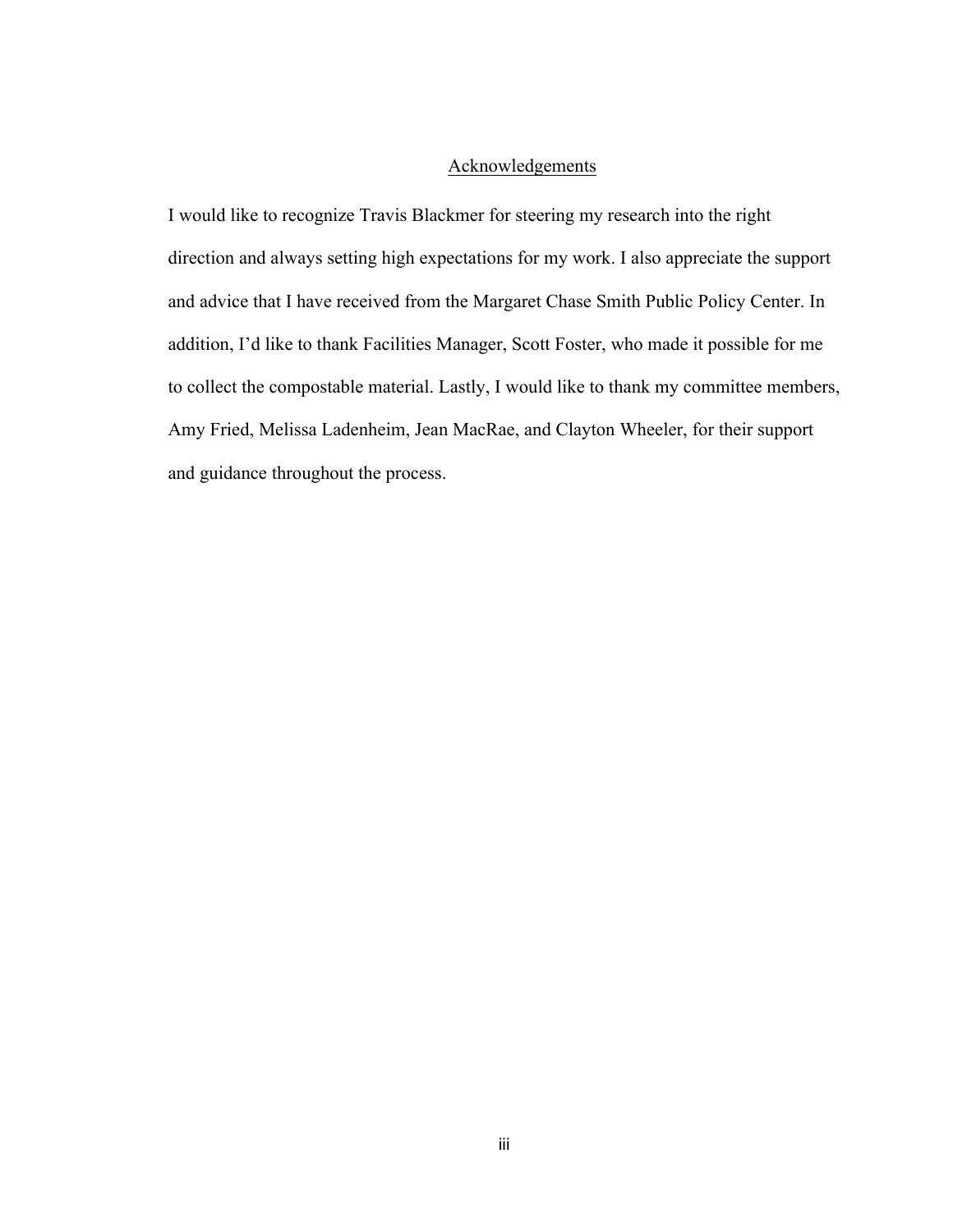## Acknowledgements

I would like to recognize Travis Blackmer for steering my research into the right direction and always setting high expectations for my work. I also appreciate the support and advice that I have received from the Margaret Chase Smith Public Policy Center. In addition, I'd like to thank Facilities Manager, Scott Foster, who made it possible for me to collect the compostable material. Lastly, I would like to thank my committee members, Amy Fried, Melissa Ladenheim, Jean MacRae, and Clayton Wheeler, for their support and guidance throughout the process.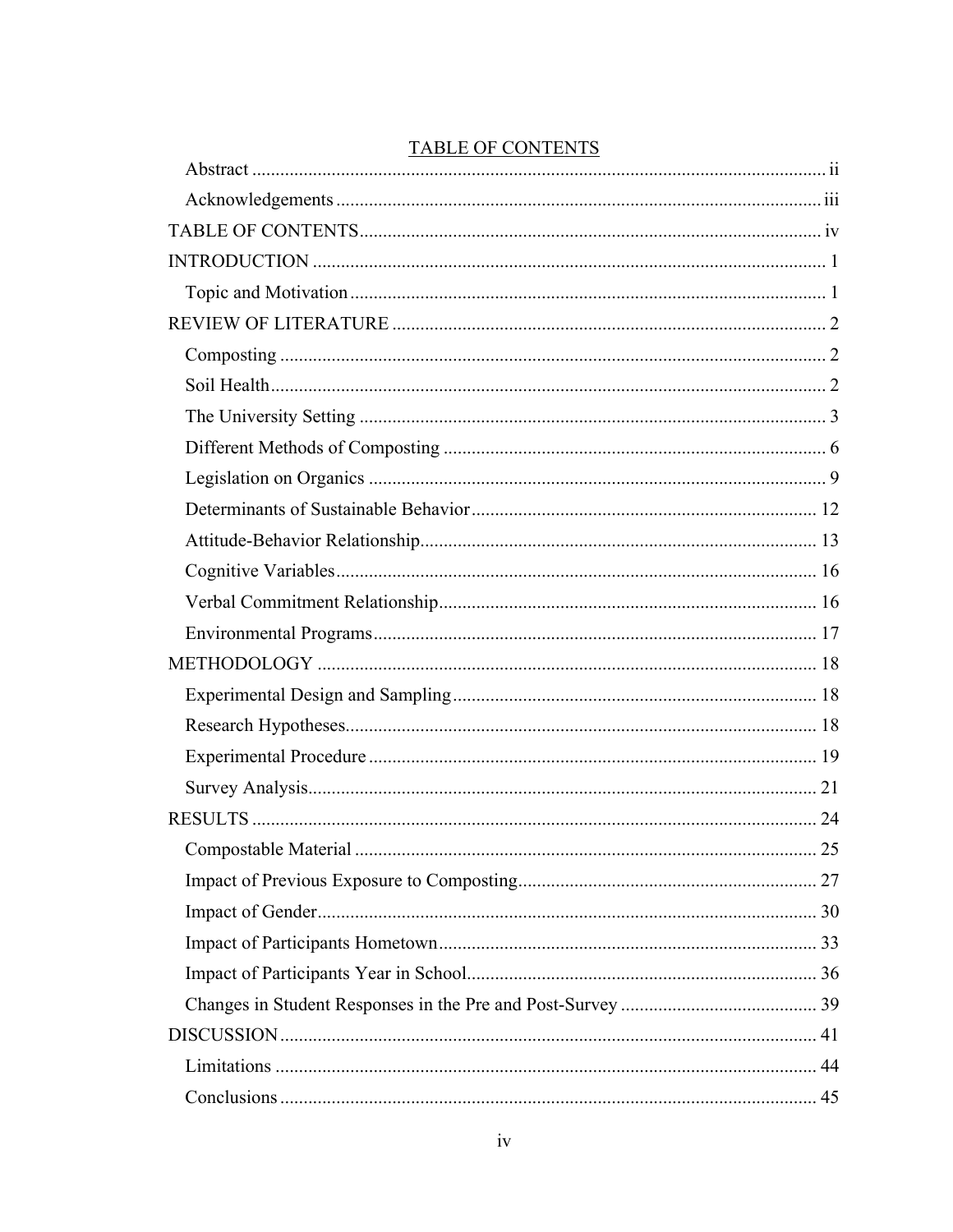# TABLE OF CONTENTS

- Abstract ........ ii
- Acknowledgements ........ iii

TABLE OF CONTENTS ........ iv

INTRODUCTION ........ 1

- Topic and Motivation ........ 1

REVIEW OF LITERATURE ........ 2

- Composting ........ 2
- Soil Health ........ 2
- The University Setting ........ 3
- Different Methods of Composting ........ 6
- Legislation on Organics ........ 9
- Determinants of Sustainable Behavior ........ 12
- Attitude-Behavior Relationship ........ 13
- Cognitive Variables ........ 16
- Verbal Commitment Relationship ........ 16
- Environmental Programs ........ 17

METHODOLOGY ........ 18

- Experimental Design and Sampling ........ 18
- Research Hypotheses ........ 18
- Experimental Procedure ........ 19
- Survey Analysis ........ 21

RESULTS ........ 24

- Compostable Material ........ 25
- Impact of Previous Exposure to Composting ........ 27
- Impact of Gender ........ 30
- Impact of Participants Hometown ........ 33
- Impact of Participants Year in School ........ 36
- Changes in Student Responses in the Pre and Post-Survey ........ 39

DISCUSSION ........ 41

- Limitations ........ 44
- Conclusions ........ 45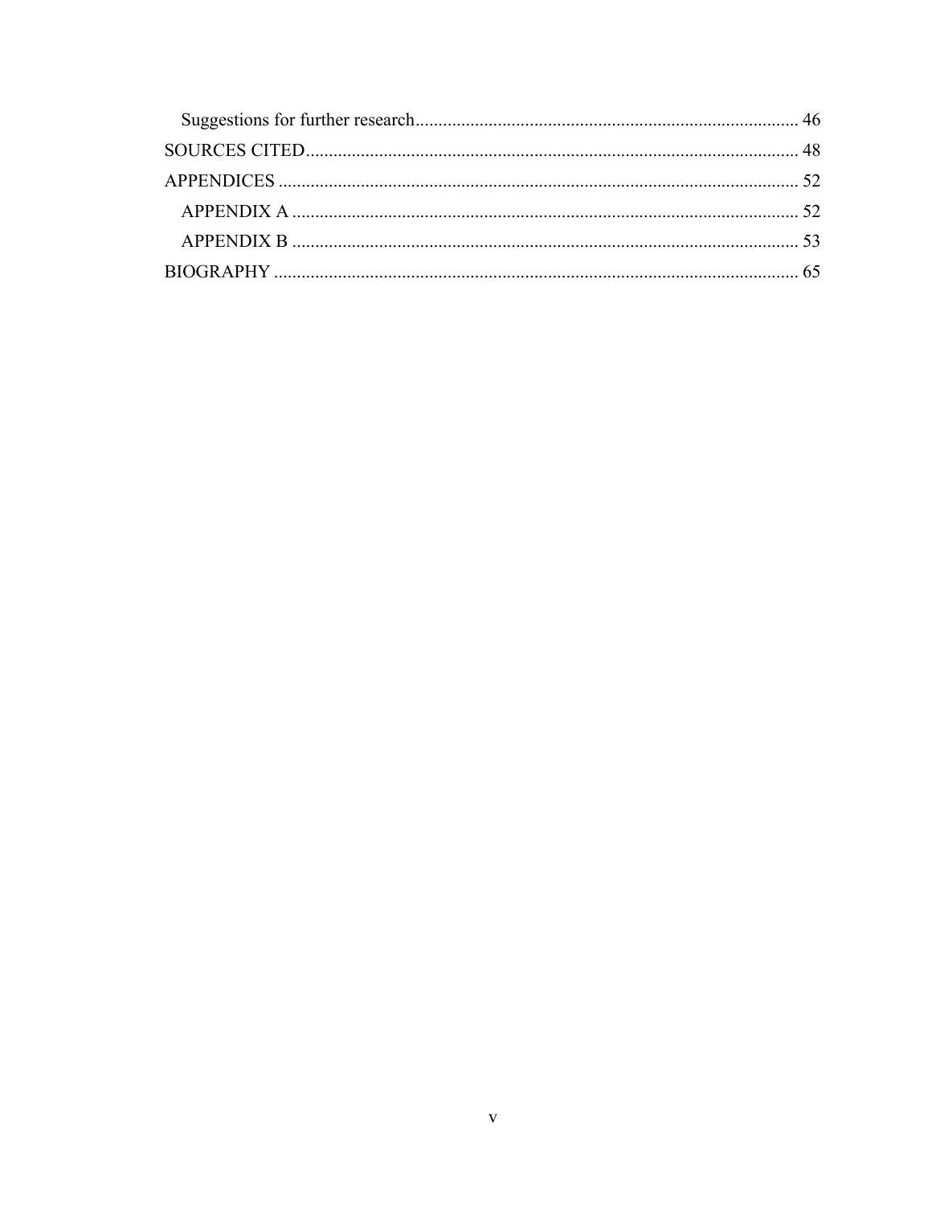Suggestions for further research .................................................................................... 46

SOURCES CITED ............................................................................................................ 48

APPENDICES ................................................................................................................. 52

APPENDIX A ............................................................................................................ 52

APPENDIX B ............................................................................................................ 53

BIOGRAPHY ................................................................................................................. 65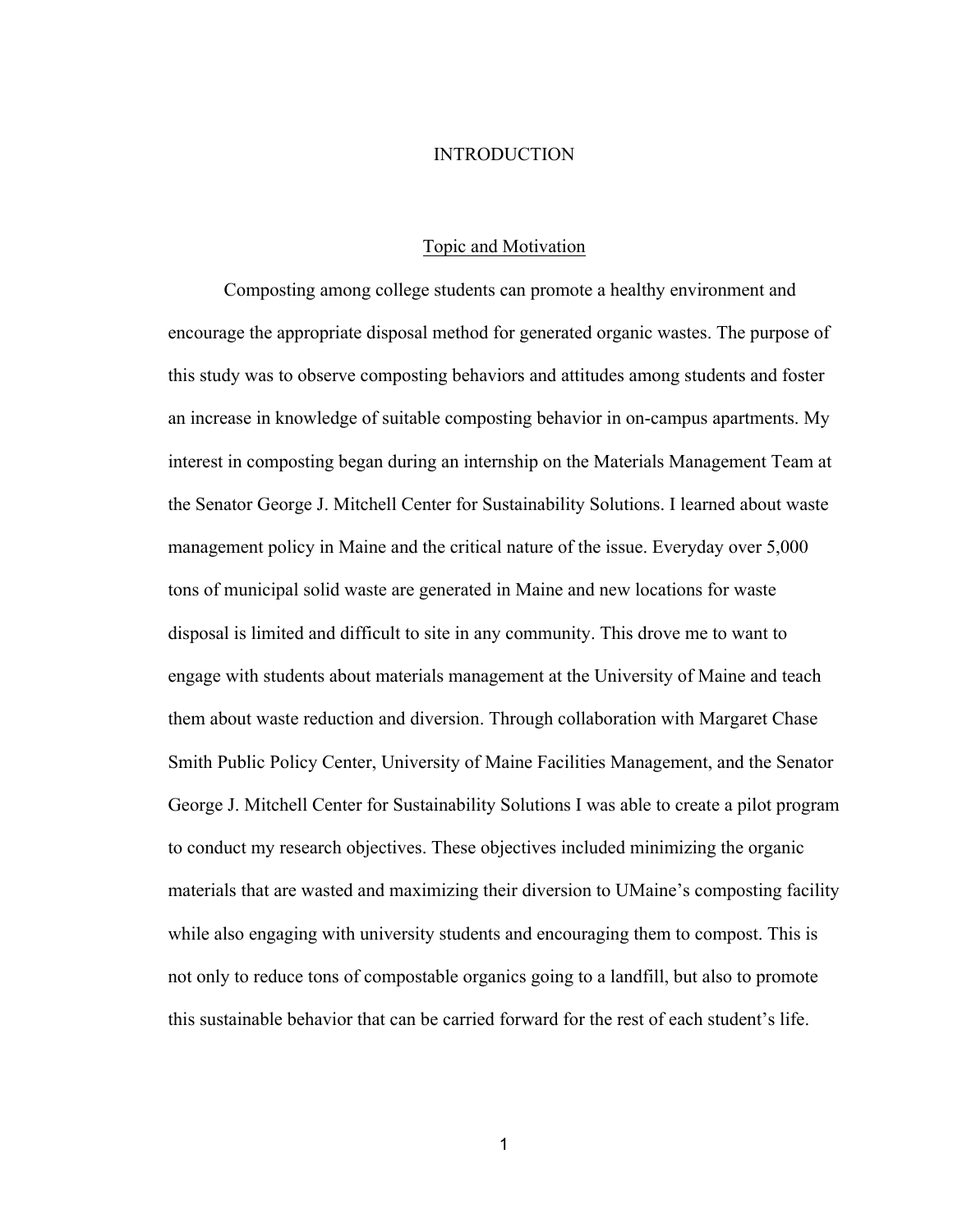# INTRODUCTION

## Topic and Motivation

Composting among college students can promote a healthy environment and encourage the appropriate disposal method for generated organic wastes. The purpose of this study was to observe composting behaviors and attitudes among students and foster an increase in knowledge of suitable composting behavior in on-campus apartments. My interest in composting began during an internship on the Materials Management Team at the Senator George J. Mitchell Center for Sustainability Solutions. I learned about waste management policy in Maine and the critical nature of the issue. Everyday over 5,000 tons of municipal solid waste are generated in Maine and new locations for waste disposal is limited and difficult to site in any community. This drove me to want to engage with students about materials management at the University of Maine and teach them about waste reduction and diversion. Through collaboration with Margaret Chase Smith Public Policy Center, University of Maine Facilities Management, and the Senator George J. Mitchell Center for Sustainability Solutions I was able to create a pilot program to conduct my research objectives. These objectives included minimizing the organic materials that are wasted and maximizing their diversion to UMaine's composting facility while also engaging with university students and encouraging them to compost. This is not only to reduce tons of compostable organics going to a landfill, but also to promote this sustainable behavior that can be carried forward for the rest of each student's life.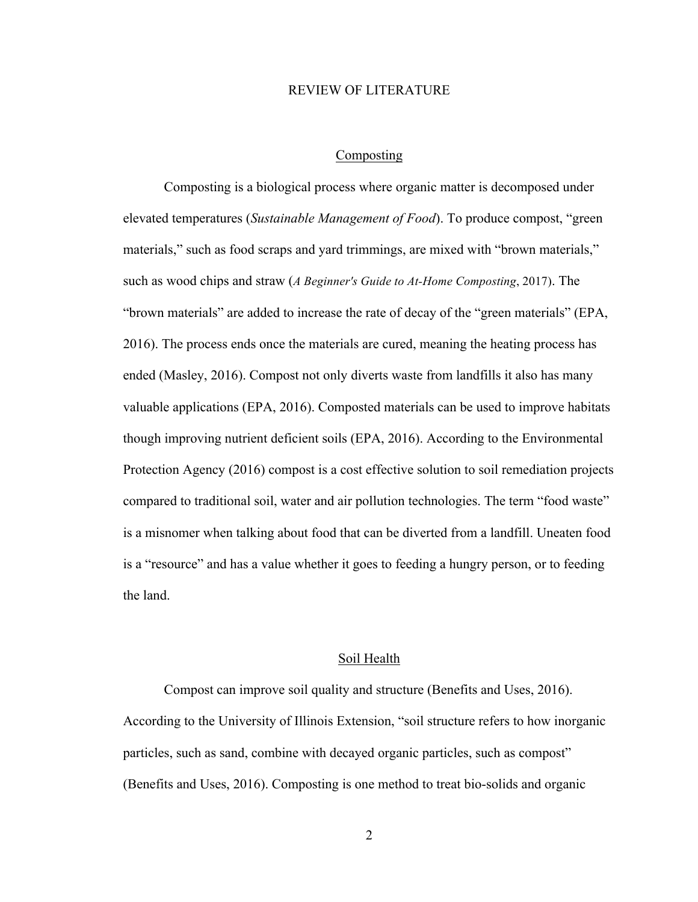# REVIEW OF LITERATURE

## Composting

Composting is a biological process where organic matter is decomposed under elevated temperatures (*Sustainable Management of Food*). To produce compost, "green materials," such as food scraps and yard trimmings, are mixed with "brown materials," such as wood chips and straw (*A Beginner's Guide to At-Home Composting*, 2017). The "brown materials" are added to increase the rate of decay of the "green materials" (EPA, 2016). The process ends once the materials are cured, meaning the heating process has ended (Masley, 2016). Compost not only diverts waste from landfills it also has many valuable applications (EPA, 2016). Composted materials can be used to improve habitats though improving nutrient deficient soils (EPA, 2016). According to the Environmental Protection Agency (2016) compost is a cost effective solution to soil remediation projects compared to traditional soil, water and air pollution technologies. The term "food waste" is a misnomer when talking about food that can be diverted from a landfill. Uneaten food is a "resource" and has a value whether it goes to feeding a hungry person, or to feeding the land.

## Soil Health

Compost can improve soil quality and structure (Benefits and Uses, 2016). According to the University of Illinois Extension, "soil structure refers to how inorganic particles, such as sand, combine with decayed organic particles, such as compost" (Benefits and Uses, 2016). Composting is one method to treat bio-solids and organic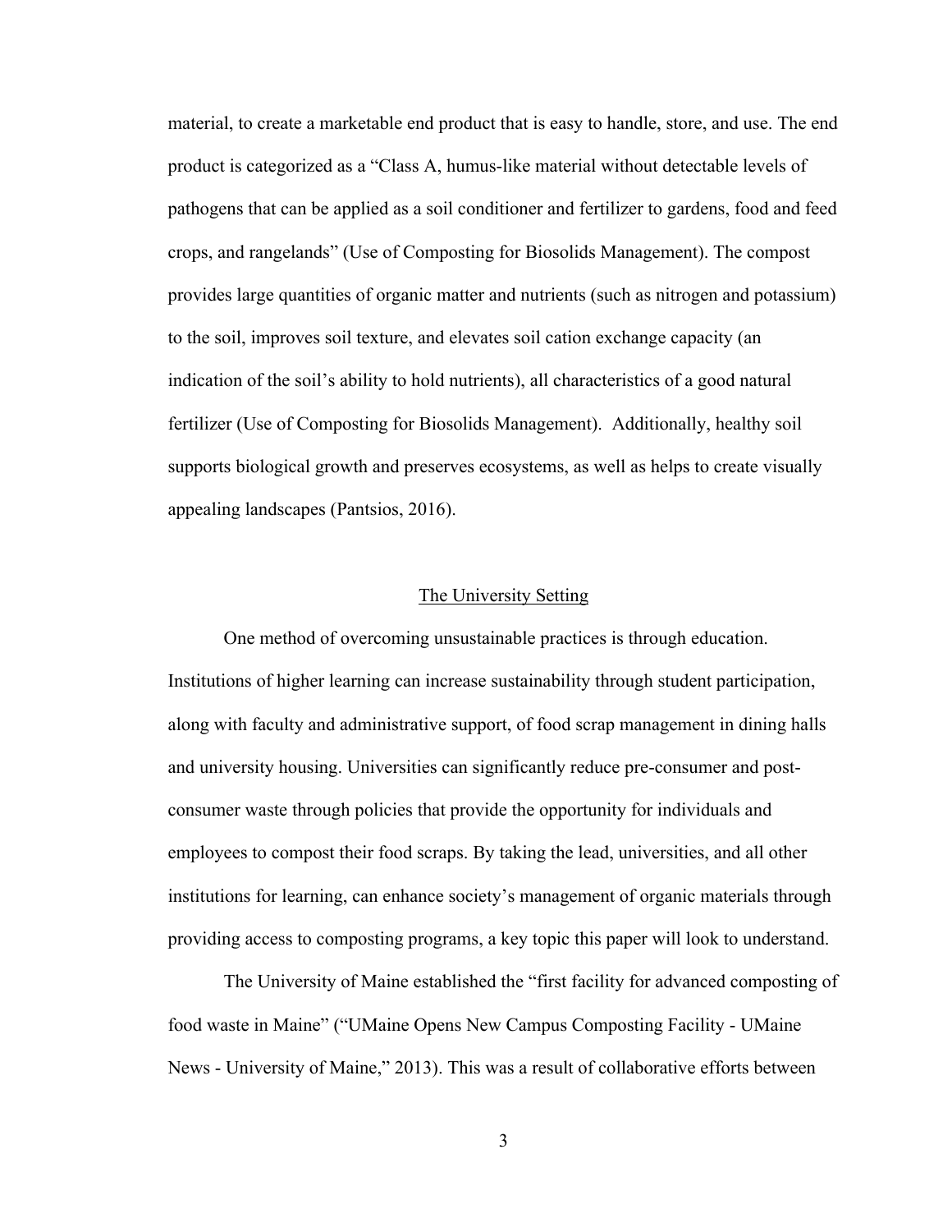material, to create a marketable end product that is easy to handle, store, and use. The end product is categorized as a "Class A, humus-like material without detectable levels of pathogens that can be applied as a soil conditioner and fertilizer to gardens, food and feed crops, and rangelands" (Use of Composting for Biosolids Management). The compost provides large quantities of organic matter and nutrients (such as nitrogen and potassium) to the soil, improves soil texture, and elevates soil cation exchange capacity (an indication of the soil's ability to hold nutrients), all characteristics of a good natural fertilizer (Use of Composting for Biosolids Management). Additionally, healthy soil supports biological growth and preserves ecosystems, as well as helps to create visually appealing landscapes (Pantsios, 2016).

## The University Setting

One method of overcoming unsustainable practices is through education. Institutions of higher learning can increase sustainability through student participation, along with faculty and administrative support, of food scrap management in dining halls and university housing. Universities can significantly reduce pre-consumer and post-consumer waste through policies that provide the opportunity for individuals and employees to compost their food scraps. By taking the lead, universities, and all other institutions for learning, can enhance society's management of organic materials through providing access to composting programs, a key topic this paper will look to understand.

The University of Maine established the "first facility for advanced composting of food waste in Maine" ("UMaine Opens New Campus Composting Facility - UMaine News - University of Maine," 2013). This was a result of collaborative efforts between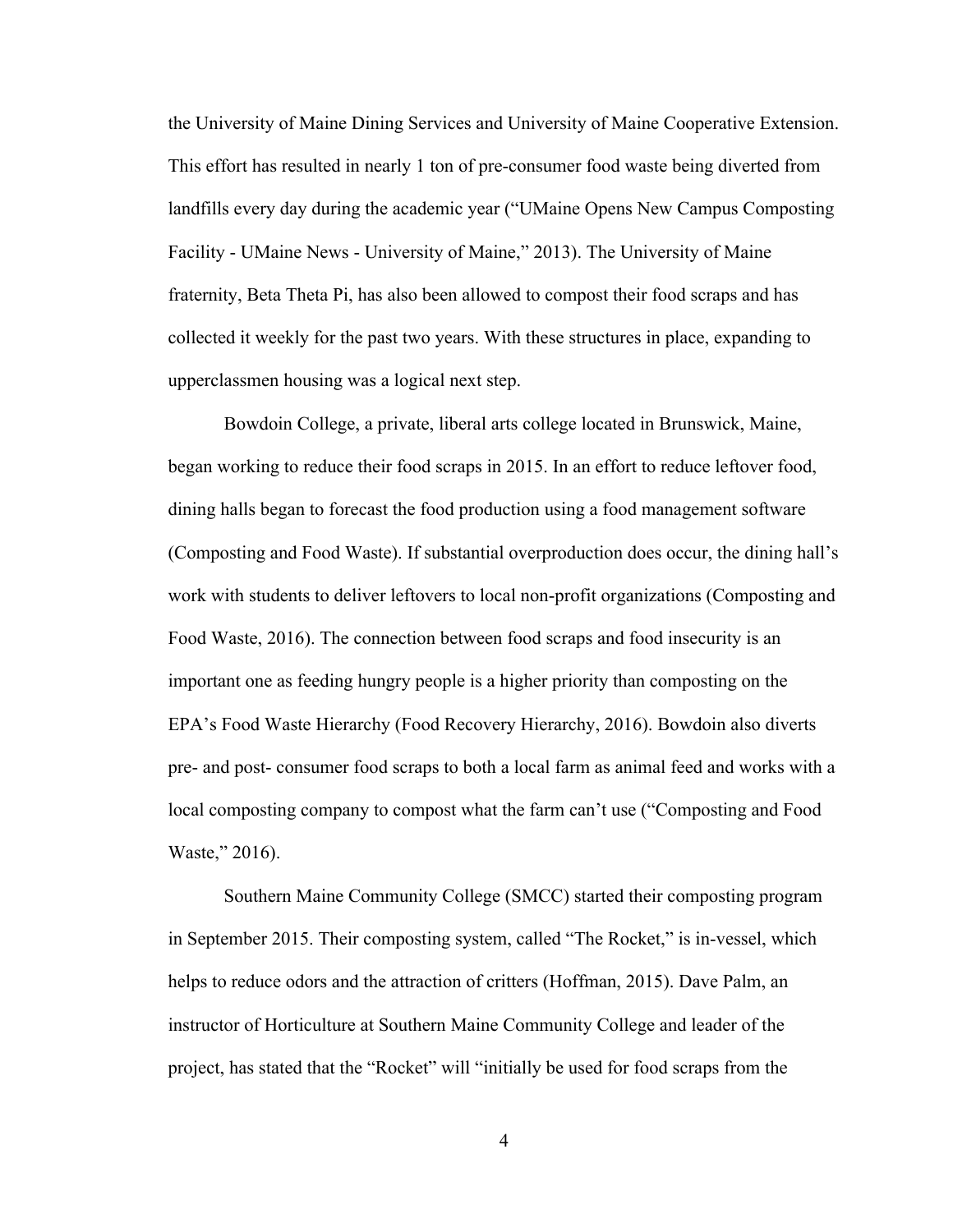the University of Maine Dining Services and University of Maine Cooperative Extension. This effort has resulted in nearly 1 ton of pre-consumer food waste being diverted from landfills every day during the academic year ("UMaine Opens New Campus Composting Facility - UMaine News - University of Maine," 2013). The University of Maine fraternity, Beta Theta Pi, has also been allowed to compost their food scraps and has collected it weekly for the past two years. With these structures in place, expanding to upperclassmen housing was a logical next step.

Bowdoin College, a private, liberal arts college located in Brunswick, Maine, began working to reduce their food scraps in 2015. In an effort to reduce leftover food, dining halls began to forecast the food production using a food management software (Composting and Food Waste). If substantial overproduction does occur, the dining hall's work with students to deliver leftovers to local non-profit organizations (Composting and Food Waste, 2016). The connection between food scraps and food insecurity is an important one as feeding hungry people is a higher priority than composting on the EPA's Food Waste Hierarchy (Food Recovery Hierarchy, 2016). Bowdoin also diverts pre- and post- consumer food scraps to both a local farm as animal feed and works with a local composting company to compost what the farm can't use ("Composting and Food Waste," 2016).

Southern Maine Community College (SMCC) started their composting program in September 2015. Their composting system, called "The Rocket," is in-vessel, which helps to reduce odors and the attraction of critters (Hoffman, 2015). Dave Palm, an instructor of Horticulture at Southern Maine Community College and leader of the project, has stated that the "Rocket" will "initially be used for food scraps from the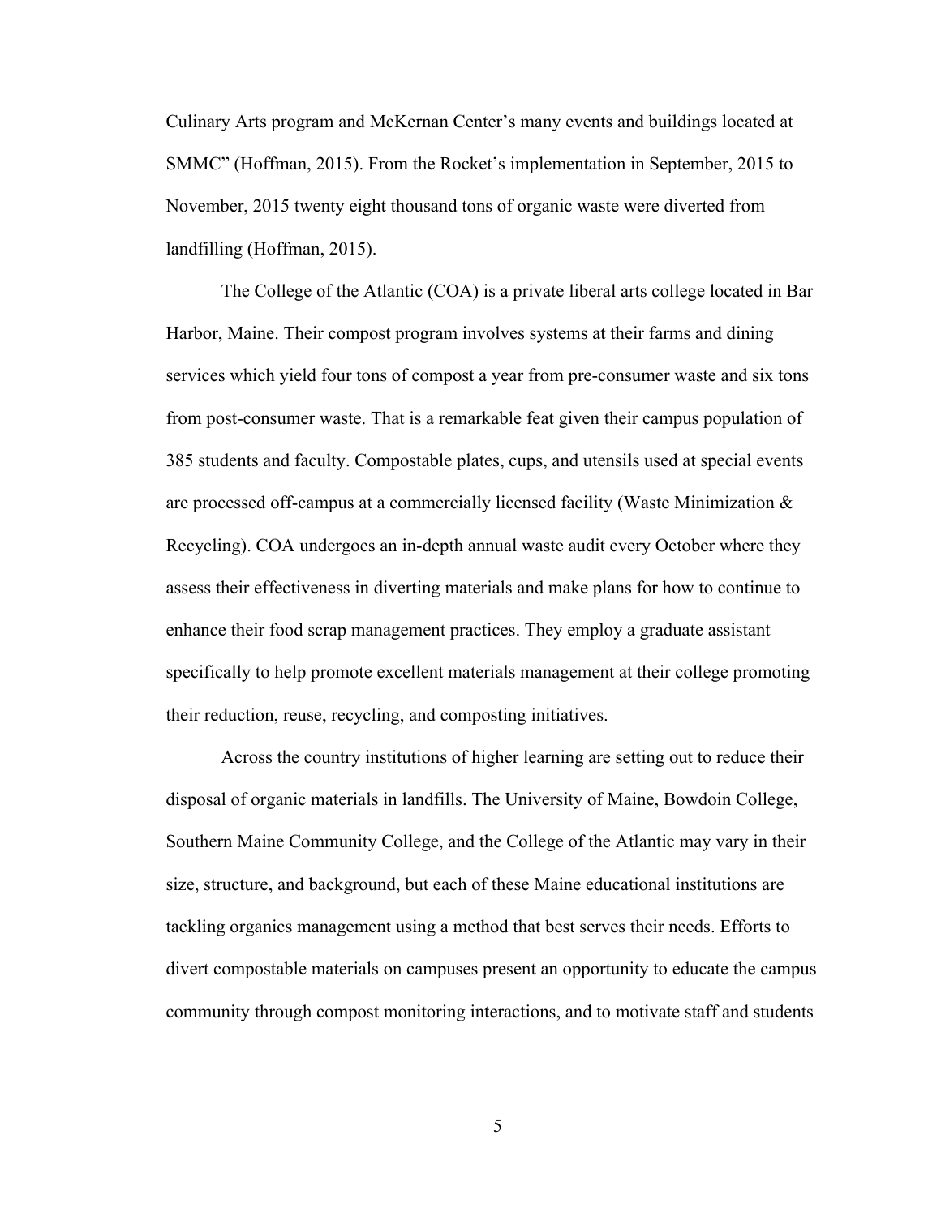Culinary Arts program and McKernan Center's many events and buildings located at SMMC" (Hoffman, 2015). From the Rocket's implementation in September, 2015 to November, 2015 twenty eight thousand tons of organic waste were diverted from landfilling (Hoffman, 2015).

The College of the Atlantic (COA) is a private liberal arts college located in Bar Harbor, Maine. Their compost program involves systems at their farms and dining services which yield four tons of compost a year from pre-consumer waste and six tons from post-consumer waste. That is a remarkable feat given their campus population of 385 students and faculty. Compostable plates, cups, and utensils used at special events are processed off-campus at a commercially licensed facility (Waste Minimization & Recycling). COA undergoes an in-depth annual waste audit every October where they assess their effectiveness in diverting materials and make plans for how to continue to enhance their food scrap management practices. They employ a graduate assistant specifically to help promote excellent materials management at their college promoting their reduction, reuse, recycling, and composting initiatives.

Across the country institutions of higher learning are setting out to reduce their disposal of organic materials in landfills. The University of Maine, Bowdoin College, Southern Maine Community College, and the College of the Atlantic may vary in their size, structure, and background, but each of these Maine educational institutions are tackling organics management using a method that best serves their needs. Efforts to divert compostable materials on campuses present an opportunity to educate the campus community through compost monitoring interactions, and to motivate staff and students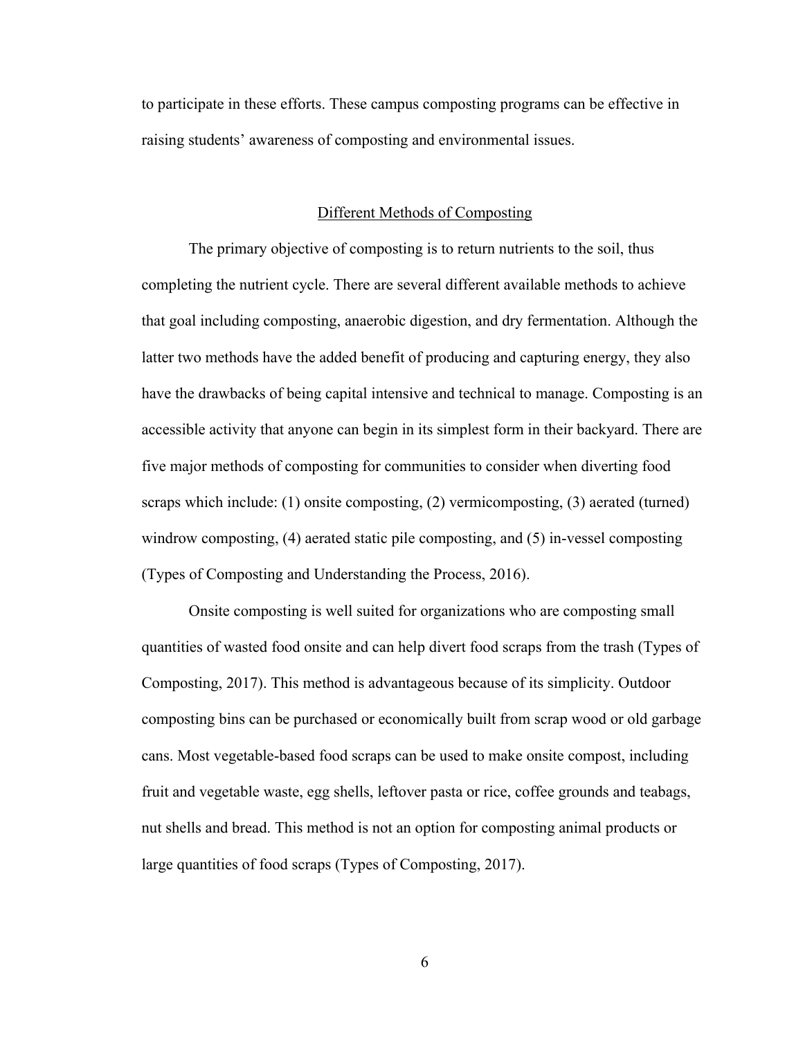to participate in these efforts. These campus composting programs can be effective in raising students' awareness of composting and environmental issues.

## Different Methods of Composting

The primary objective of composting is to return nutrients to the soil, thus completing the nutrient cycle. There are several different available methods to achieve that goal including composting, anaerobic digestion, and dry fermentation. Although the latter two methods have the added benefit of producing and capturing energy, they also have the drawbacks of being capital intensive and technical to manage. Composting is an accessible activity that anyone can begin in its simplest form in their backyard. There are five major methods of composting for communities to consider when diverting food scraps which include: (1) onsite composting, (2) vermicomposting, (3) aerated (turned) windrow composting, (4) aerated static pile composting, and (5) in-vessel composting (Types of Composting and Understanding the Process, 2016).

Onsite composting is well suited for organizations who are composting small quantities of wasted food onsite and can help divert food scraps from the trash (Types of Composting, 2017). This method is advantageous because of its simplicity. Outdoor composting bins can be purchased or economically built from scrap wood or old garbage cans. Most vegetable-based food scraps can be used to make onsite compost, including fruit and vegetable waste, egg shells, leftover pasta or rice, coffee grounds and teabags, nut shells and bread. This method is not an option for composting animal products or large quantities of food scraps (Types of Composting, 2017).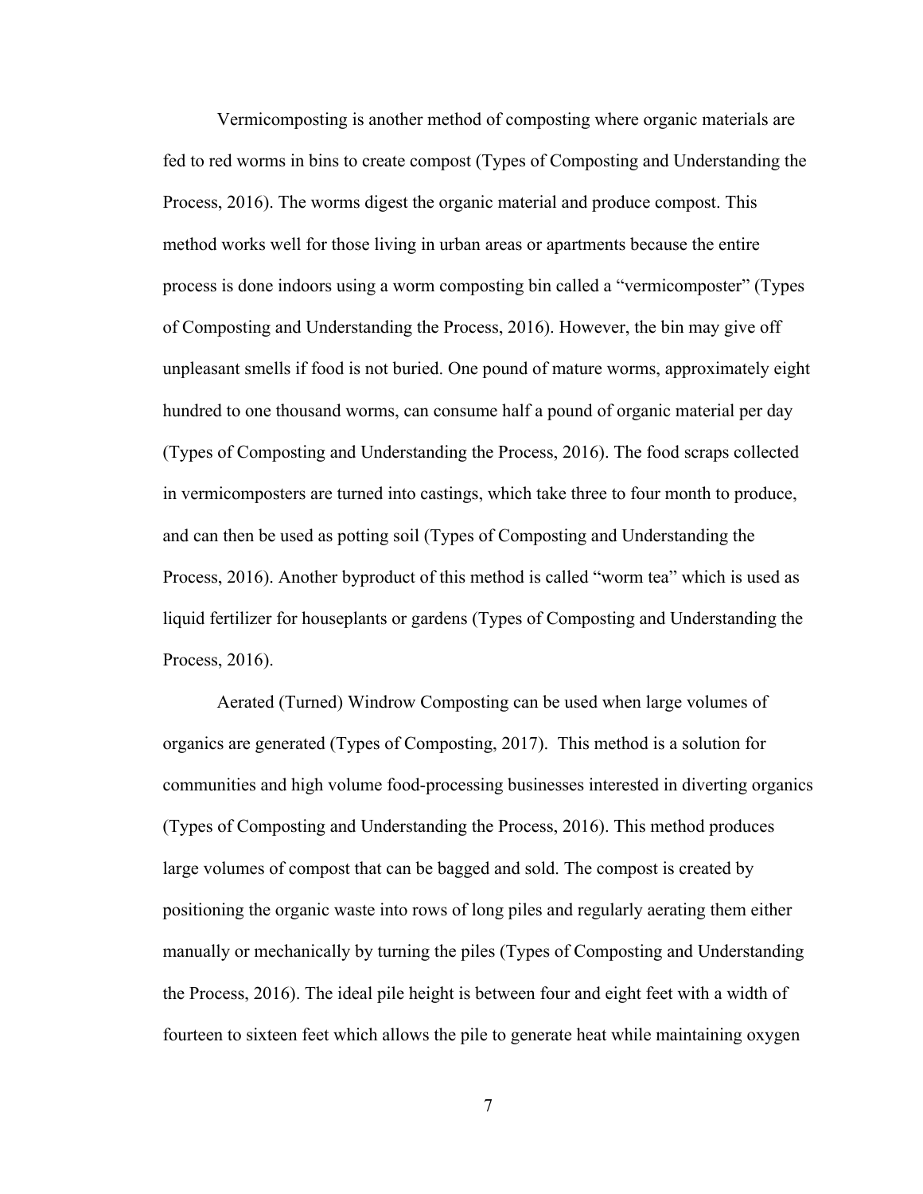Vermicomposting is another method of composting where organic materials are fed to red worms in bins to create compost (Types of Composting and Understanding the Process, 2016). The worms digest the organic material and produce compost. This method works well for those living in urban areas or apartments because the entire process is done indoors using a worm composting bin called a "vermicomposter" (Types of Composting and Understanding the Process, 2016). However, the bin may give off unpleasant smells if food is not buried. One pound of mature worms, approximately eight hundred to one thousand worms, can consume half a pound of organic material per day (Types of Composting and Understanding the Process, 2016). The food scraps collected in vermicomposters are turned into castings, which take three to four month to produce, and can then be used as potting soil (Types of Composting and Understanding the Process, 2016). Another byproduct of this method is called "worm tea" which is used as liquid fertilizer for houseplants or gardens (Types of Composting and Understanding the Process, 2016).

Aerated (Turned) Windrow Composting can be used when large volumes of organics are generated (Types of Composting, 2017). This method is a solution for communities and high volume food-processing businesses interested in diverting organics (Types of Composting and Understanding the Process, 2016). This method produces large volumes of compost that can be bagged and sold. The compost is created by positioning the organic waste into rows of long piles and regularly aerating them either manually or mechanically by turning the piles (Types of Composting and Understanding the Process, 2016). The ideal pile height is between four and eight feet with a width of fourteen to sixteen feet which allows the pile to generate heat while maintaining oxygen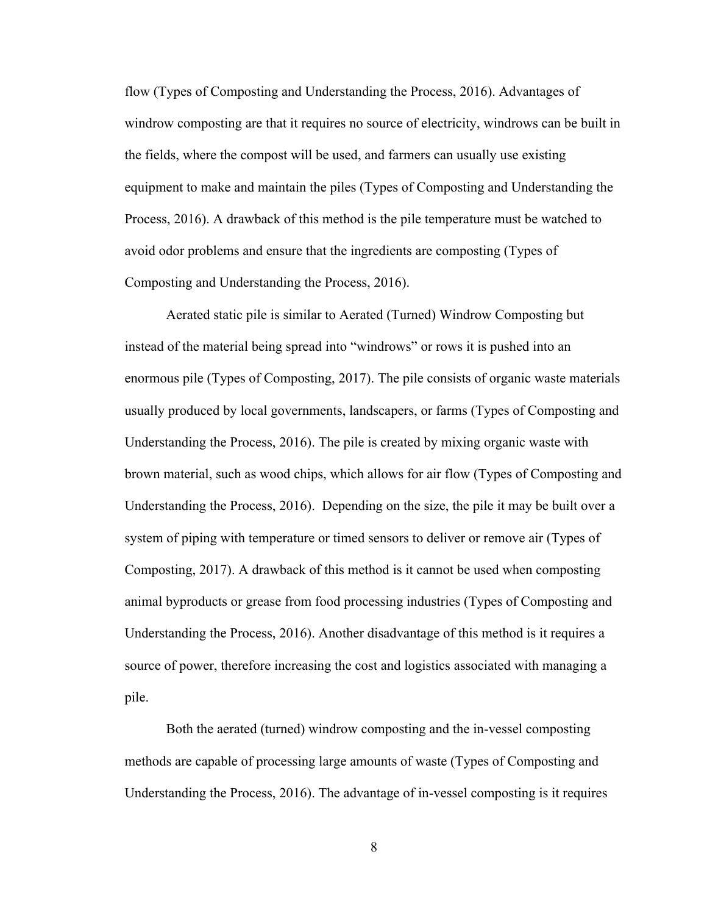flow (Types of Composting and Understanding the Process, 2016). Advantages of windrow composting are that it requires no source of electricity, windrows can be built in the fields, where the compost will be used, and farmers can usually use existing equipment to make and maintain the piles (Types of Composting and Understanding the Process, 2016). A drawback of this method is the pile temperature must be watched to avoid odor problems and ensure that the ingredients are composting (Types of Composting and Understanding the Process, 2016).

Aerated static pile is similar to Aerated (Turned) Windrow Composting but instead of the material being spread into "windrows" or rows it is pushed into an enormous pile (Types of Composting, 2017). The pile consists of organic waste materials usually produced by local governments, landscapers, or farms (Types of Composting and Understanding the Process, 2016). The pile is created by mixing organic waste with brown material, such as wood chips, which allows for air flow (Types of Composting and Understanding the Process, 2016). Depending on the size, the pile it may be built over a system of piping with temperature or timed sensors to deliver or remove air (Types of Composting, 2017). A drawback of this method is it cannot be used when composting animal byproducts or grease from food processing industries (Types of Composting and Understanding the Process, 2016). Another disadvantage of this method is it requires a source of power, therefore increasing the cost and logistics associated with managing a pile.

Both the aerated (turned) windrow composting and the in-vessel composting methods are capable of processing large amounts of waste (Types of Composting and Understanding the Process, 2016). The advantage of in-vessel composting is it requires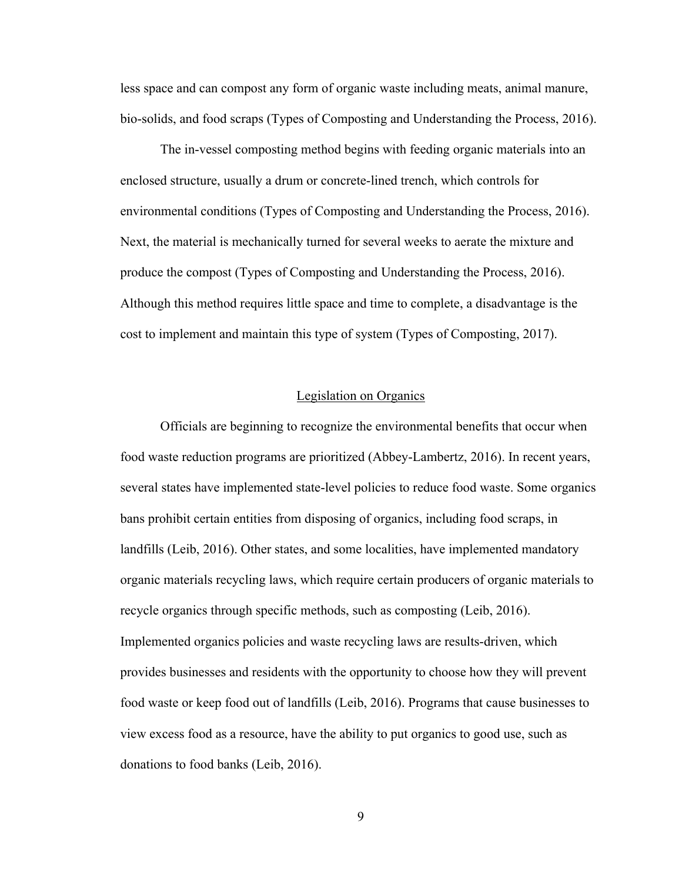less space and can compost any form of organic waste including meats, animal manure, bio-solids, and food scraps (Types of Composting and Understanding the Process, 2016).

The in-vessel composting method begins with feeding organic materials into an enclosed structure, usually a drum or concrete-lined trench, which controls for environmental conditions (Types of Composting and Understanding the Process, 2016). Next, the material is mechanically turned for several weeks to aerate the mixture and produce the compost (Types of Composting and Understanding the Process, 2016). Although this method requires little space and time to complete, a disadvantage is the cost to implement and maintain this type of system (Types of Composting, 2017).

## Legislation on Organics

Officials are beginning to recognize the environmental benefits that occur when food waste reduction programs are prioritized (Abbey-Lambertz, 2016). In recent years, several states have implemented state-level policies to reduce food waste. Some organics bans prohibit certain entities from disposing of organics, including food scraps, in landfills (Leib, 2016). Other states, and some localities, have implemented mandatory organic materials recycling laws, which require certain producers of organic materials to recycle organics through specific methods, such as composting (Leib, 2016). Implemented organics policies and waste recycling laws are results-driven, which provides businesses and residents with the opportunity to choose how they will prevent food waste or keep food out of landfills (Leib, 2016). Programs that cause businesses to view excess food as a resource, have the ability to put organics to good use, such as donations to food banks (Leib, 2016).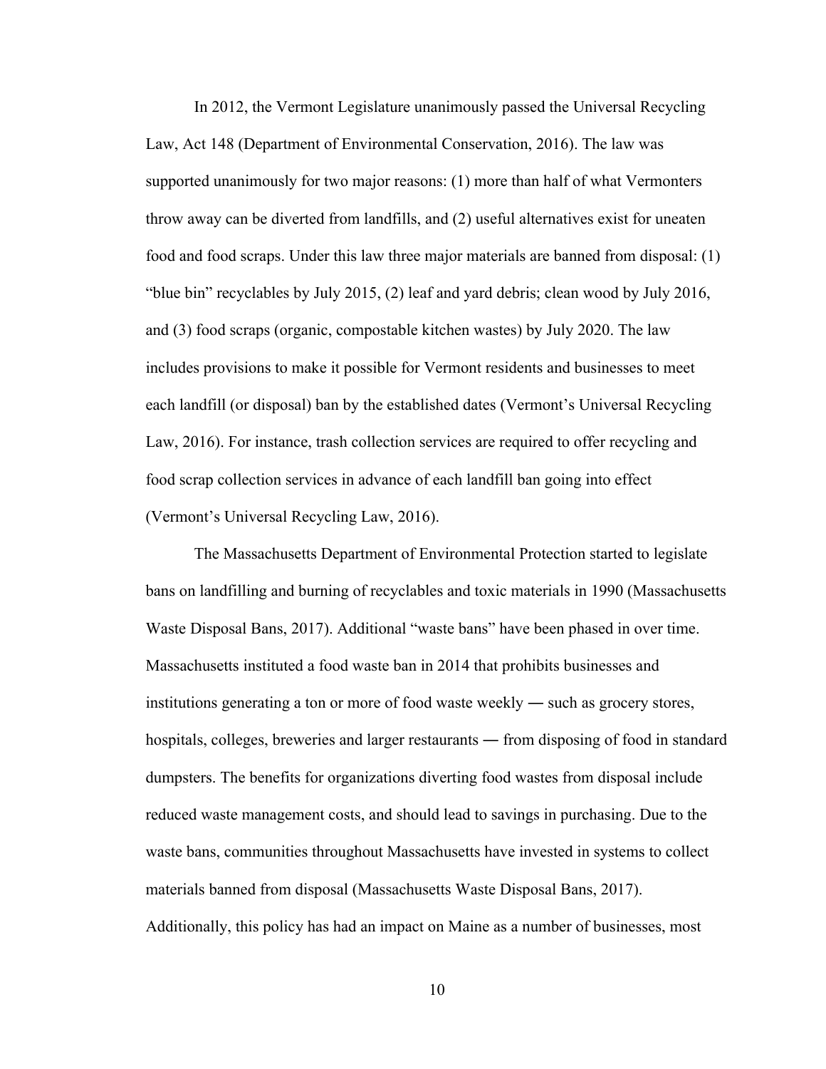In 2012, the Vermont Legislature unanimously passed the Universal Recycling Law, Act 148 (Department of Environmental Conservation, 2016). The law was supported unanimously for two major reasons: (1) more than half of what Vermonters throw away can be diverted from landfills, and (2) useful alternatives exist for uneaten food and food scraps. Under this law three major materials are banned from disposal: (1) "blue bin" recyclables by July 2015, (2) leaf and yard debris; clean wood by July 2016, and (3) food scraps (organic, compostable kitchen wastes) by July 2020. The law includes provisions to make it possible for Vermont residents and businesses to meet each landfill (or disposal) ban by the established dates (Vermont's Universal Recycling Law, 2016). For instance, trash collection services are required to offer recycling and food scrap collection services in advance of each landfill ban going into effect (Vermont's Universal Recycling Law, 2016).

The Massachusetts Department of Environmental Protection started to legislate bans on landfilling and burning of recyclables and toxic materials in 1990 (Massachusetts Waste Disposal Bans, 2017). Additional "waste bans" have been phased in over time. Massachusetts instituted a food waste ban in 2014 that prohibits businesses and institutions generating a ton or more of food waste weekly ― such as grocery stores, hospitals, colleges, breweries and larger restaurants ― from disposing of food in standard dumpsters. The benefits for organizations diverting food wastes from disposal include reduced waste management costs, and should lead to savings in purchasing. Due to the waste bans, communities throughout Massachusetts have invested in systems to collect materials banned from disposal (Massachusetts Waste Disposal Bans, 2017). Additionally, this policy has had an impact on Maine as a number of businesses, most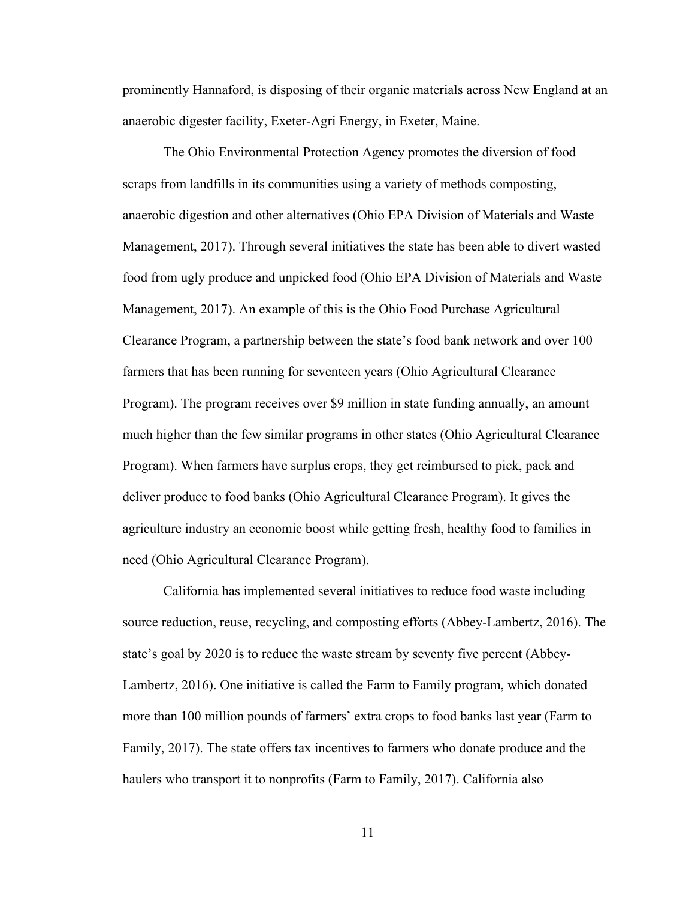prominently Hannaford, is disposing of their organic materials across New England at an anaerobic digester facility, Exeter-Agri Energy, in Exeter, Maine.

The Ohio Environmental Protection Agency promotes the diversion of food scraps from landfills in its communities using a variety of methods composting, anaerobic digestion and other alternatives (Ohio EPA Division of Materials and Waste Management, 2017). Through several initiatives the state has been able to divert wasted food from ugly produce and unpicked food (Ohio EPA Division of Materials and Waste Management, 2017). An example of this is the Ohio Food Purchase Agricultural Clearance Program, a partnership between the state's food bank network and over 100 farmers that has been running for seventeen years (Ohio Agricultural Clearance Program). The program receives over $9 million in state funding annually, an amount much higher than the few similar programs in other states (Ohio Agricultural Clearance Program). When farmers have surplus crops, they get reimbursed to pick, pack and deliver produce to food banks (Ohio Agricultural Clearance Program). It gives the agriculture industry an economic boost while getting fresh, healthy food to families in need (Ohio Agricultural Clearance Program).

California has implemented several initiatives to reduce food waste including source reduction, reuse, recycling, and composting efforts (Abbey-Lambertz, 2016). The state's goal by 2020 is to reduce the waste stream by seventy five percent (Abbey-Lambertz, 2016). One initiative is called the Farm to Family program, which donated more than 100 million pounds of farmers' extra crops to food banks last year (Farm to Family, 2017). The state offers tax incentives to farmers who donate produce and the haulers who transport it to nonprofits (Farm to Family, 2017). California also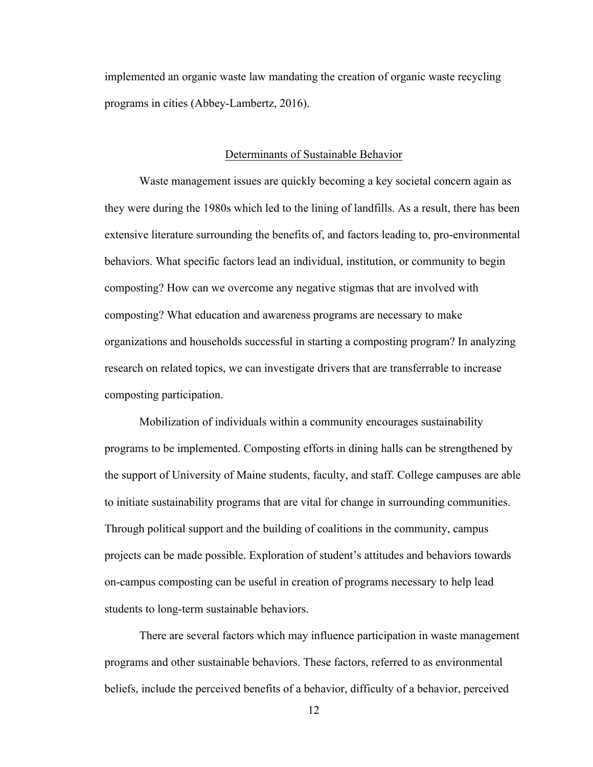implemented an organic waste law mandating the creation of organic waste recycling programs in cities (Abbey-Lambertz, 2016).

## Determinants of Sustainable Behavior

Waste management issues are quickly becoming a key societal concern again as they were during the 1980s which led to the lining of landfills. As a result, there has been extensive literature surrounding the benefits of, and factors leading to, pro-environmental behaviors. What specific factors lead an individual, institution, or community to begin composting? How can we overcome any negative stigmas that are involved with composting? What education and awareness programs are necessary to make organizations and households successful in starting a composting program? In analyzing research on related topics, we can investigate drivers that are transferrable to increase composting participation.

Mobilization of individuals within a community encourages sustainability programs to be implemented. Composting efforts in dining halls can be strengthened by the support of University of Maine students, faculty, and staff. College campuses are able to initiate sustainability programs that are vital for change in surrounding communities. Through political support and the building of coalitions in the community, campus projects can be made possible. Exploration of student's attitudes and behaviors towards on-campus composting can be useful in creation of programs necessary to help lead students to long-term sustainable behaviors.

There are several factors which may influence participation in waste management programs and other sustainable behaviors. These factors, referred to as environmental beliefs, include the perceived benefits of a behavior, difficulty of a behavior, perceived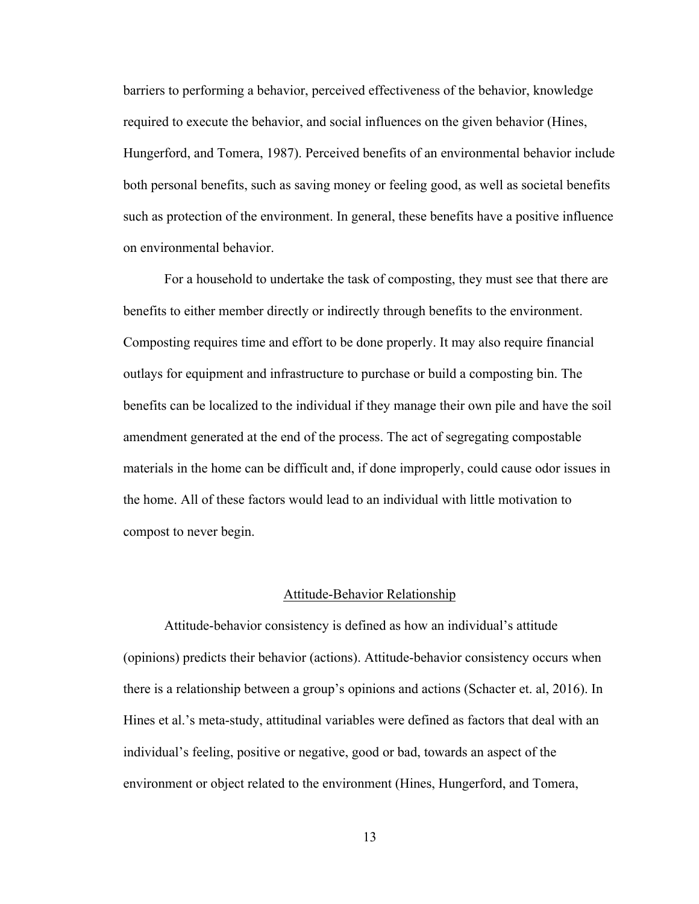barriers to performing a behavior, perceived effectiveness of the behavior, knowledge required to execute the behavior, and social influences on the given behavior (Hines, Hungerford, and Tomera, 1987). Perceived benefits of an environmental behavior include both personal benefits, such as saving money or feeling good, as well as societal benefits such as protection of the environment. In general, these benefits have a positive influence on environmental behavior.

For a household to undertake the task of composting, they must see that there are benefits to either member directly or indirectly through benefits to the environment. Composting requires time and effort to be done properly. It may also require financial outlays for equipment and infrastructure to purchase or build a composting bin. The benefits can be localized to the individual if they manage their own pile and have the soil amendment generated at the end of the process. The act of segregating compostable materials in the home can be difficult and, if done improperly, could cause odor issues in the home. All of these factors would lead to an individual with little motivation to compost to never begin.

## Attitude-Behavior Relationship

Attitude-behavior consistency is defined as how an individual's attitude (opinions) predicts their behavior (actions). Attitude-behavior consistency occurs when there is a relationship between a group's opinions and actions (Schacter et. al, 2016). In Hines et al.'s meta-study, attitudinal variables were defined as factors that deal with an individual's feeling, positive or negative, good or bad, towards an aspect of the environment or object related to the environment (Hines, Hungerford, and Tomera,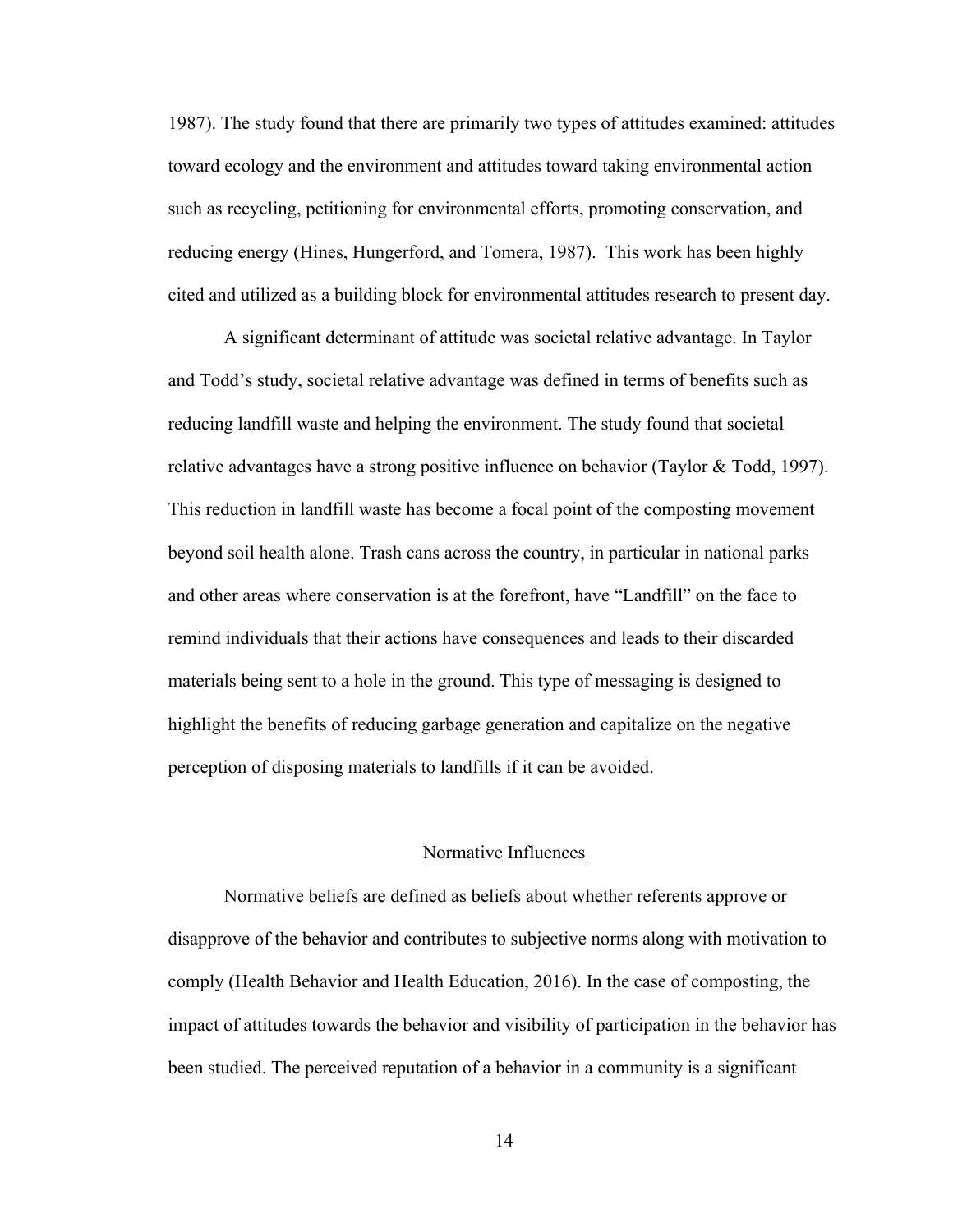1987). The study found that there are primarily two types of attitudes examined: attitudes toward ecology and the environment and attitudes toward taking environmental action such as recycling, petitioning for environmental efforts, promoting conservation, and reducing energy (Hines, Hungerford, and Tomera, 1987). This work has been highly cited and utilized as a building block for environmental attitudes research to present day.

A significant determinant of attitude was societal relative advantage. In Taylor and Todd's study, societal relative advantage was defined in terms of benefits such as reducing landfill waste and helping the environment. The study found that societal relative advantages have a strong positive influence on behavior (Taylor & Todd, 1997). This reduction in landfill waste has become a focal point of the composting movement beyond soil health alone. Trash cans across the country, in particular in national parks and other areas where conservation is at the forefront, have "Landfill" on the face to remind individuals that their actions have consequences and leads to their discarded materials being sent to a hole in the ground. This type of messaging is designed to highlight the benefits of reducing garbage generation and capitalize on the negative perception of disposing materials to landfills if it can be avoided.

## Normative Influences

Normative beliefs are defined as beliefs about whether referents approve or disapprove of the behavior and contributes to subjective norms along with motivation to comply (Health Behavior and Health Education, 2016). In the case of composting, the impact of attitudes towards the behavior and visibility of participation in the behavior has been studied. The perceived reputation of a behavior in a community is a significant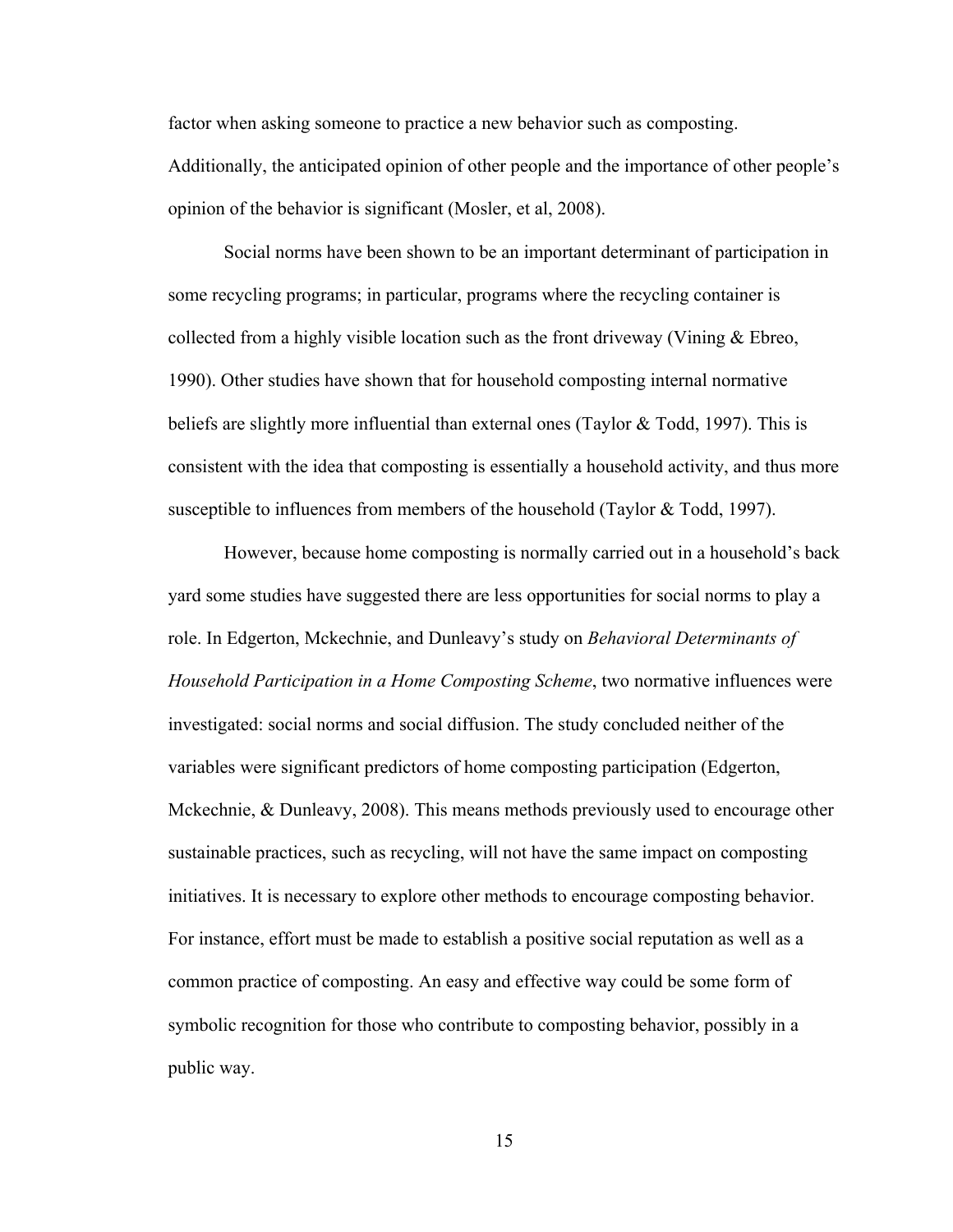factor when asking someone to practice a new behavior such as composting. Additionally, the anticipated opinion of other people and the importance of other people's opinion of the behavior is significant (Mosler, et al, 2008).

Social norms have been shown to be an important determinant of participation in some recycling programs; in particular, programs where the recycling container is collected from a highly visible location such as the front driveway (Vining & Ebreo, 1990). Other studies have shown that for household composting internal normative beliefs are slightly more influential than external ones (Taylor & Todd, 1997). This is consistent with the idea that composting is essentially a household activity, and thus more susceptible to influences from members of the household (Taylor & Todd, 1997).

However, because home composting is normally carried out in a household's back yard some studies have suggested there are less opportunities for social norms to play a role. In Edgerton, Mckechnie, and Dunleavy's study on *Behavioral Determinants of Household Participation in a Home Composting Scheme*, two normative influences were investigated: social norms and social diffusion. The study concluded neither of the variables were significant predictors of home composting participation (Edgerton, Mckechnie, & Dunleavy, 2008). This means methods previously used to encourage other sustainable practices, such as recycling, will not have the same impact on composting initiatives. It is necessary to explore other methods to encourage composting behavior. For instance, effort must be made to establish a positive social reputation as well as a common practice of composting. An easy and effective way could be some form of symbolic recognition for those who contribute to composting behavior, possibly in a public way.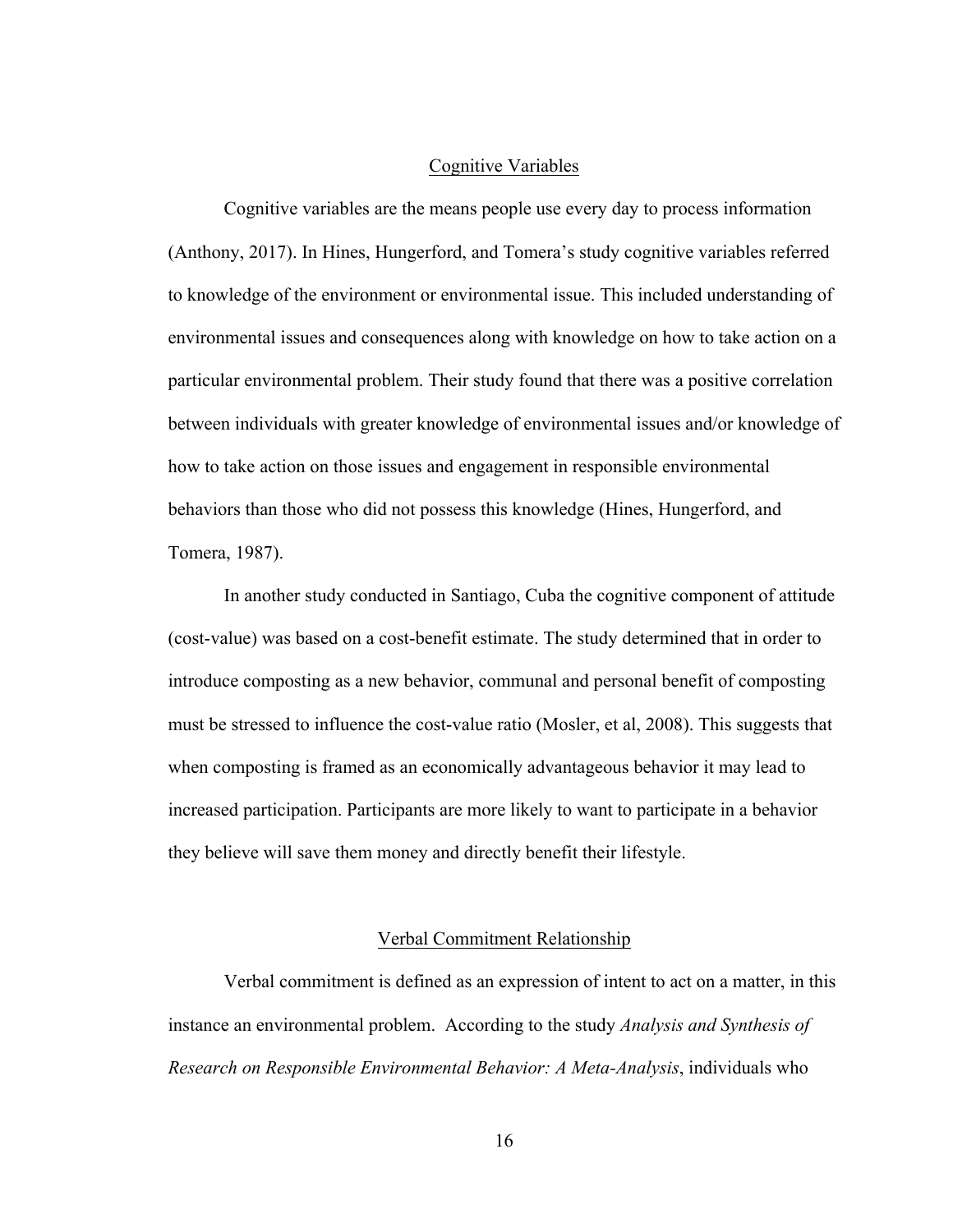## Cognitive Variables

Cognitive variables are the means people use every day to process information (Anthony, 2017). In Hines, Hungerford, and Tomera's study cognitive variables referred to knowledge of the environment or environmental issue. This included understanding of environmental issues and consequences along with knowledge on how to take action on a particular environmental problem. Their study found that there was a positive correlation between individuals with greater knowledge of environmental issues and/or knowledge of how to take action on those issues and engagement in responsible environmental behaviors than those who did not possess this knowledge (Hines, Hungerford, and Tomera, 1987).

In another study conducted in Santiago, Cuba the cognitive component of attitude (cost-value) was based on a cost-benefit estimate. The study determined that in order to introduce composting as a new behavior, communal and personal benefit of composting must be stressed to influence the cost-value ratio (Mosler, et al, 2008). This suggests that when composting is framed as an economically advantageous behavior it may lead to increased participation. Participants are more likely to want to participate in a behavior they believe will save them money and directly benefit their lifestyle.

## Verbal Commitment Relationship

Verbal commitment is defined as an expression of intent to act on a matter, in this instance an environmental problem. According to the study *Analysis and Synthesis of Research on Responsible Environmental Behavior: A Meta-Analysis*, individuals who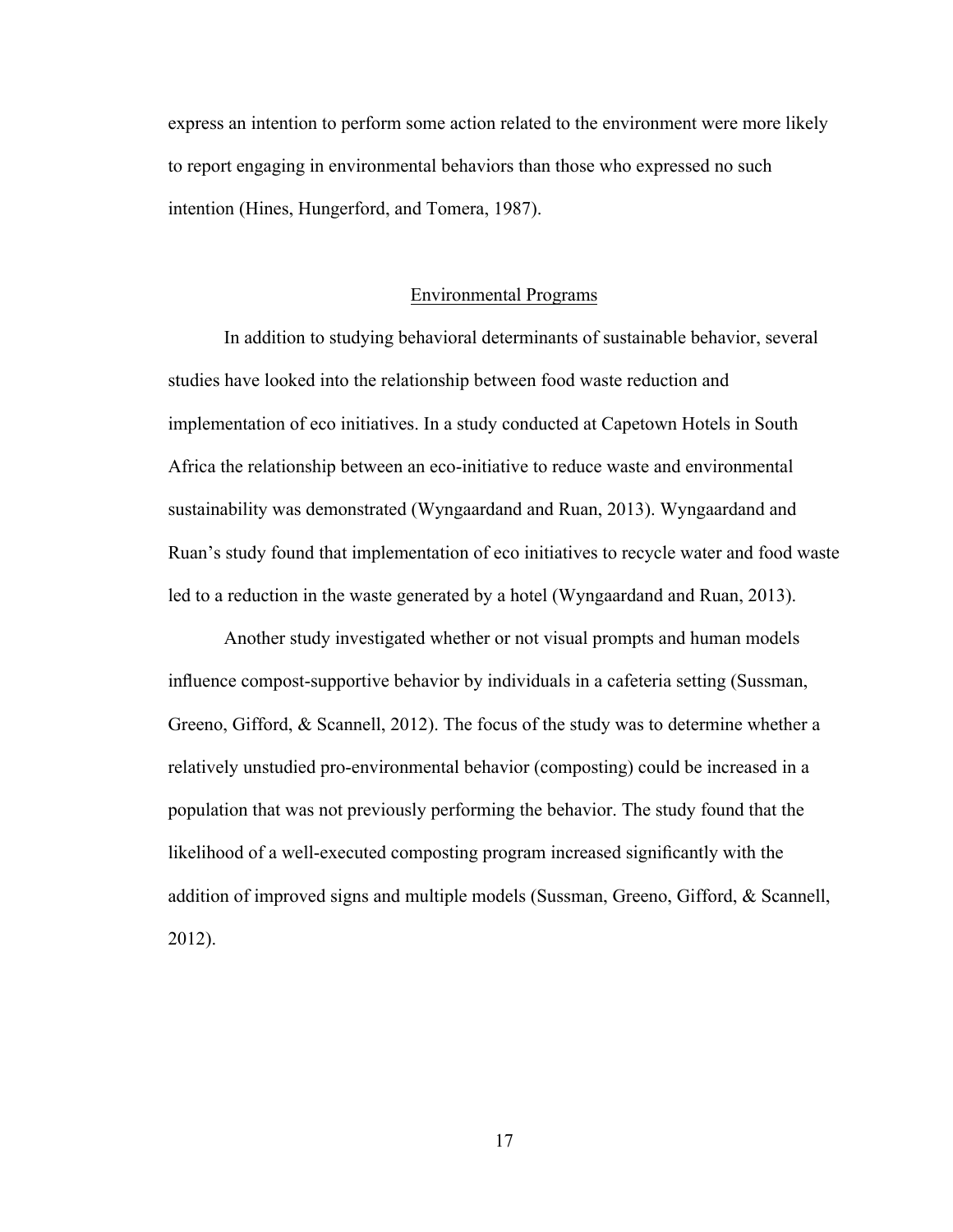express an intention to perform some action related to the environment were more likely to report engaging in environmental behaviors than those who expressed no such intention (Hines, Hungerford, and Tomera, 1987).

## Environmental Programs

In addition to studying behavioral determinants of sustainable behavior, several studies have looked into the relationship between food waste reduction and implementation of eco initiatives. In a study conducted at Capetown Hotels in South Africa the relationship between an eco-initiative to reduce waste and environmental sustainability was demonstrated (Wyngaardand and Ruan, 2013). Wyngaardand and Ruan's study found that implementation of eco initiatives to recycle water and food waste led to a reduction in the waste generated by a hotel (Wyngaardand and Ruan, 2013).

Another study investigated whether or not visual prompts and human models influence compost-supportive behavior by individuals in a cafeteria setting (Sussman, Greeno, Gifford, & Scannell, 2012). The focus of the study was to determine whether a relatively unstudied pro-environmental behavior (composting) could be increased in a population that was not previously performing the behavior. The study found that the likelihood of a well-executed composting program increased significantly with the addition of improved signs and multiple models (Sussman, Greeno, Gifford, & Scannell, 2012).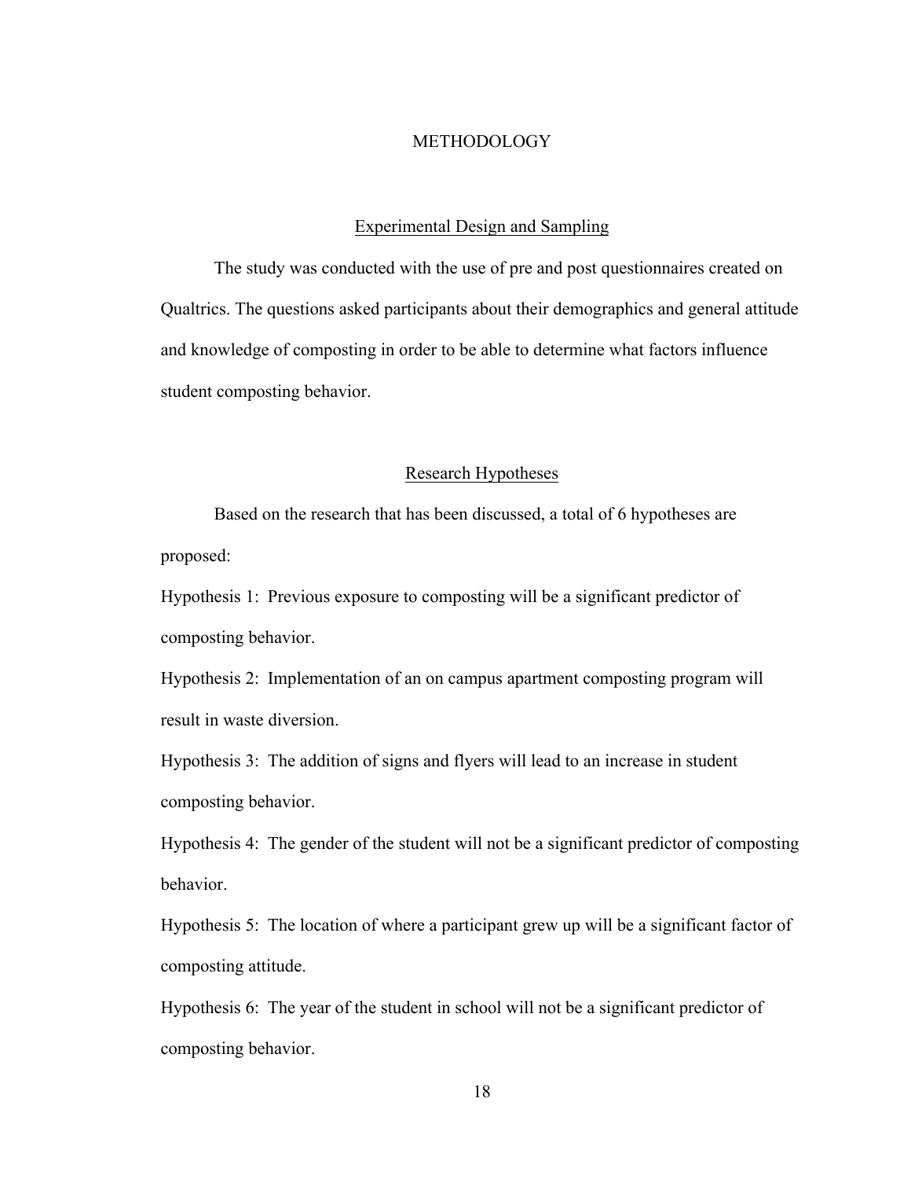# METHODOLOGY

## Experimental Design and Sampling

The study was conducted with the use of pre and post questionnaires created on Qualtrics. The questions asked participants about their demographics and general attitude and knowledge of composting in order to be able to determine what factors influence student composting behavior.

## Research Hypotheses

Based on the research that has been discussed, a total of 6 hypotheses are proposed:

Hypothesis 1: Previous exposure to composting will be a significant predictor of composting behavior.

Hypothesis 2: Implementation of an on campus apartment composting program will result in waste diversion.

Hypothesis 3: The addition of signs and flyers will lead to an increase in student composting behavior.

Hypothesis 4: The gender of the student will not be a significant predictor of composting behavior.

Hypothesis 5: The location of where a participant grew up will be a significant factor of composting attitude.

Hypothesis 6: The year of the student in school will not be a significant predictor of composting behavior.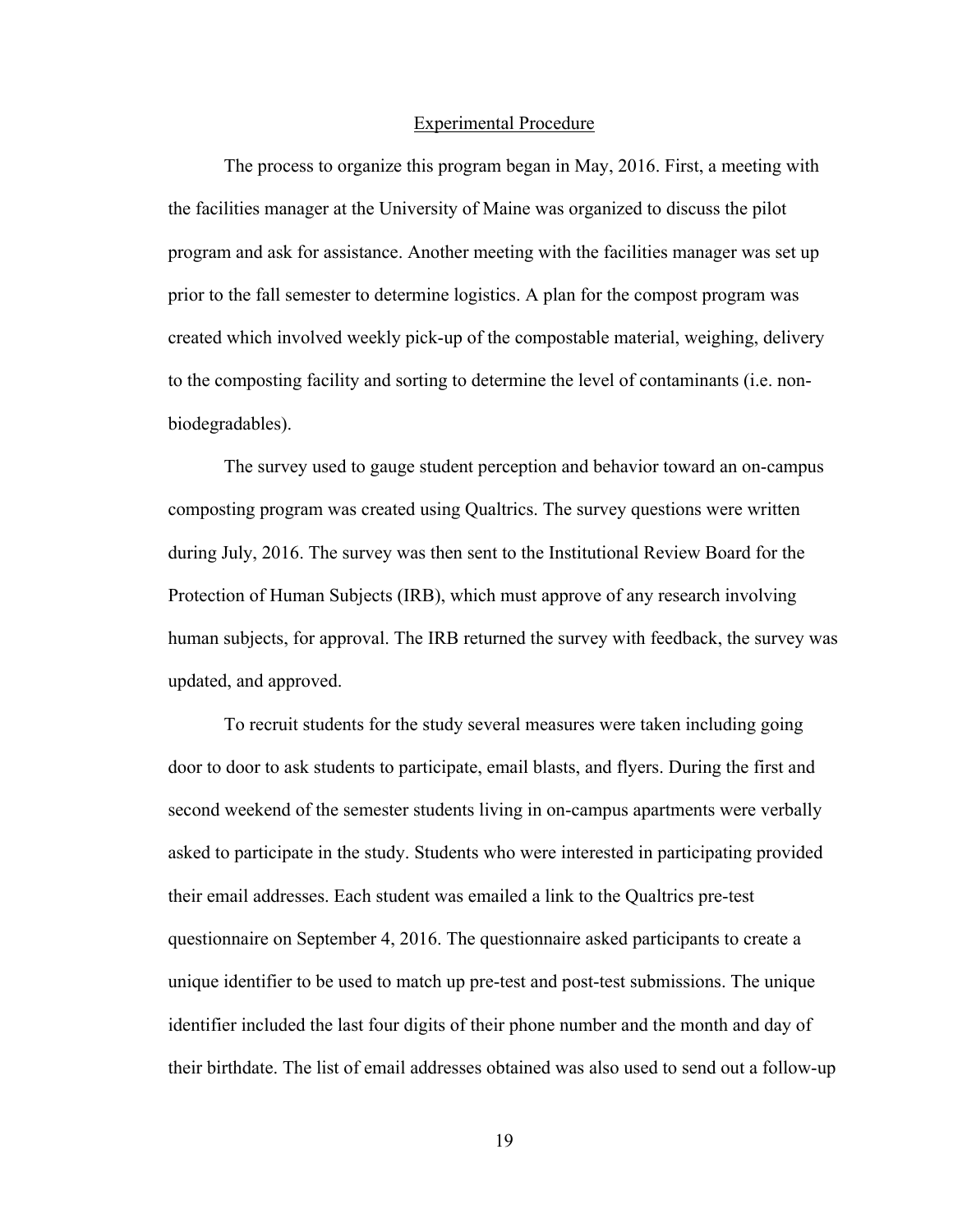## Experimental Procedure

The process to organize this program began in May, 2016. First, a meeting with the facilities manager at the University of Maine was organized to discuss the pilot program and ask for assistance. Another meeting with the facilities manager was set up prior to the fall semester to determine logistics. A plan for the compost program was created which involved weekly pick-up of the compostable material, weighing, delivery to the composting facility and sorting to determine the level of contaminants (i.e. non-biodegradables).

The survey used to gauge student perception and behavior toward an on-campus composting program was created using Qualtrics. The survey questions were written during July, 2016. The survey was then sent to the Institutional Review Board for the Protection of Human Subjects (IRB), which must approve of any research involving human subjects, for approval. The IRB returned the survey with feedback, the survey was updated, and approved.

To recruit students for the study several measures were taken including going door to door to ask students to participate, email blasts, and flyers. During the first and second weekend of the semester students living in on-campus apartments were verbally asked to participate in the study. Students who were interested in participating provided their email addresses. Each student was emailed a link to the Qualtrics pre-test questionnaire on September 4, 2016. The questionnaire asked participants to create a unique identifier to be used to match up pre-test and post-test submissions. The unique identifier included the last four digits of their phone number and the month and day of their birthdate. The list of email addresses obtained was also used to send out a follow-up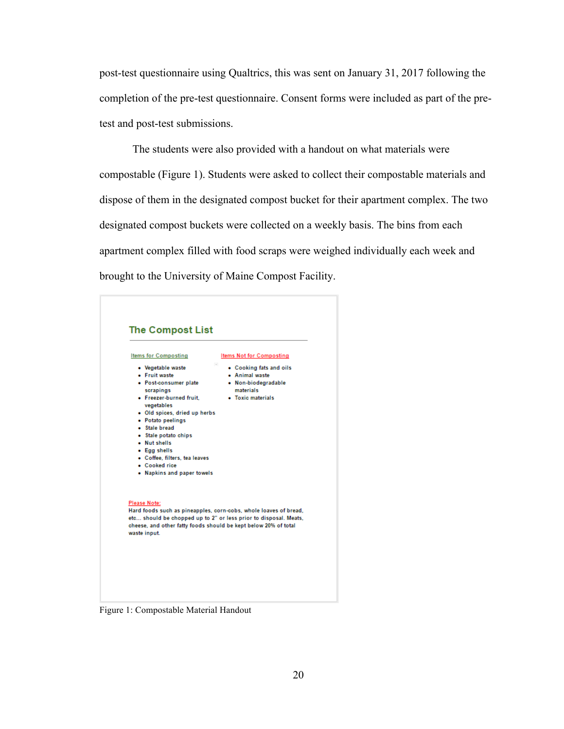post-test questionnaire using Qualtrics, this was sent on January 31, 2017 following the completion of the pre-test questionnaire. Consent forms were included as part of the pre-test and post-test submissions.

The students were also provided with a handout on what materials were compostable (Figure 1). Students were asked to collect their compostable materials and dispose of them in the designated compost bucket for their apartment complex. The two designated compost buckets were collected on a weekly basis. The bins from each apartment complex filled with food scraps were weighed individually each week and brought to the University of Maine Compost Facility.

## The Compost List

Items for Composting

- Vegetable waste
- Fruit waste
- Post-consumer plate scrapings
- Freezer-burned fruit, vegetables
- Old spices, dried up herbs
- Potato peelings
- Stale bread
- Stale potato chips
- Nut shells
- Egg shells
- Coffee, filters, tea leaves
- Cooked rice
- Napkins and paper towels

Items Not for Composting

- Cooking fats and oils
- Animal waste
- Non-biodegradable materials
- Toxic materials

Please Note:
Hard foods such as pineapples, corn-cobs, whole loaves of bread, etc... should be chopped up to 2" or less prior to disposal. Meats, cheese, and other fatty foods should be kept below 20% of total waste input.

Figure 1: Compostable Material Handout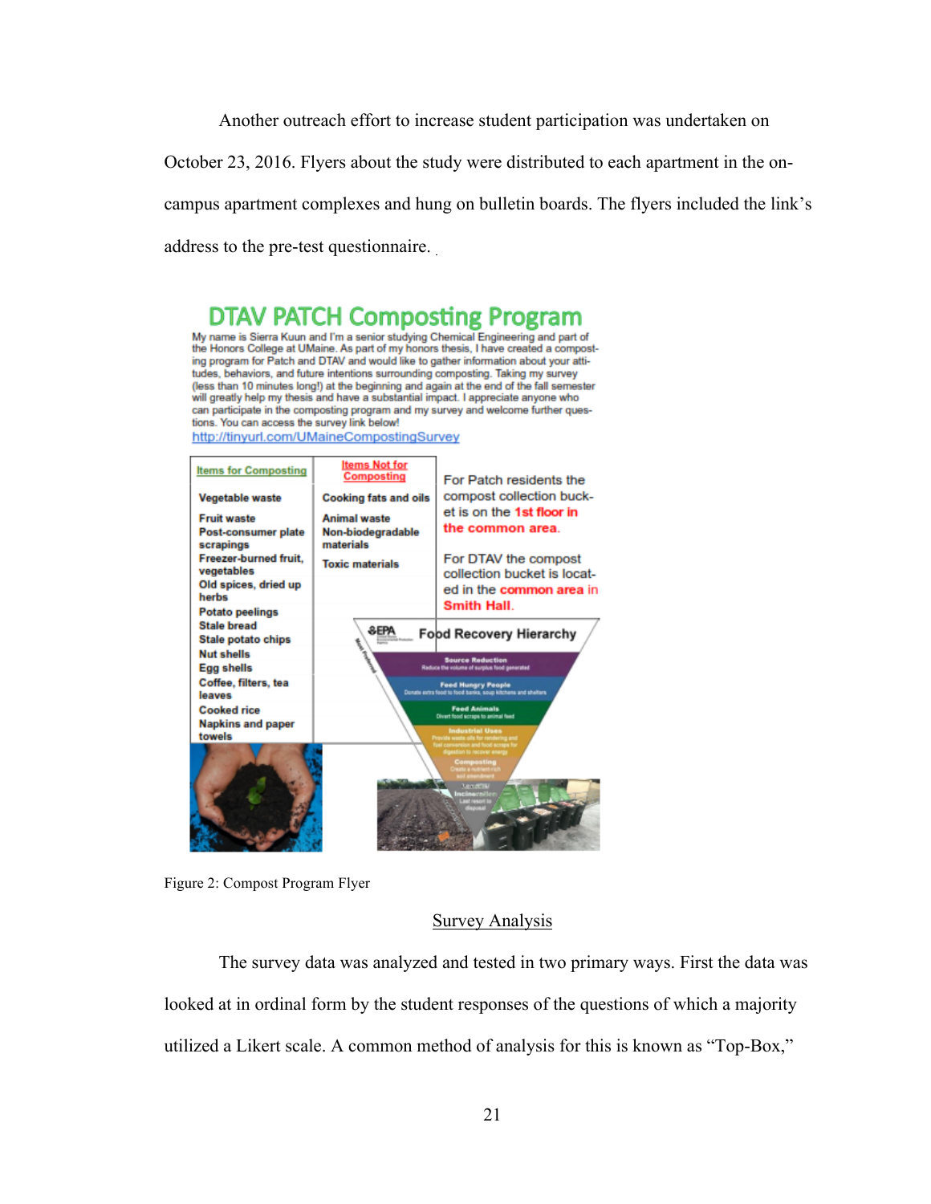Another outreach effort to increase student participation was undertaken on October 23, 2016. Flyers about the study were distributed to each apartment in the on-campus apartment complexes and hung on bulletin boards. The flyers included the link's address to the pre-test questionnaire.

**DTAV PATCH Composting Program**

My name is Sierra Kuun and I'm a senior studying Chemical Engineering and part of the Honors College at UMaine. As part of my honors thesis, I have created a composting program for Patch and DTAV and would like to gather information about your attitudes, behaviors, and future intentions surrounding composting. Taking my survey (less than 10 minutes long!) at the beginning and again at the end of the fall semester will greatly help my thesis and have a substantial impact. I appreciate anyone who can participate in the composting program and my survey and welcome further questions. You can access the survey link below!
http://tinyurl.com/UMaineCompostingSurvey

| Items for Composting | Items Not for Composting |
|---|---|
| Vegetable waste | Cooking fats and oils |
| Fruit waste | Animal waste |
| Post-consumer plate scrapings | Non-biodegradable materials |
| Freezer-burned fruit, vegetables | Toxic materials |
| Old spices, dried up herbs | |
| Potato peelings | |
| Stale bread | |
| Stale potato chips | |
| Nut shells | |
| Egg shells | |
| Coffee, filters, tea leaves | |
| Cooked rice | |
| Napkins and paper towels | |

For Patch residents the compost collection bucket is on the 1st floor in the common area.

For DTAV the compost collection bucket is located in the common area in Smith Hall.

EPA Food Recovery Hierarchy: Source Reduction; Feed Hungry People; Feed Animals; Industrial Uses; Composting; Landfill/Incineration

Figure 2: Compost Program Flyer

## Survey Analysis

The survey data was analyzed and tested in two primary ways. First the data was looked at in ordinal form by the student responses of the questions of which a majority utilized a Likert scale. A common method of analysis for this is known as "Top-Box,"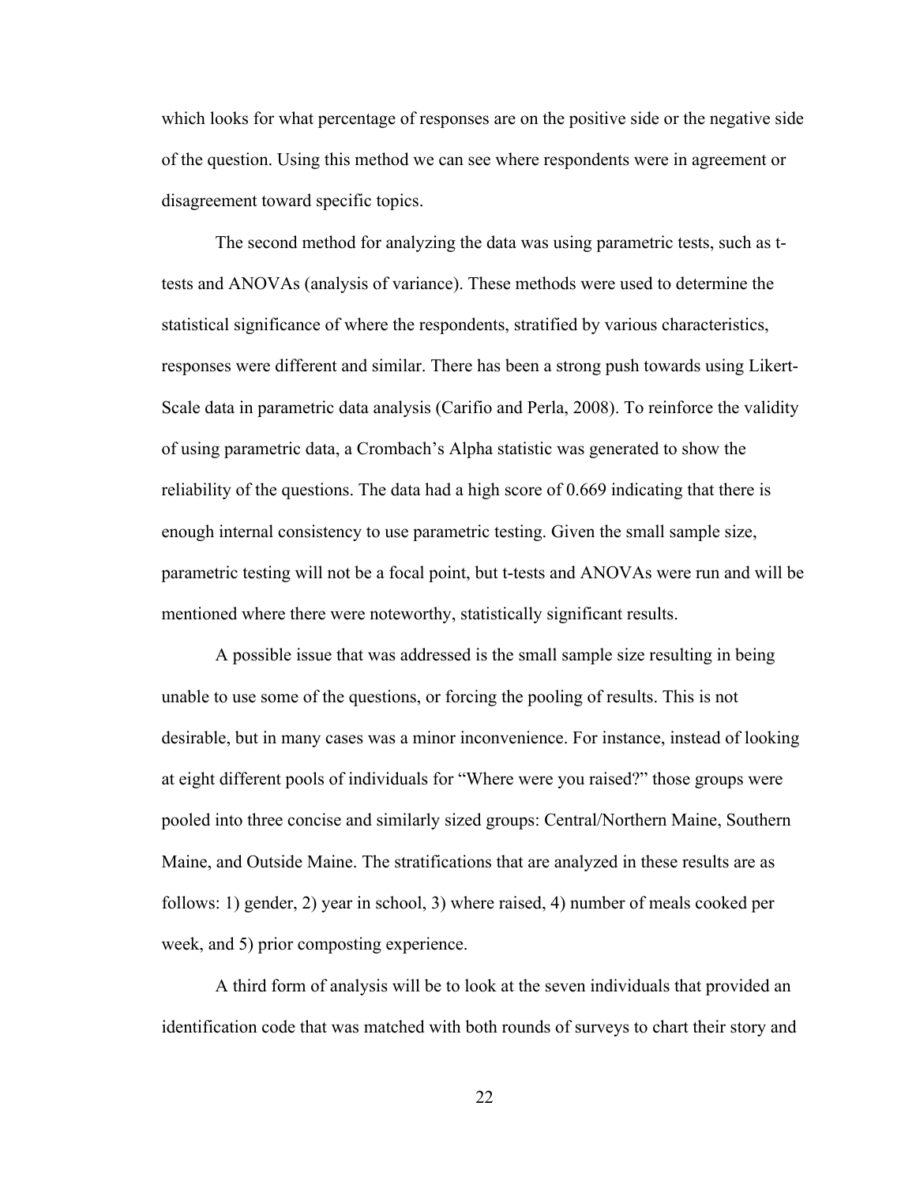which looks for what percentage of responses are on the positive side or the negative side of the question. Using this method we can see where respondents were in agreement or disagreement toward specific topics.

The second method for analyzing the data was using parametric tests, such as t-tests and ANOVAs (analysis of variance). These methods were used to determine the statistical significance of where the respondents, stratified by various characteristics, responses were different and similar. There has been a strong push towards using Likert-Scale data in parametric data analysis (Carifio and Perla, 2008). To reinforce the validity of using parametric data, a Crombach's Alpha statistic was generated to show the reliability of the questions. The data had a high score of 0.669 indicating that there is enough internal consistency to use parametric testing. Given the small sample size, parametric testing will not be a focal point, but t-tests and ANOVAs were run and will be mentioned where there were noteworthy, statistically significant results.

A possible issue that was addressed is the small sample size resulting in being unable to use some of the questions, or forcing the pooling of results. This is not desirable, but in many cases was a minor inconvenience. For instance, instead of looking at eight different pools of individuals for "Where were you raised?" those groups were pooled into three concise and similarly sized groups: Central/Northern Maine, Southern Maine, and Outside Maine. The stratifications that are analyzed in these results are as follows: 1) gender, 2) year in school, 3) where raised, 4) number of meals cooked per week, and 5) prior composting experience.

A third form of analysis will be to look at the seven individuals that provided an identification code that was matched with both rounds of surveys to chart their story and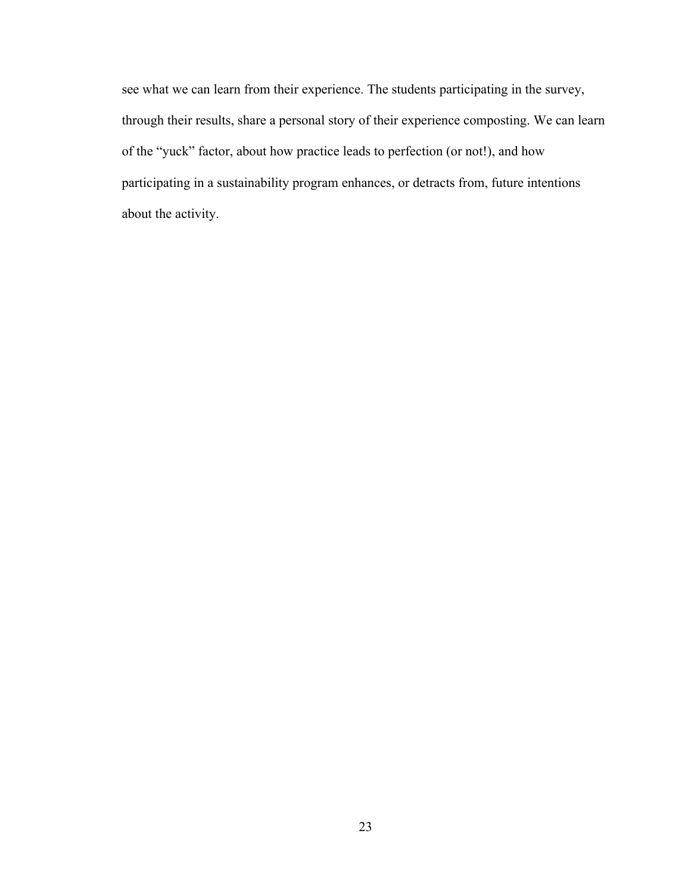see what we can learn from their experience. The students participating in the survey, through their results, share a personal story of their experience composting. We can learn of the "yuck" factor, about how practice leads to perfection (or not!), and how participating in a sustainability program enhances, or detracts from, future intentions about the activity.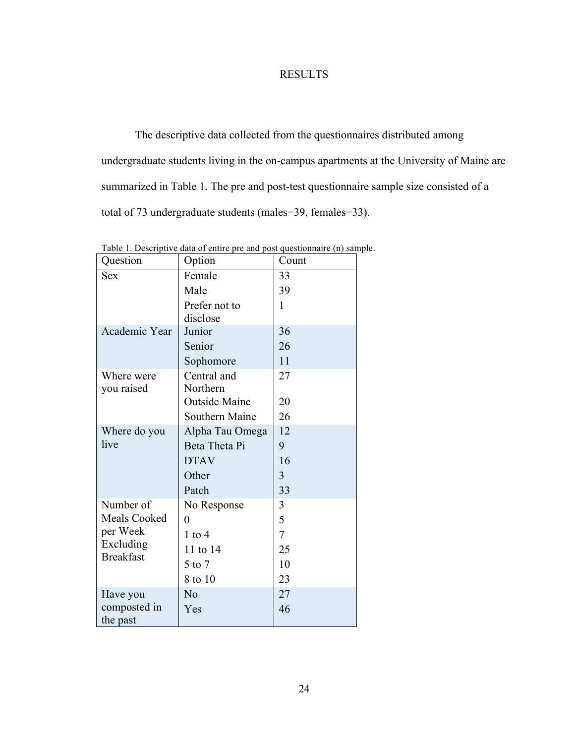# RESULTS

The descriptive data collected from the questionnaires distributed among undergraduate students living in the on-campus apartments at the University of Maine are summarized in Table 1. The pre and post-test questionnaire sample size consisted of a total of 73 undergraduate students (males=39, females=33).

Table 1. Descriptive data of entire pre and post questionnaire (n) sample.

| Question | Option | Count |
|---|---|---|
| Sex | Female | 33 |
| | Male | 39 |
| | Prefer not to disclose | 1 |
| Academic Year | Junior | 36 |
| | Senior | 26 |
| | Sophomore | 11 |
| Where were you raised | Central and Northern | 27 |
| | Outside Maine | 20 |
| | Southern Maine | 26 |
| Where do you live | Alpha Tau Omega | 12 |
| | Beta Theta Pi | 9 |
| | DTAV | 16 |
| | Other | 3 |
| | Patch | 33 |
| Number of Meals Cooked per Week Excluding Breakfast | No Response | 3 |
| | 0 | 5 |
| | 1 to 4 | 7 |
| | 11 to 14 | 25 |
| | 5 to 7 | 10 |
| | 8 to 10 | 23 |
| Have you composted in the past | No | 27 |
| | Yes | 46 |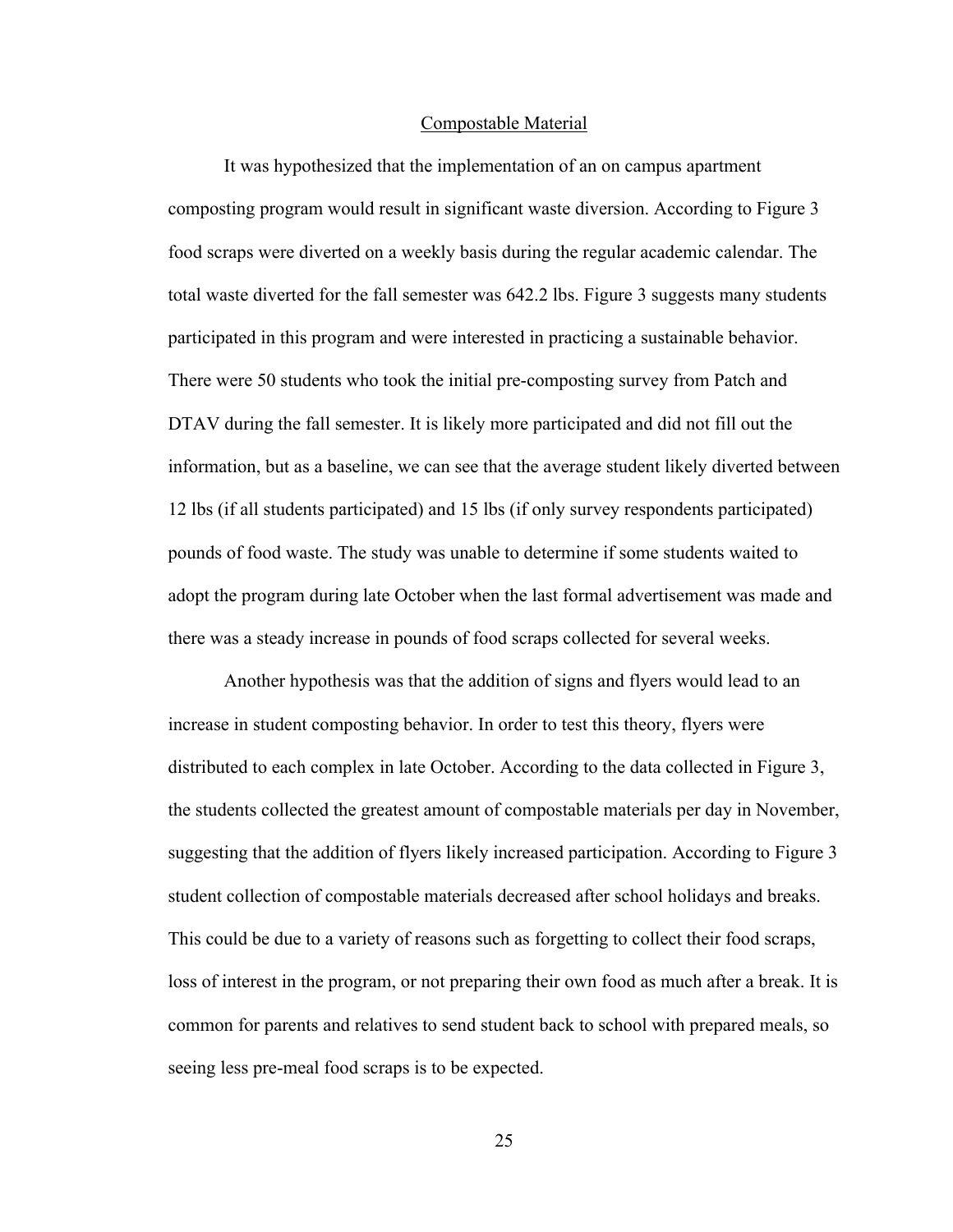## Compostable Material

It was hypothesized that the implementation of an on campus apartment composting program would result in significant waste diversion. According to Figure 3 food scraps were diverted on a weekly basis during the regular academic calendar. The total waste diverted for the fall semester was 642.2 lbs. Figure 3 suggests many students participated in this program and were interested in practicing a sustainable behavior. There were 50 students who took the initial pre-composting survey from Patch and DTAV during the fall semester. It is likely more participated and did not fill out the information, but as a baseline, we can see that the average student likely diverted between 12 lbs (if all students participated) and 15 lbs (if only survey respondents participated) pounds of food waste. The study was unable to determine if some students waited to adopt the program during late October when the last formal advertisement was made and there was a steady increase in pounds of food scraps collected for several weeks.

Another hypothesis was that the addition of signs and flyers would lead to an increase in student composting behavior. In order to test this theory, flyers were distributed to each complex in late October. According to the data collected in Figure 3, the students collected the greatest amount of compostable materials per day in November, suggesting that the addition of flyers likely increased participation. According to Figure 3 student collection of compostable materials decreased after school holidays and breaks. This could be due to a variety of reasons such as forgetting to collect their food scraps, loss of interest in the program, or not preparing their own food as much after a break. It is common for parents and relatives to send student back to school with prepared meals, so seeing less pre-meal food scraps is to be expected.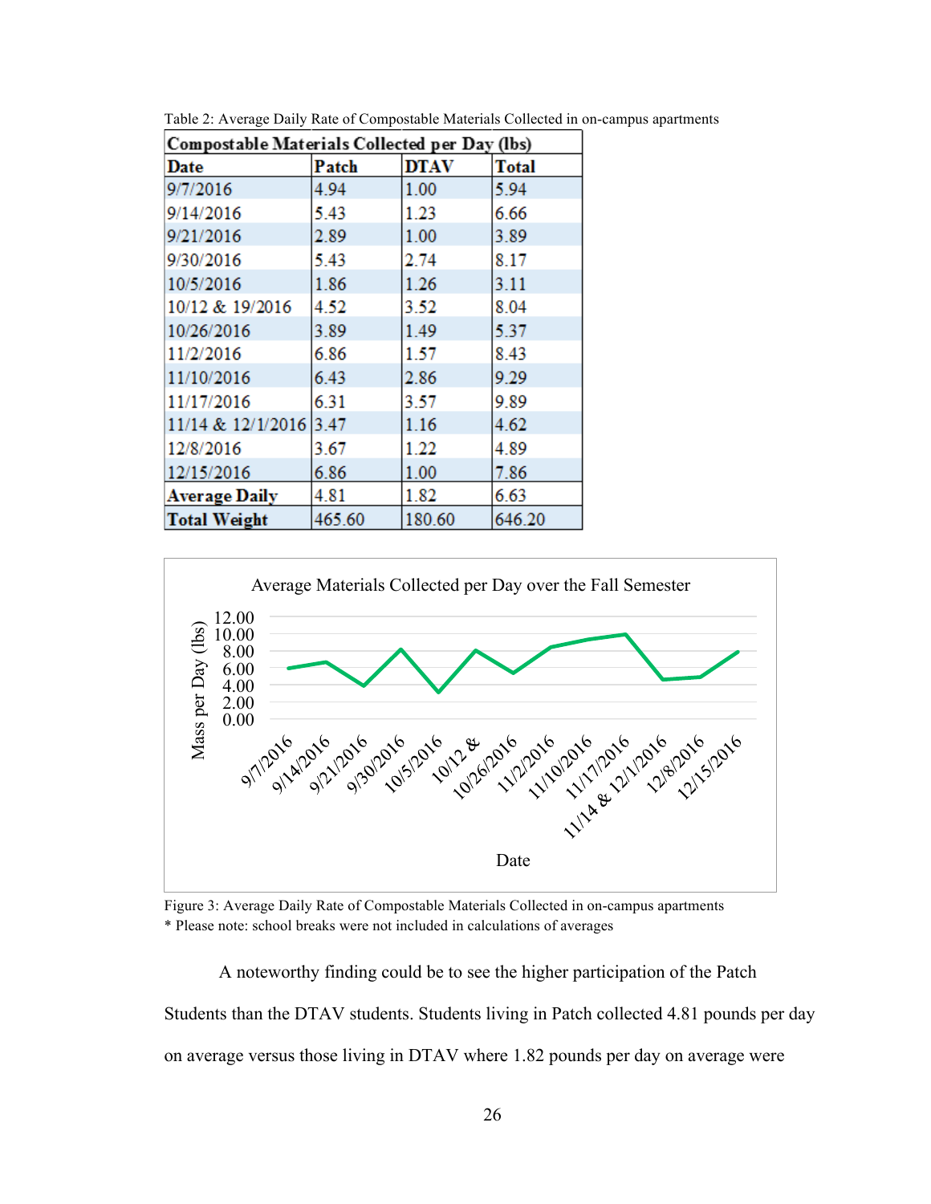Table 2: Average Daily Rate of Compostable Materials Collected in on-campus apartments

| Compostable Materials Collected per Day (lbs) | | | |
|---|---|---|---|
| **Date** | **Patch** | **DTAV** | **Total** |
| 9/7/2016 | 4.94 | 1.00 | 5.94 |
| 9/14/2016 | 5.43 | 1.23 | 6.66 |
| 9/21/2016 | 2.89 | 1.00 | 3.89 |
| 9/30/2016 | 5.43 | 2.74 | 8.17 |
| 10/5/2016 | 1.86 | 1.26 | 3.11 |
| 10/12 & 19/2016 | 4.52 | 3.52 | 8.04 |
| 10/26/2016 | 3.89 | 1.49 | 5.37 |
| 11/2/2016 | 6.86 | 1.57 | 8.43 |
| 11/10/2016 | 6.43 | 2.86 | 9.29 |
| 11/17/2016 | 6.31 | 3.57 | 9.89 |
| 11/14 & 12/1/2016 | 3.47 | 1.16 | 4.62 |
| 12/8/2016 | 3.67 | 1.22 | 4.89 |
| 12/15/2016 | 6.86 | 1.00 | 7.86 |
| **Average Daily** | 4.81 | 1.82 | 6.63 |
| **Total Weight** | 465.60 | 180.60 | 646.20 |

Figure 3: Average Daily Rate of Compostable Materials Collected in on-campus apartments
* Please note: school breaks were not included in calculations of averages

A noteworthy finding could be to see the higher participation of the Patch Students than the DTAV students. Students living in Patch collected 4.81 pounds per day on average versus those living in DTAV where 1.82 pounds per day on average were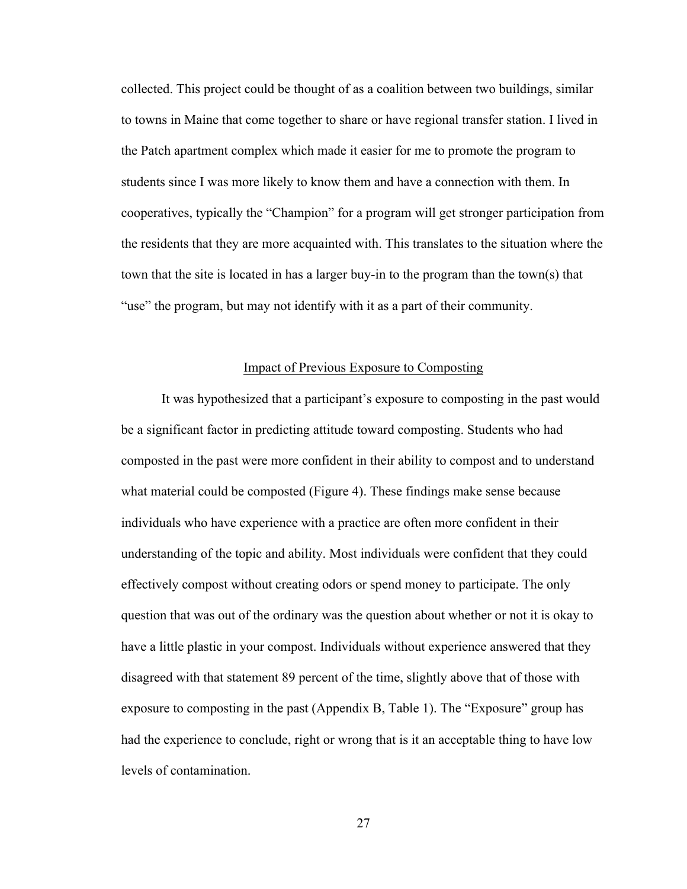collected. This project could be thought of as a coalition between two buildings, similar to towns in Maine that come together to share or have regional transfer station. I lived in the Patch apartment complex which made it easier for me to promote the program to students since I was more likely to know them and have a connection with them. In cooperatives, typically the "Champion" for a program will get stronger participation from the residents that they are more acquainted with. This translates to the situation where the town that the site is located in has a larger buy-in to the program than the town(s) that "use" the program, but may not identify with it as a part of their community.

## Impact of Previous Exposure to Composting

It was hypothesized that a participant's exposure to composting in the past would be a significant factor in predicting attitude toward composting. Students who had composted in the past were more confident in their ability to compost and to understand what material could be composted (Figure 4). These findings make sense because individuals who have experience with a practice are often more confident in their understanding of the topic and ability. Most individuals were confident that they could effectively compost without creating odors or spend money to participate. The only question that was out of the ordinary was the question about whether or not it is okay to have a little plastic in your compost. Individuals without experience answered that they disagreed with that statement 89 percent of the time, slightly above that of those with exposure to composting in the past (Appendix B, Table 1). The "Exposure" group has had the experience to conclude, right or wrong that is it an acceptable thing to have low levels of contamination.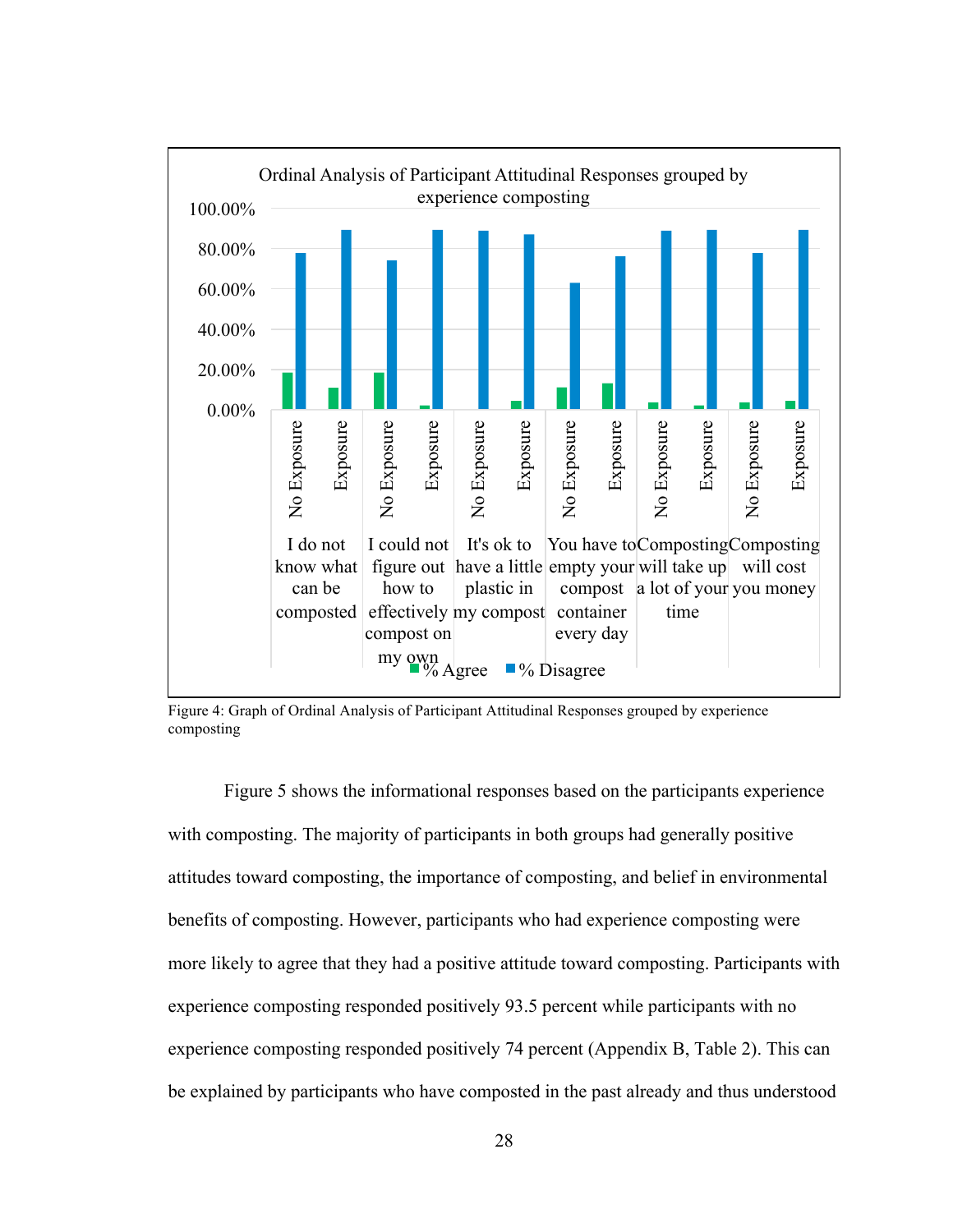Ordinal Analysis of Participant Attitudinal Responses grouped by experience composting

| Statement | Group | % Agree | % Disagree |
|---|---|---|---|
| I do not know what can be composted | No Exposure | ~18% | ~78% |
| | Exposure | ~11% | ~89% |
| I could not figure out how to effectively compost on my own | No Exposure | ~18% | ~74% |
| | Exposure | ~2% | ~89% |
| It's ok to have a little plastic in my compost | No Exposure | ~0% | ~89% |
| | Exposure | ~4% | ~87% |
| You have to empty your compost container every day | No Exposure | ~11% | ~63% |
| | Exposure | ~13% | ~76% |
| Composting will take up a lot of your time | No Exposure | ~4% | ~89% |
| | Exposure | ~2% | ~89% |
| Composting will cost you money | No Exposure | ~4% | ~78% |
| | Exposure | ~4% | ~89% |

Figure 4: Graph of Ordinal Analysis of Participant Attitudinal Responses grouped by experience composting

Figure 5 shows the informational responses based on the participants experience with composting. The majority of participants in both groups had generally positive attitudes toward composting, the importance of composting, and belief in environmental benefits of composting. However, participants who had experience composting were more likely to agree that they had a positive attitude toward composting. Participants with experience composting responded positively 93.5 percent while participants with no experience composting responded positively 74 percent (Appendix B, Table 2). This can be explained by participants who have composted in the past already and thus understood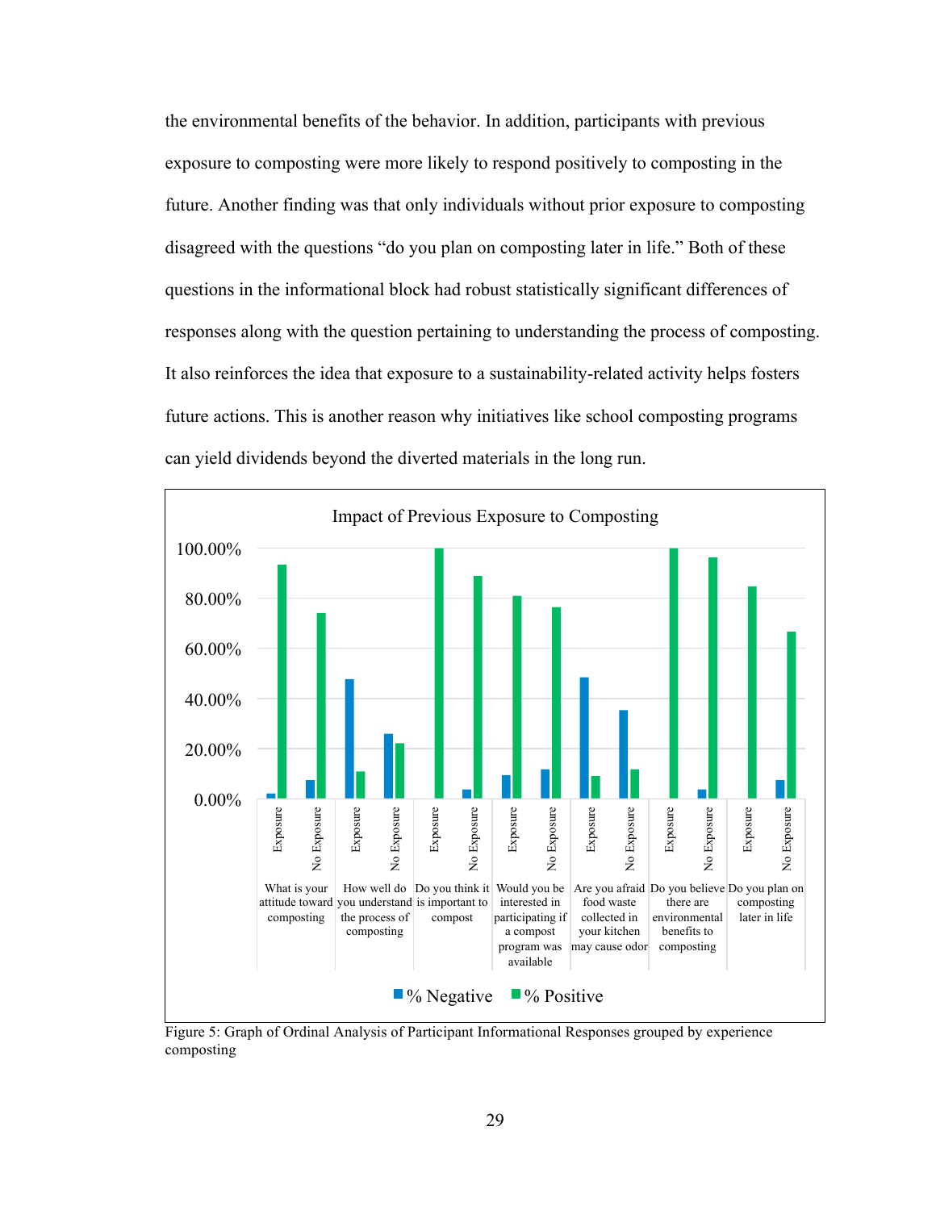the environmental benefits of the behavior. In addition, participants with previous exposure to composting were more likely to respond positively to composting in the future. Another finding was that only individuals without prior exposure to composting disagreed with the questions “do you plan on composting later in life.” Both of these questions in the informational block had robust statistically significant differences of responses along with the question pertaining to understanding the process of composting. It also reinforces the idea that exposure to a sustainability-related activity helps fosters future actions. This is another reason why initiatives like school composting programs can yield dividends beyond the diverted materials in the long run.

Figure 5: Graph of Ordinal Analysis of Participant Informational Responses grouped by experience composting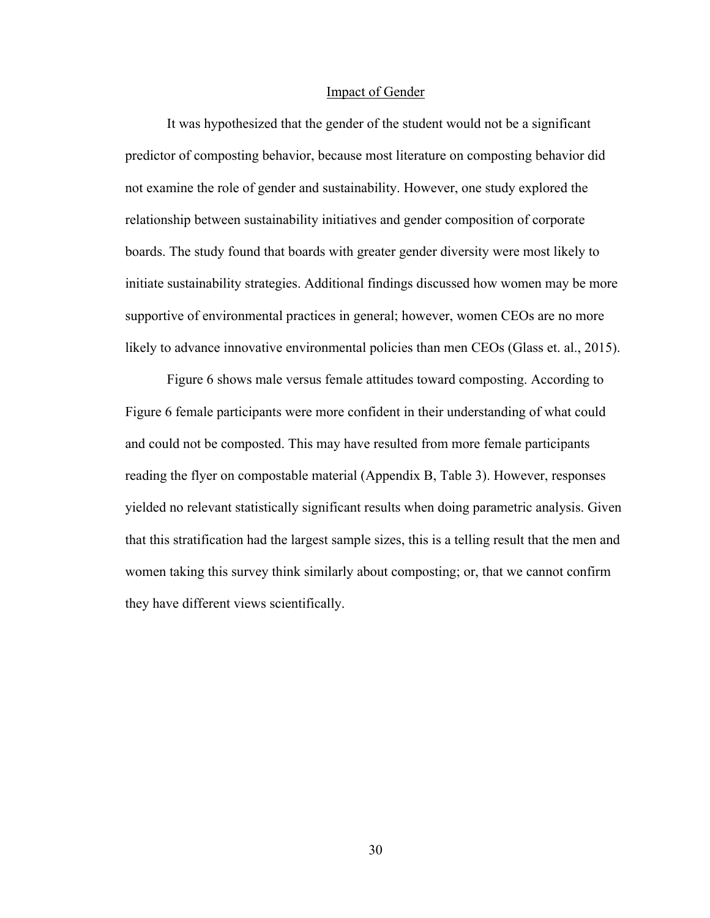## Impact of Gender

It was hypothesized that the gender of the student would not be a significant predictor of composting behavior, because most literature on composting behavior did not examine the role of gender and sustainability. However, one study explored the relationship between sustainability initiatives and gender composition of corporate boards. The study found that boards with greater gender diversity were most likely to initiate sustainability strategies. Additional findings discussed how women may be more supportive of environmental practices in general; however, women CEOs are no more likely to advance innovative environmental policies than men CEOs (Glass et. al., 2015).

Figure 6 shows male versus female attitudes toward composting. According to Figure 6 female participants were more confident in their understanding of what could and could not be composted. This may have resulted from more female participants reading the flyer on compostable material (Appendix B, Table 3). However, responses yielded no relevant statistically significant results when doing parametric analysis. Given that this stratification had the largest sample sizes, this is a telling result that the men and women taking this survey think similarly about composting; or, that we cannot confirm they have different views scientifically.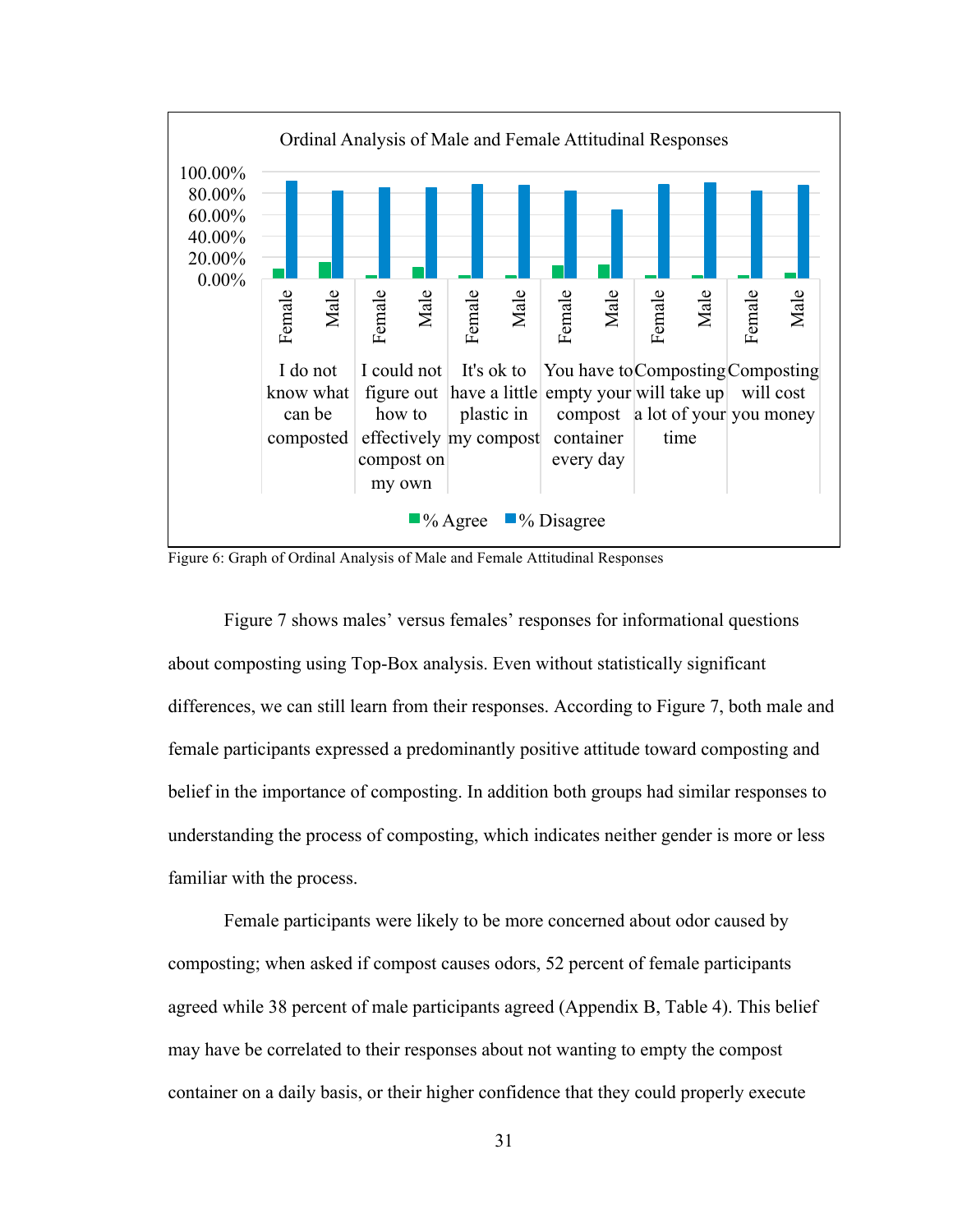Figure 6: Graph of Ordinal Analysis of Male and Female Attitudinal Responses

Figure 7 shows males' versus females' responses for informational questions about composting using Top-Box analysis. Even without statistically significant differences, we can still learn from their responses. According to Figure 7, both male and female participants expressed a predominantly positive attitude toward composting and belief in the importance of composting. In addition both groups had similar responses to understanding the process of composting, which indicates neither gender is more or less familiar with the process.

Female participants were likely to be more concerned about odor caused by composting; when asked if compost causes odors, 52 percent of female participants agreed while 38 percent of male participants agreed (Appendix B, Table 4). This belief may have be correlated to their responses about not wanting to empty the compost container on a daily basis, or their higher confidence that they could properly execute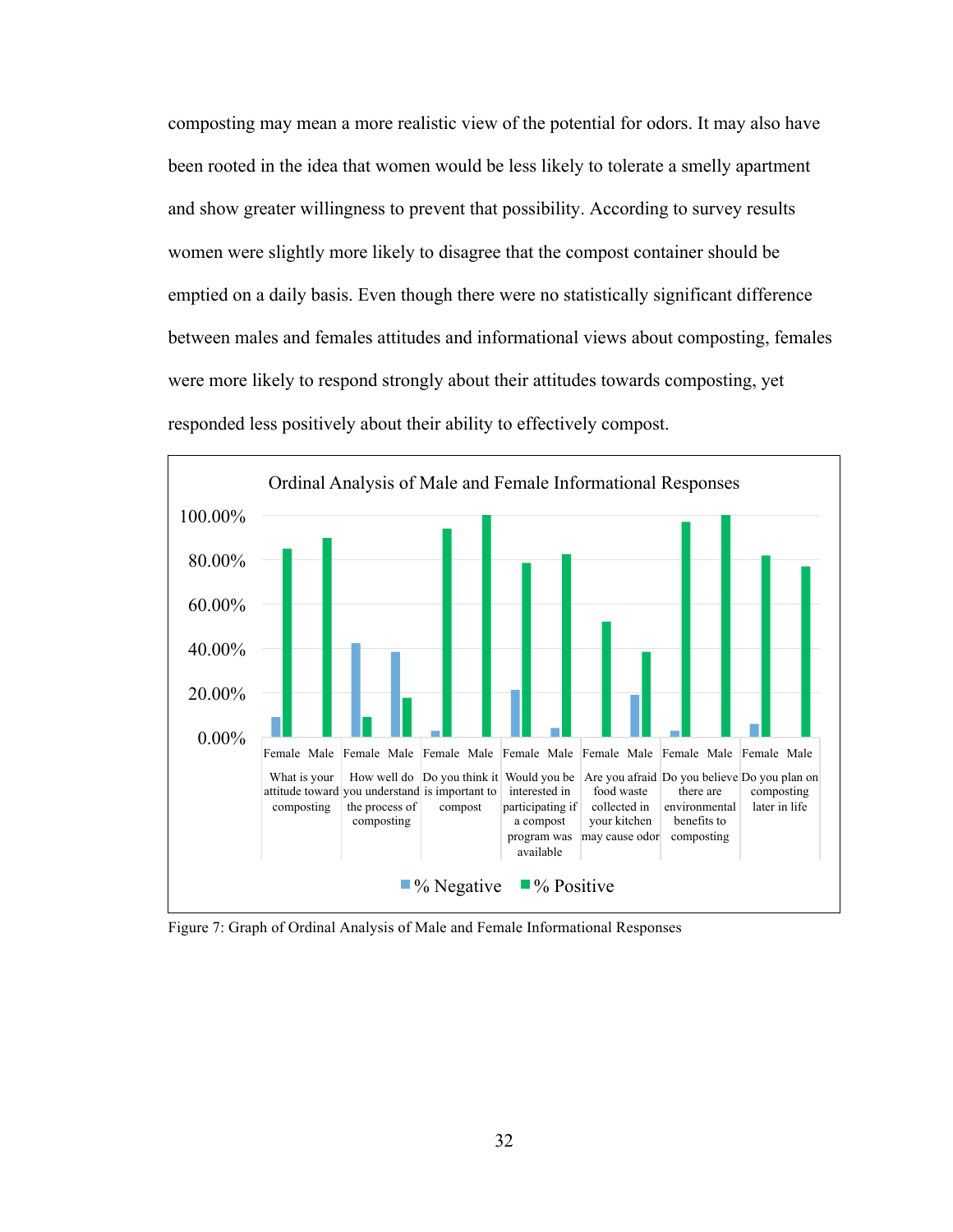composting may mean a more realistic view of the potential for odors. It may also have been rooted in the idea that women would be less likely to tolerate a smelly apartment and show greater willingness to prevent that possibility. According to survey results women were slightly more likely to disagree that the compost container should be emptied on a daily basis. Even though there were no statistically significant difference between males and females attitudes and informational views about composting, females were more likely to respond strongly about their attitudes towards composting, yet responded less positively about their ability to effectively compost.

Figure 7: Graph of Ordinal Analysis of Male and Female Informational Responses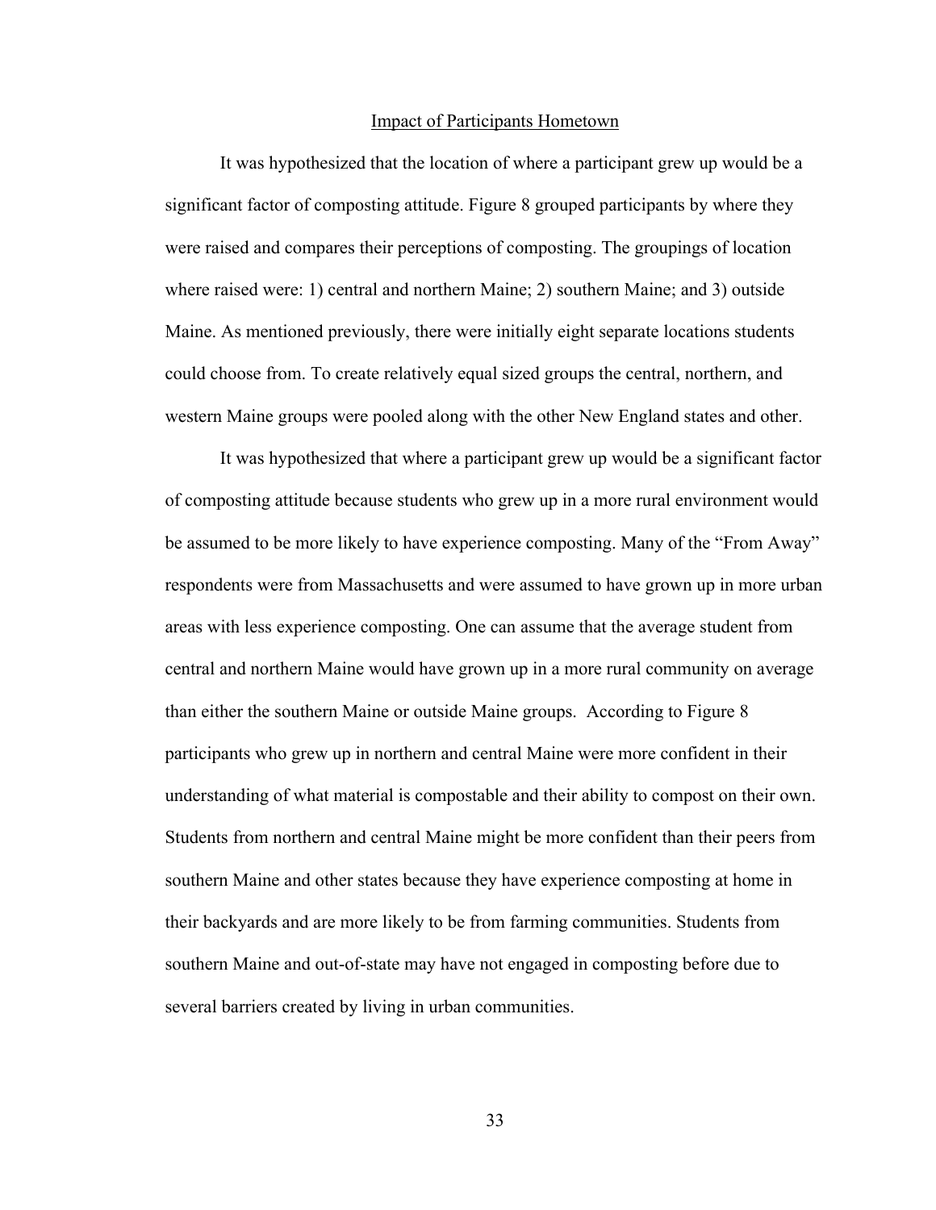## Impact of Participants Hometown

It was hypothesized that the location of where a participant grew up would be a significant factor of composting attitude. Figure 8 grouped participants by where they were raised and compares their perceptions of composting. The groupings of location where raised were: 1) central and northern Maine; 2) southern Maine; and 3) outside Maine. As mentioned previously, there were initially eight separate locations students could choose from. To create relatively equal sized groups the central, northern, and western Maine groups were pooled along with the other New England states and other.

It was hypothesized that where a participant grew up would be a significant factor of composting attitude because students who grew up in a more rural environment would be assumed to be more likely to have experience composting. Many of the "From Away" respondents were from Massachusetts and were assumed to have grown up in more urban areas with less experience composting. One can assume that the average student from central and northern Maine would have grown up in a more rural community on average than either the southern Maine or outside Maine groups. According to Figure 8 participants who grew up in northern and central Maine were more confident in their understanding of what material is compostable and their ability to compost on their own. Students from northern and central Maine might be more confident than their peers from southern Maine and other states because they have experience composting at home in their backyards and are more likely to be from farming communities. Students from southern Maine and out-of-state may have not engaged in composting before due to several barriers created by living in urban communities.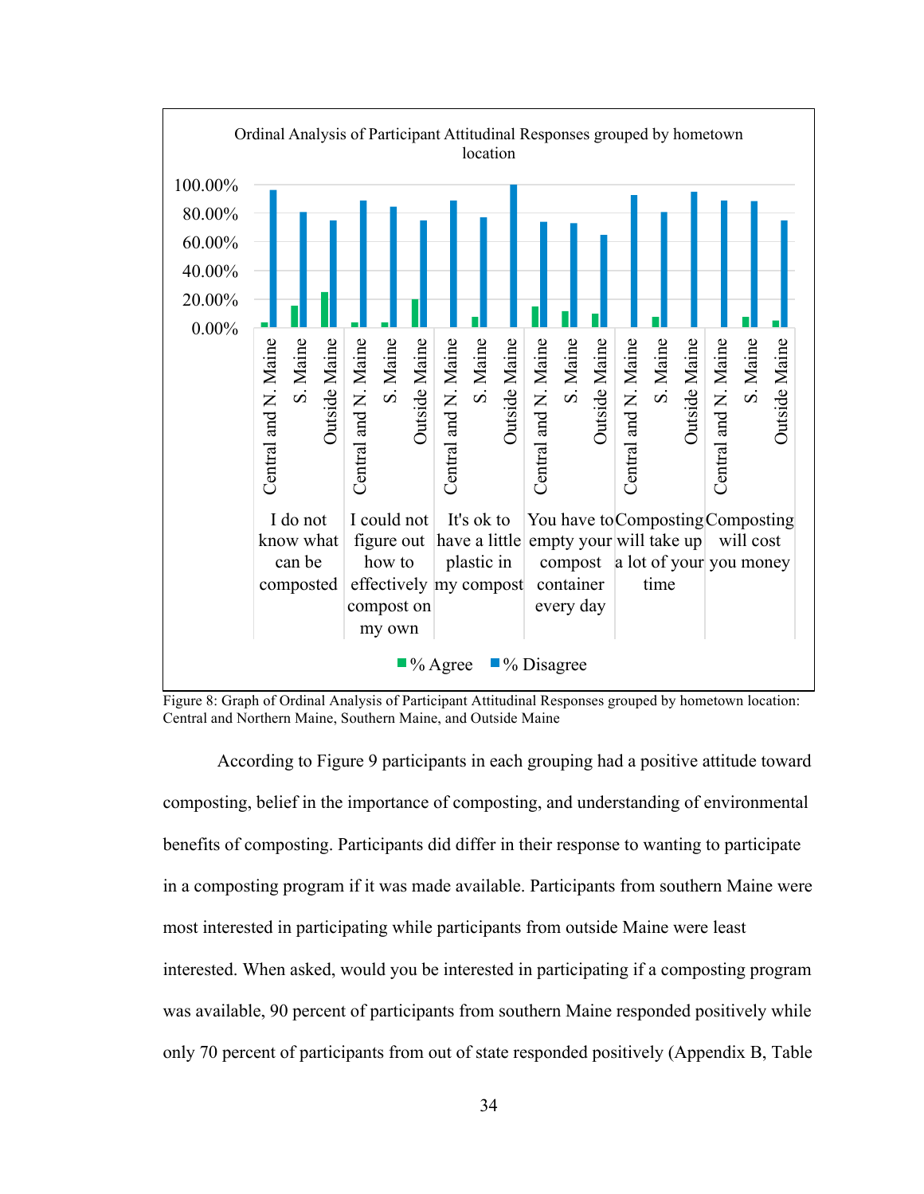Figure 8: Graph of Ordinal Analysis of Participant Attitudinal Responses grouped by hometown location: Central and Northern Maine, Southern Maine, and Outside Maine

According to Figure 9 participants in each grouping had a positive attitude toward composting, belief in the importance of composting, and understanding of environmental benefits of composting. Participants did differ in their response to wanting to participate in a composting program if it was made available. Participants from southern Maine were most interested in participating while participants from outside Maine were least interested. When asked, would you be interested in participating if a composting program was available, 90 percent of participants from southern Maine responded positively while only 70 percent of participants from out of state responded positively (Appendix B, Table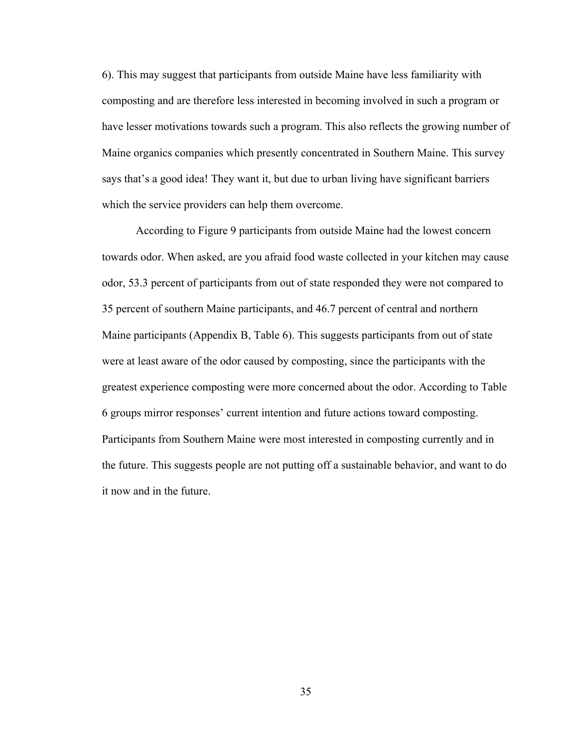6). This may suggest that participants from outside Maine have less familiarity with composting and are therefore less interested in becoming involved in such a program or have lesser motivations towards such a program. This also reflects the growing number of Maine organics companies which presently concentrated in Southern Maine. This survey says that's a good idea! They want it, but due to urban living have significant barriers which the service providers can help them overcome.

According to Figure 9 participants from outside Maine had the lowest concern towards odor. When asked, are you afraid food waste collected in your kitchen may cause odor, 53.3 percent of participants from out of state responded they were not compared to 35 percent of southern Maine participants, and 46.7 percent of central and northern Maine participants (Appendix B, Table 6). This suggests participants from out of state were at least aware of the odor caused by composting, since the participants with the greatest experience composting were more concerned about the odor. According to Table 6 groups mirror responses' current intention and future actions toward composting. Participants from Southern Maine were most interested in composting currently and in the future. This suggests people are not putting off a sustainable behavior, and want to do it now and in the future.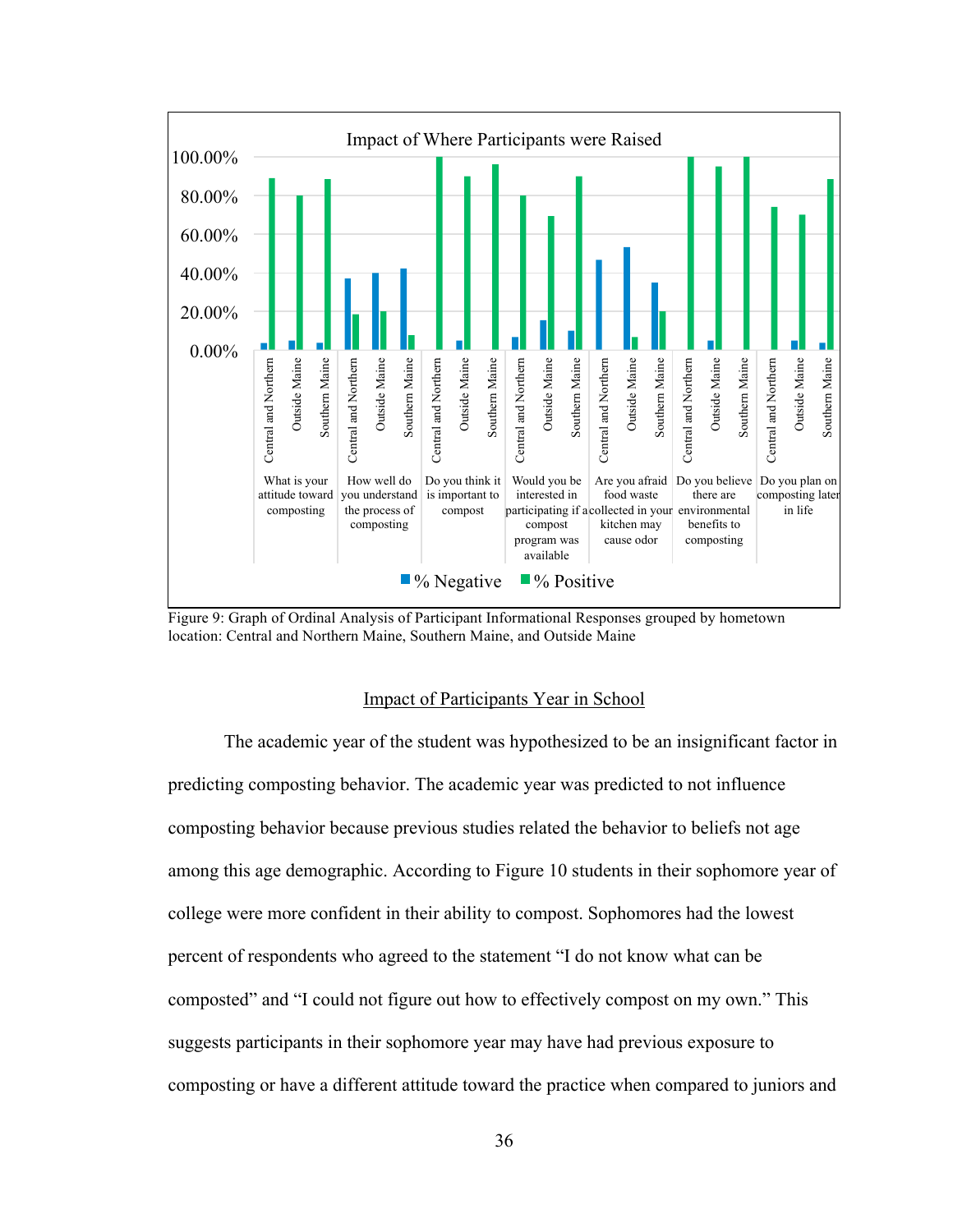Figure 9: Graph of Ordinal Analysis of Participant Informational Responses grouped by hometown location: Central and Northern Maine, Southern Maine, and Outside Maine

## Impact of Participants Year in School

The academic year of the student was hypothesized to be an insignificant factor in predicting composting behavior. The academic year was predicted to not influence composting behavior because previous studies related the behavior to beliefs not age among this age demographic. According to Figure 10 students in their sophomore year of college were more confident in their ability to compost. Sophomores had the lowest percent of respondents who agreed to the statement "I do not know what can be composted" and "I could not figure out how to effectively compost on my own." This suggests participants in their sophomore year may have had previous exposure to composting or have a different attitude toward the practice when compared to juniors and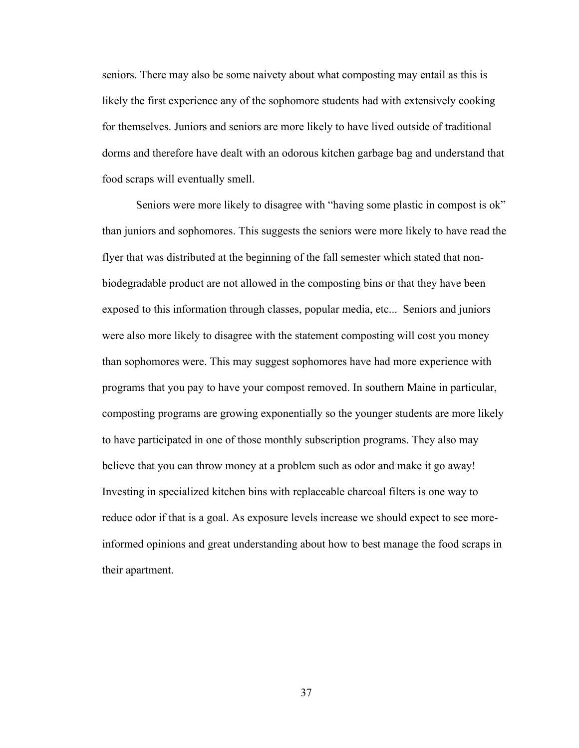seniors. There may also be some naivety about what composting may entail as this is likely the first experience any of the sophomore students had with extensively cooking for themselves. Juniors and seniors are more likely to have lived outside of traditional dorms and therefore have dealt with an odorous kitchen garbage bag and understand that food scraps will eventually smell.

Seniors were more likely to disagree with "having some plastic in compost is ok" than juniors and sophomores. This suggests the seniors were more likely to have read the flyer that was distributed at the beginning of the fall semester which stated that non-biodegradable product are not allowed in the composting bins or that they have been exposed to this information through classes, popular media, etc... Seniors and juniors were also more likely to disagree with the statement composting will cost you money than sophomores were. This may suggest sophomores have had more experience with programs that you pay to have your compost removed. In southern Maine in particular, composting programs are growing exponentially so the younger students are more likely to have participated in one of those monthly subscription programs. They also may believe that you can throw money at a problem such as odor and make it go away! Investing in specialized kitchen bins with replaceable charcoal filters is one way to reduce odor if that is a goal. As exposure levels increase we should expect to see more-informed opinions and great understanding about how to best manage the food scraps in their apartment.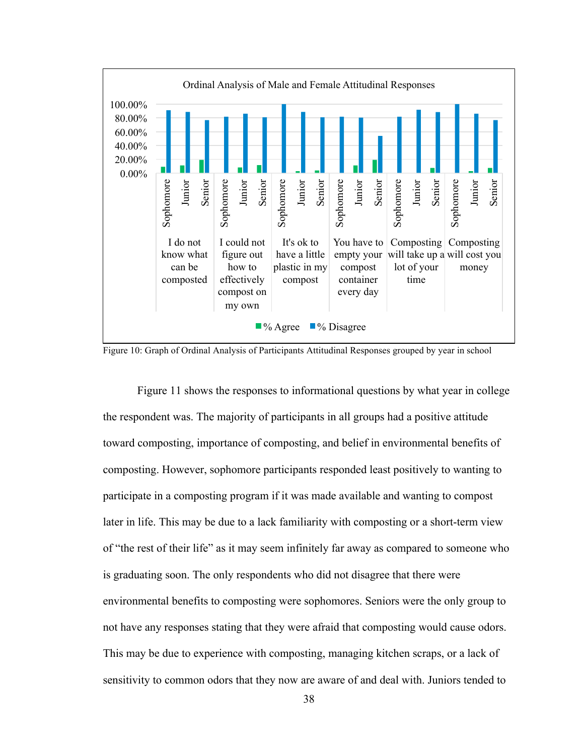Figure 10: Graph of Ordinal Analysis of Participants Attitudinal Responses grouped by year in school

Figure 11 shows the responses to informational questions by what year in college the respondent was. The majority of participants in all groups had a positive attitude toward composting, importance of composting, and belief in environmental benefits of composting. However, sophomore participants responded least positively to wanting to participate in a composting program if it was made available and wanting to compost later in life. This may be due to a lack familiarity with composting or a short-term view of "the rest of their life" as it may seem infinitely far away as compared to someone who is graduating soon. The only respondents who did not disagree that there were environmental benefits to composting were sophomores. Seniors were the only group to not have any responses stating that they were afraid that composting would cause odors. This may be due to experience with composting, managing kitchen scraps, or a lack of sensitivity to common odors that they now are aware of and deal with. Juniors tended to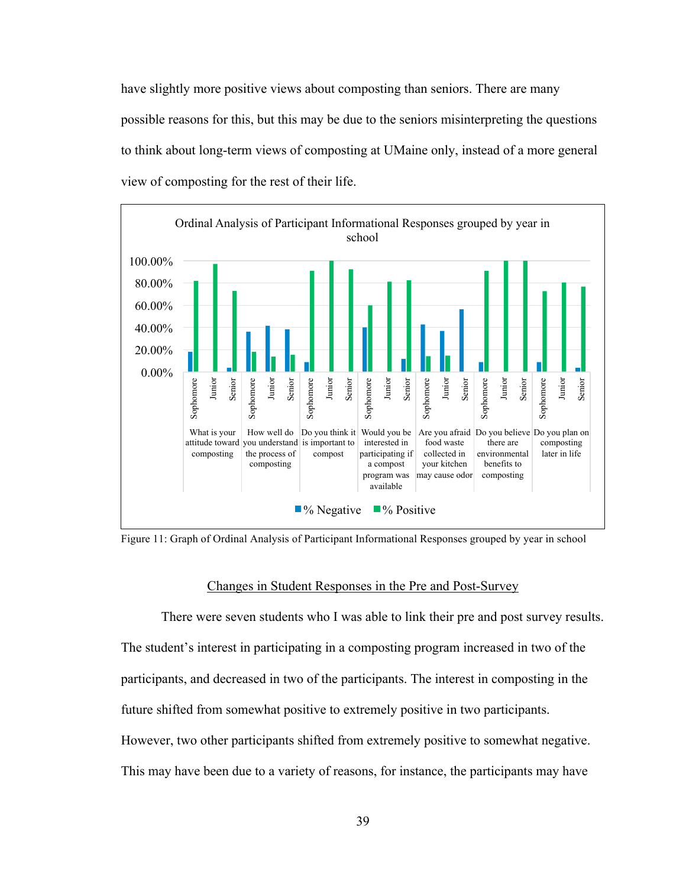have slightly more positive views about composting than seniors. There are many possible reasons for this, but this may be due to the seniors misinterpreting the questions to think about long-term views of composting at UMaine only, instead of a more general view of composting for the rest of their life.

Figure 11: Graph of Ordinal Analysis of Participant Informational Responses grouped by year in school

## Changes in Student Responses in the Pre and Post-Survey

There were seven students who I was able to link their pre and post survey results. The student's interest in participating in a composting program increased in two of the participants, and decreased in two of the participants. The interest in composting in the future shifted from somewhat positive to extremely positive in two participants. However, two other participants shifted from extremely positive to somewhat negative. This may have been due to a variety of reasons, for instance, the participants may have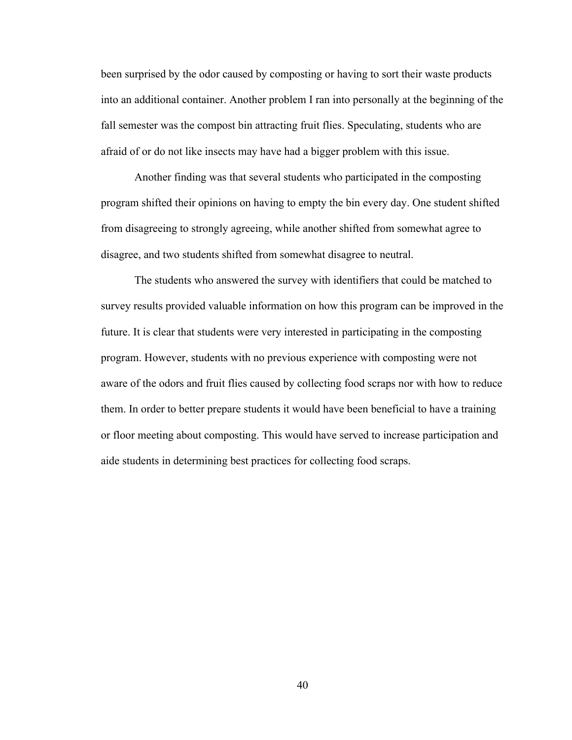been surprised by the odor caused by composting or having to sort their waste products into an additional container. Another problem I ran into personally at the beginning of the fall semester was the compost bin attracting fruit flies. Speculating, students who are afraid of or do not like insects may have had a bigger problem with this issue.

Another finding was that several students who participated in the composting program shifted their opinions on having to empty the bin every day. One student shifted from disagreeing to strongly agreeing, while another shifted from somewhat agree to disagree, and two students shifted from somewhat disagree to neutral.

The students who answered the survey with identifiers that could be matched to survey results provided valuable information on how this program can be improved in the future. It is clear that students were very interested in participating in the composting program. However, students with no previous experience with composting were not aware of the odors and fruit flies caused by collecting food scraps nor with how to reduce them. In order to better prepare students it would have been beneficial to have a training or floor meeting about composting. This would have served to increase participation and aide students in determining best practices for collecting food scraps.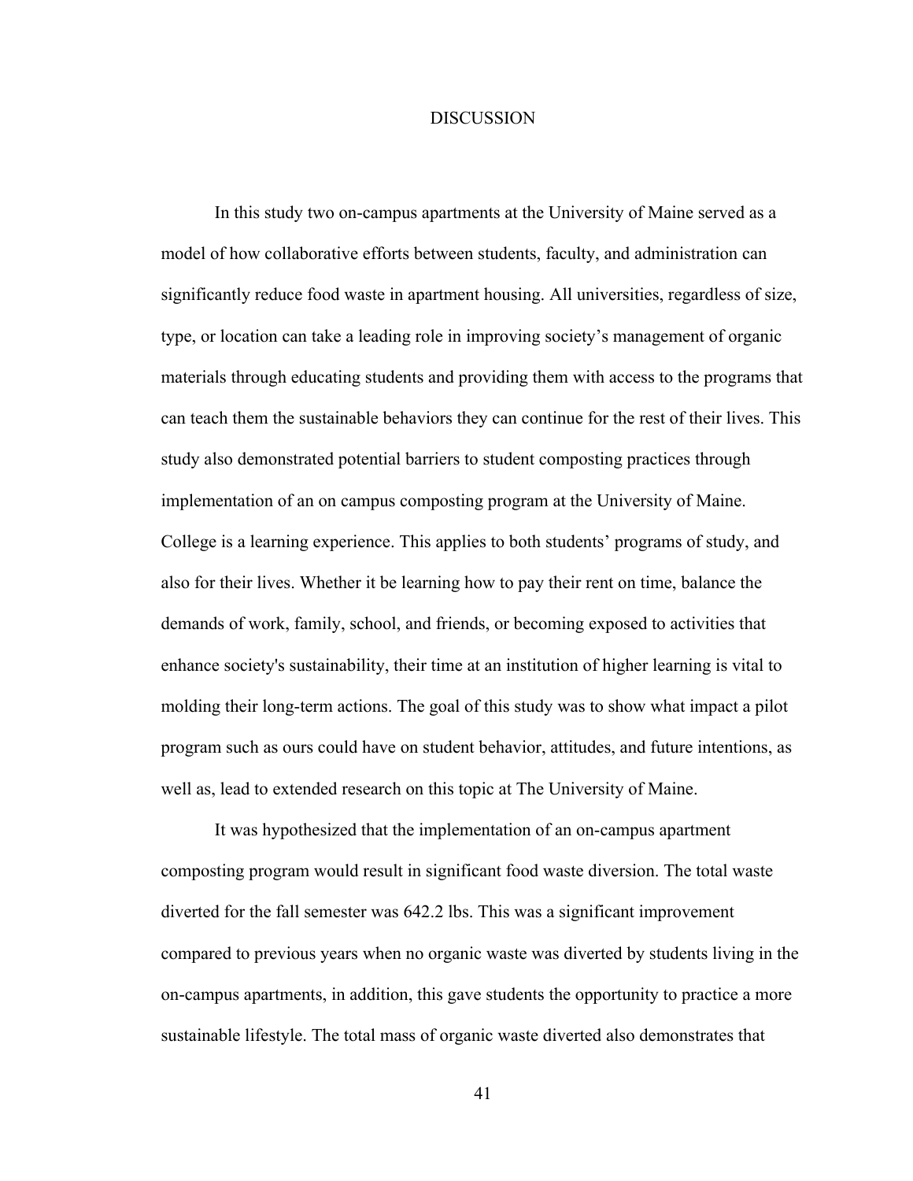# DISCUSSION

In this study two on-campus apartments at the University of Maine served as a model of how collaborative efforts between students, faculty, and administration can significantly reduce food waste in apartment housing. All universities, regardless of size, type, or location can take a leading role in improving society's management of organic materials through educating students and providing them with access to the programs that can teach them the sustainable behaviors they can continue for the rest of their lives. This study also demonstrated potential barriers to student composting practices through implementation of an on campus composting program at the University of Maine. College is a learning experience. This applies to both students' programs of study, and also for their lives. Whether it be learning how to pay their rent on time, balance the demands of work, family, school, and friends, or becoming exposed to activities that enhance society's sustainability, their time at an institution of higher learning is vital to molding their long-term actions. The goal of this study was to show what impact a pilot program such as ours could have on student behavior, attitudes, and future intentions, as well as, lead to extended research on this topic at The University of Maine.

It was hypothesized that the implementation of an on-campus apartment composting program would result in significant food waste diversion. The total waste diverted for the fall semester was 642.2 lbs. This was a significant improvement compared to previous years when no organic waste was diverted by students living in the on-campus apartments, in addition, this gave students the opportunity to practice a more sustainable lifestyle. The total mass of organic waste diverted also demonstrates that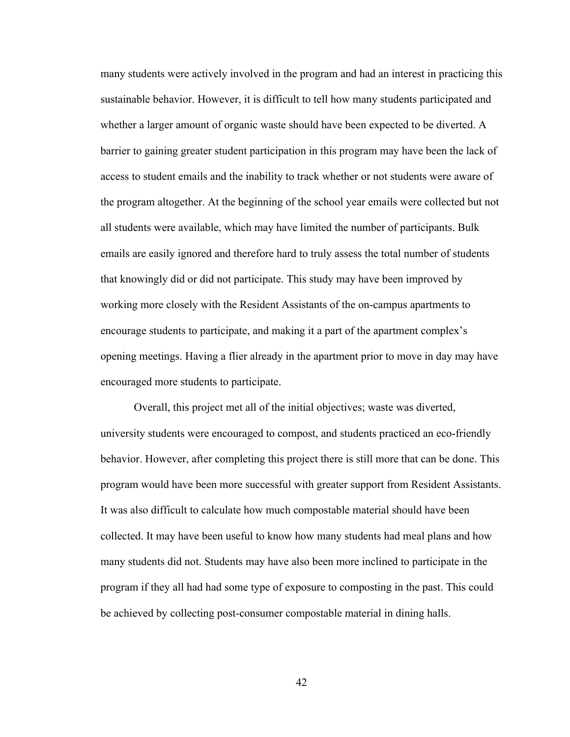many students were actively involved in the program and had an interest in practicing this sustainable behavior. However, it is difficult to tell how many students participated and whether a larger amount of organic waste should have been expected to be diverted. A barrier to gaining greater student participation in this program may have been the lack of access to student emails and the inability to track whether or not students were aware of the program altogether. At the beginning of the school year emails were collected but not all students were available, which may have limited the number of participants. Bulk emails are easily ignored and therefore hard to truly assess the total number of students that knowingly did or did not participate. This study may have been improved by working more closely with the Resident Assistants of the on-campus apartments to encourage students to participate, and making it a part of the apartment complex's opening meetings. Having a flier already in the apartment prior to move in day may have encouraged more students to participate.

Overall, this project met all of the initial objectives; waste was diverted, university students were encouraged to compost, and students practiced an eco-friendly behavior. However, after completing this project there is still more that can be done. This program would have been more successful with greater support from Resident Assistants. It was also difficult to calculate how much compostable material should have been collected. It may have been useful to know how many students had meal plans and how many students did not. Students may have also been more inclined to participate in the program if they all had had some type of exposure to composting in the past. This could be achieved by collecting post-consumer compostable material in dining halls.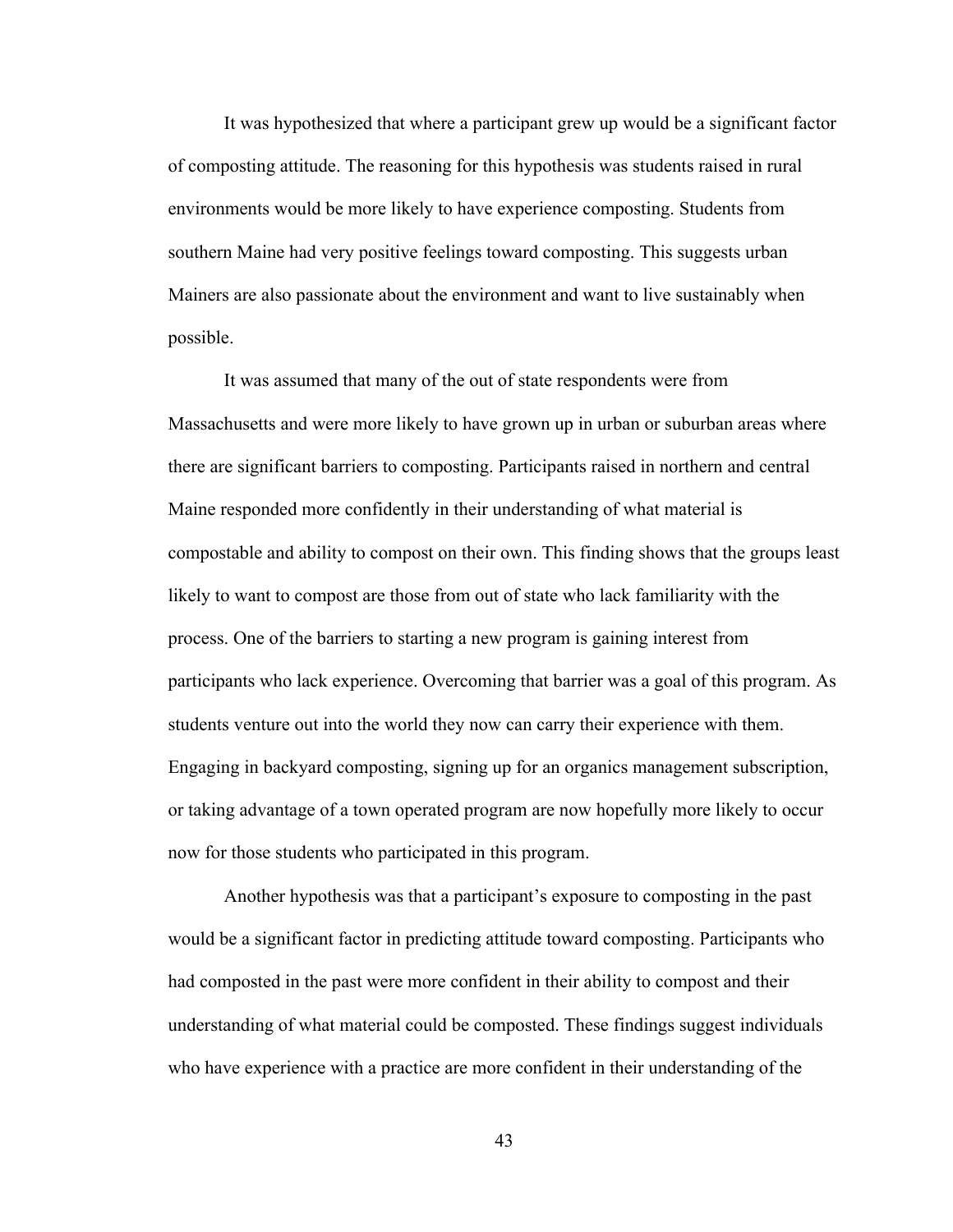It was hypothesized that where a participant grew up would be a significant factor of composting attitude. The reasoning for this hypothesis was students raised in rural environments would be more likely to have experience composting. Students from southern Maine had very positive feelings toward composting. This suggests urban Mainers are also passionate about the environment and want to live sustainably when possible.

It was assumed that many of the out of state respondents were from Massachusetts and were more likely to have grown up in urban or suburban areas where there are significant barriers to composting. Participants raised in northern and central Maine responded more confidently in their understanding of what material is compostable and ability to compost on their own. This finding shows that the groups least likely to want to compost are those from out of state who lack familiarity with the process. One of the barriers to starting a new program is gaining interest from participants who lack experience. Overcoming that barrier was a goal of this program. As students venture out into the world they now can carry their experience with them. Engaging in backyard composting, signing up for an organics management subscription, or taking advantage of a town operated program are now hopefully more likely to occur now for those students who participated in this program.

Another hypothesis was that a participant's exposure to composting in the past would be a significant factor in predicting attitude toward composting. Participants who had composted in the past were more confident in their ability to compost and their understanding of what material could be composted. These findings suggest individuals who have experience with a practice are more confident in their understanding of the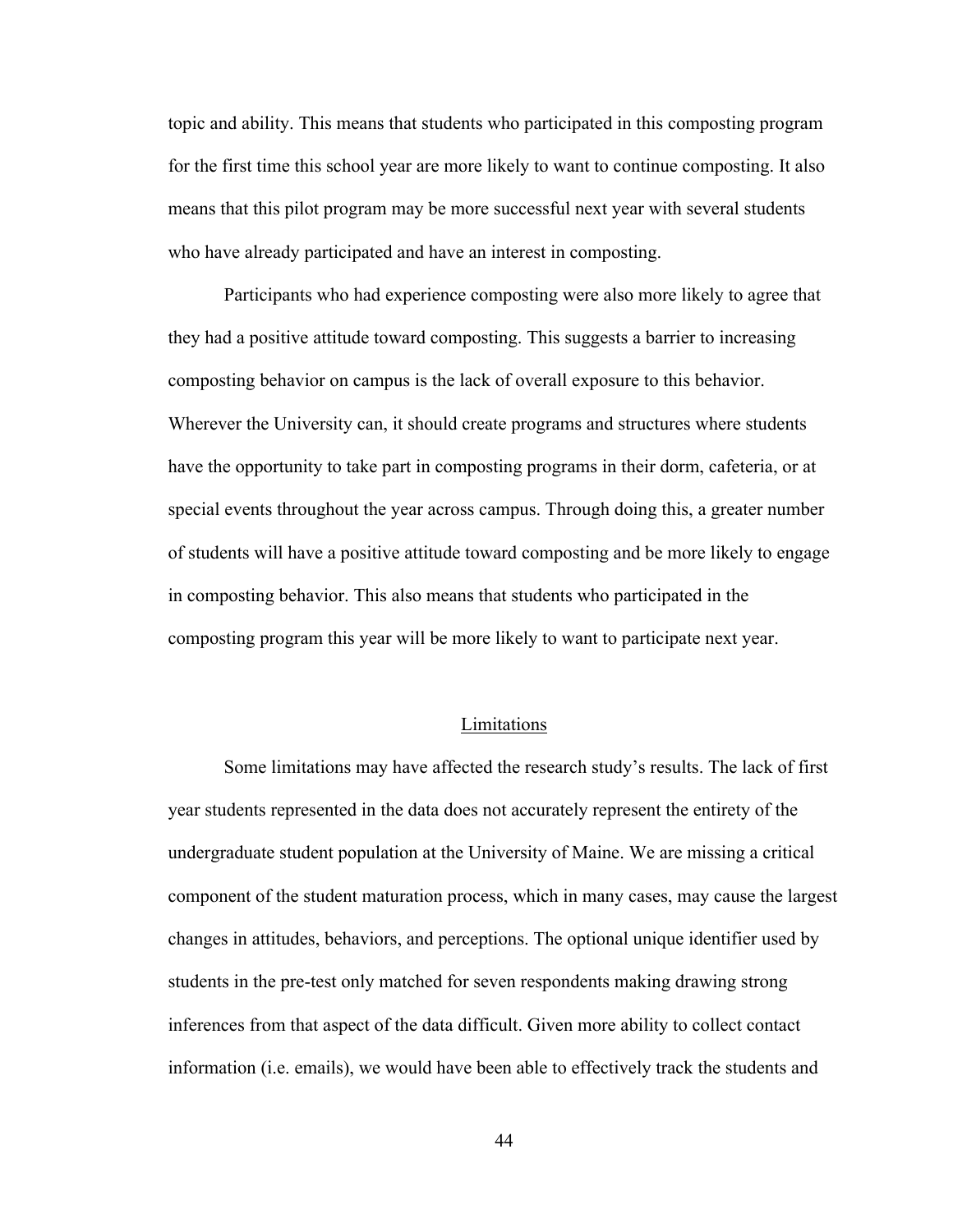topic and ability. This means that students who participated in this composting program for the first time this school year are more likely to want to continue composting. It also means that this pilot program may be more successful next year with several students who have already participated and have an interest in composting.

Participants who had experience composting were also more likely to agree that they had a positive attitude toward composting. This suggests a barrier to increasing composting behavior on campus is the lack of overall exposure to this behavior. Wherever the University can, it should create programs and structures where students have the opportunity to take part in composting programs in their dorm, cafeteria, or at special events throughout the year across campus. Through doing this, a greater number of students will have a positive attitude toward composting and be more likely to engage in composting behavior. This also means that students who participated in the composting program this year will be more likely to want to participate next year.

## Limitations

Some limitations may have affected the research study's results. The lack of first year students represented in the data does not accurately represent the entirety of the undergraduate student population at the University of Maine. We are missing a critical component of the student maturation process, which in many cases, may cause the largest changes in attitudes, behaviors, and perceptions. The optional unique identifier used by students in the pre-test only matched for seven respondents making drawing strong inferences from that aspect of the data difficult. Given more ability to collect contact information (i.e. emails), we would have been able to effectively track the students and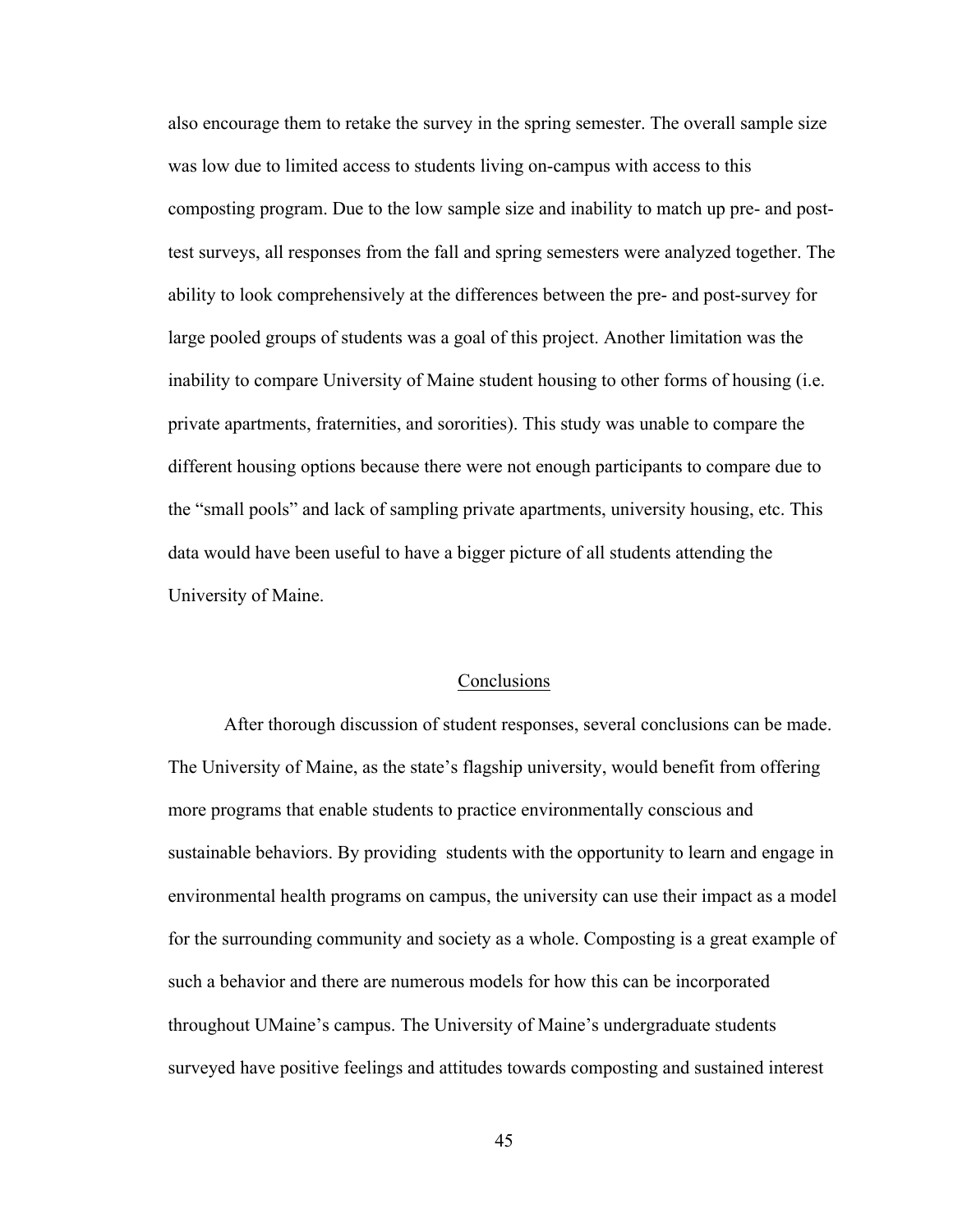also encourage them to retake the survey in the spring semester. The overall sample size was low due to limited access to students living on-campus with access to this composting program. Due to the low sample size and inability to match up pre- and post-test surveys, all responses from the fall and spring semesters were analyzed together. The ability to look comprehensively at the differences between the pre- and post-survey for large pooled groups of students was a goal of this project. Another limitation was the inability to compare University of Maine student housing to other forms of housing (i.e. private apartments, fraternities, and sororities). This study was unable to compare the different housing options because there were not enough participants to compare due to the "small pools" and lack of sampling private apartments, university housing, etc. This data would have been useful to have a bigger picture of all students attending the University of Maine.

## Conclusions

After thorough discussion of student responses, several conclusions can be made. The University of Maine, as the state's flagship university, would benefit from offering more programs that enable students to practice environmentally conscious and sustainable behaviors. By providing students with the opportunity to learn and engage in environmental health programs on campus, the university can use their impact as a model for the surrounding community and society as a whole. Composting is a great example of such a behavior and there are numerous models for how this can be incorporated throughout UMaine's campus. The University of Maine's undergraduate students surveyed have positive feelings and attitudes towards composting and sustained interest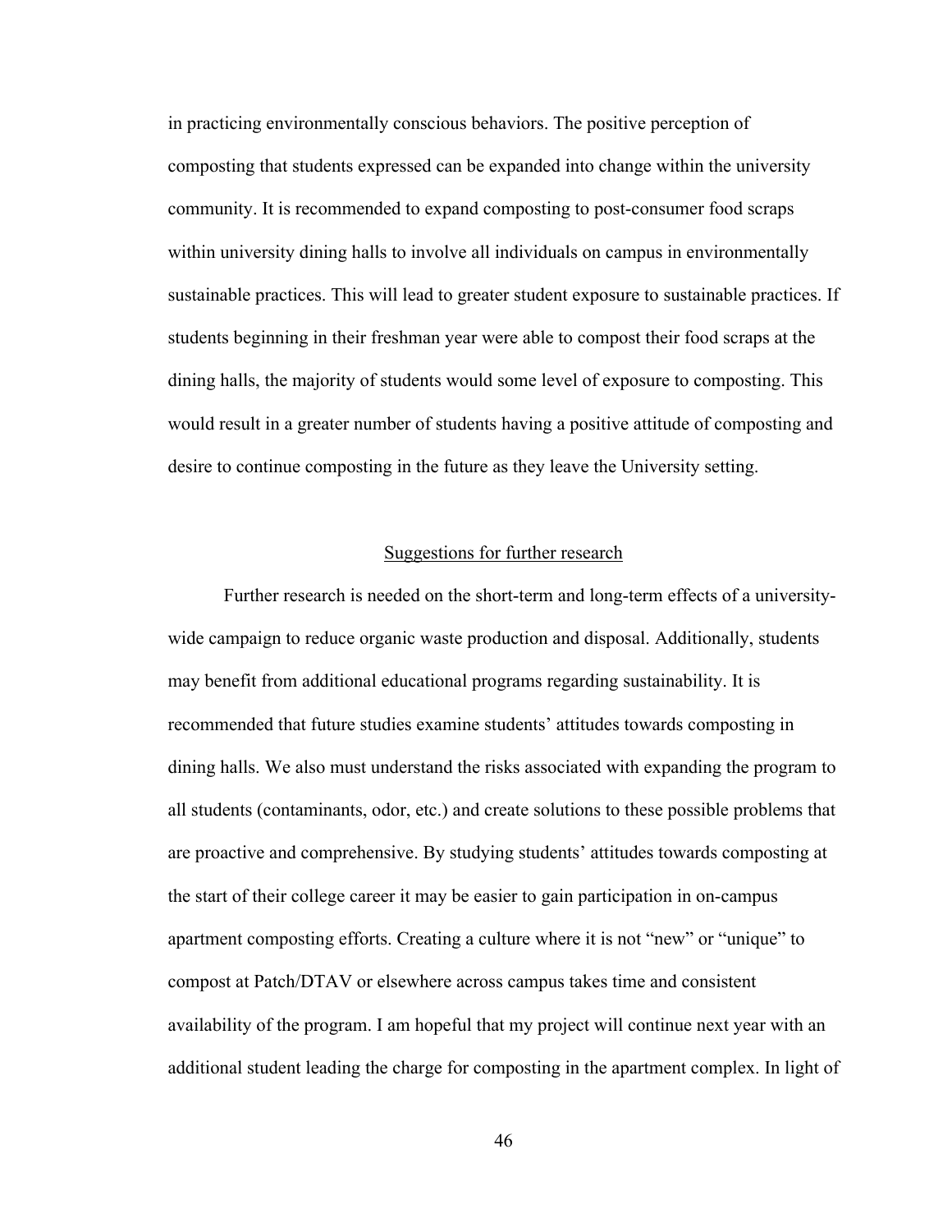in practicing environmentally conscious behaviors. The positive perception of composting that students expressed can be expanded into change within the university community. It is recommended to expand composting to post-consumer food scraps within university dining halls to involve all individuals on campus in environmentally sustainable practices. This will lead to greater student exposure to sustainable practices. If students beginning in their freshman year were able to compost their food scraps at the dining halls, the majority of students would some level of exposure to composting. This would result in a greater number of students having a positive attitude of composting and desire to continue composting in the future as they leave the University setting.

## Suggestions for further research

Further research is needed on the short-term and long-term effects of a university-wide campaign to reduce organic waste production and disposal. Additionally, students may benefit from additional educational programs regarding sustainability. It is recommended that future studies examine students' attitudes towards composting in dining halls. We also must understand the risks associated with expanding the program to all students (contaminants, odor, etc.) and create solutions to these possible problems that are proactive and comprehensive. By studying students' attitudes towards composting at the start of their college career it may be easier to gain participation in on-campus apartment composting efforts. Creating a culture where it is not "new" or "unique" to compost at Patch/DTAV or elsewhere across campus takes time and consistent availability of the program. I am hopeful that my project will continue next year with an additional student leading the charge for composting in the apartment complex. In light of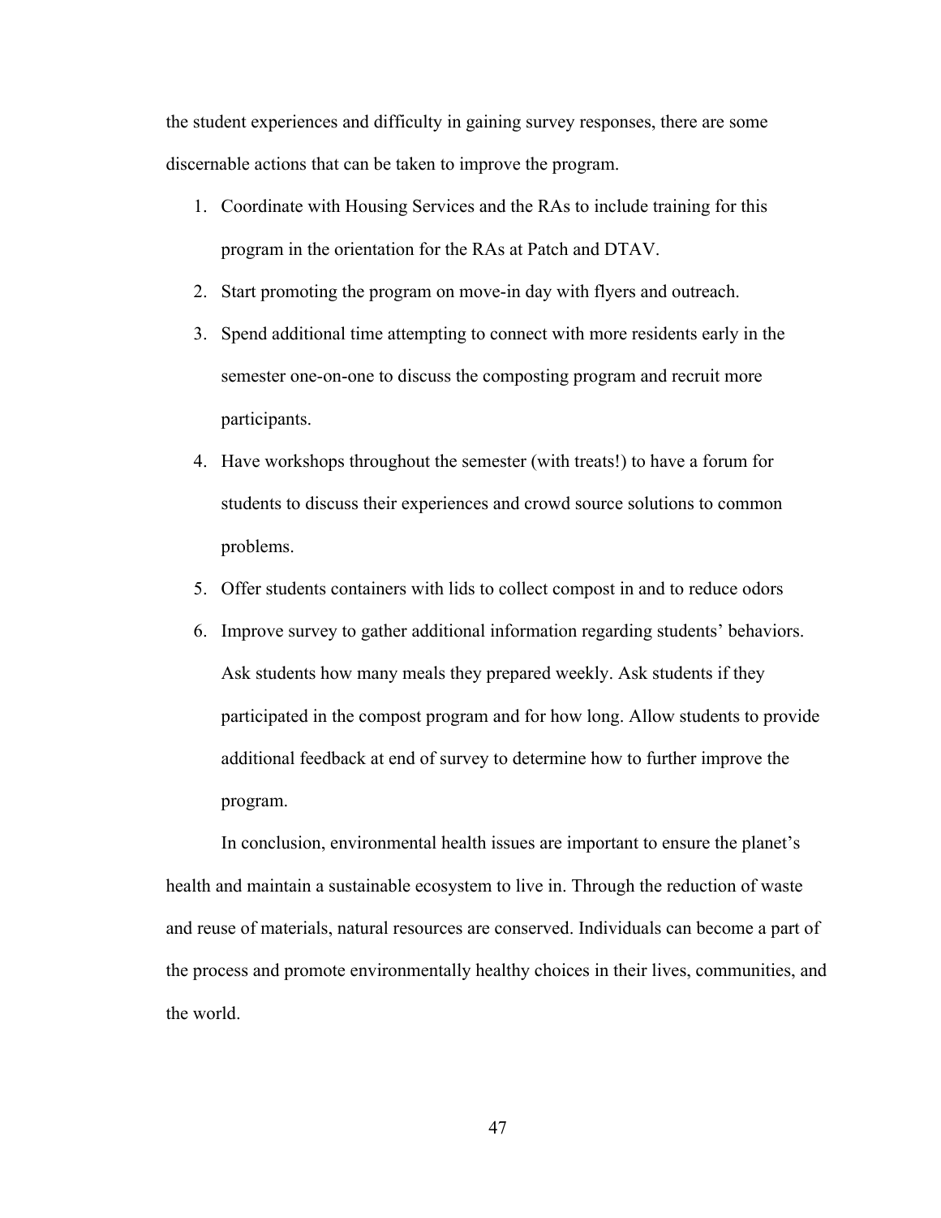the student experiences and difficulty in gaining survey responses, there are some discernable actions that can be taken to improve the program.

1. Coordinate with Housing Services and the RAs to include training for this program in the orientation for the RAs at Patch and DTAV.
2. Start promoting the program on move-in day with flyers and outreach.
3. Spend additional time attempting to connect with more residents early in the semester one-on-one to discuss the composting program and recruit more participants.
4. Have workshops throughout the semester (with treats!) to have a forum for students to discuss their experiences and crowd source solutions to common problems.
5. Offer students containers with lids to collect compost in and to reduce odors
6. Improve survey to gather additional information regarding students' behaviors. Ask students how many meals they prepared weekly. Ask students if they participated in the compost program and for how long. Allow students to provide additional feedback at end of survey to determine how to further improve the program.

In conclusion, environmental health issues are important to ensure the planet's health and maintain a sustainable ecosystem to live in. Through the reduction of waste and reuse of materials, natural resources are conserved. Individuals can become a part of the process and promote environmentally healthy choices in their lives, communities, and the world.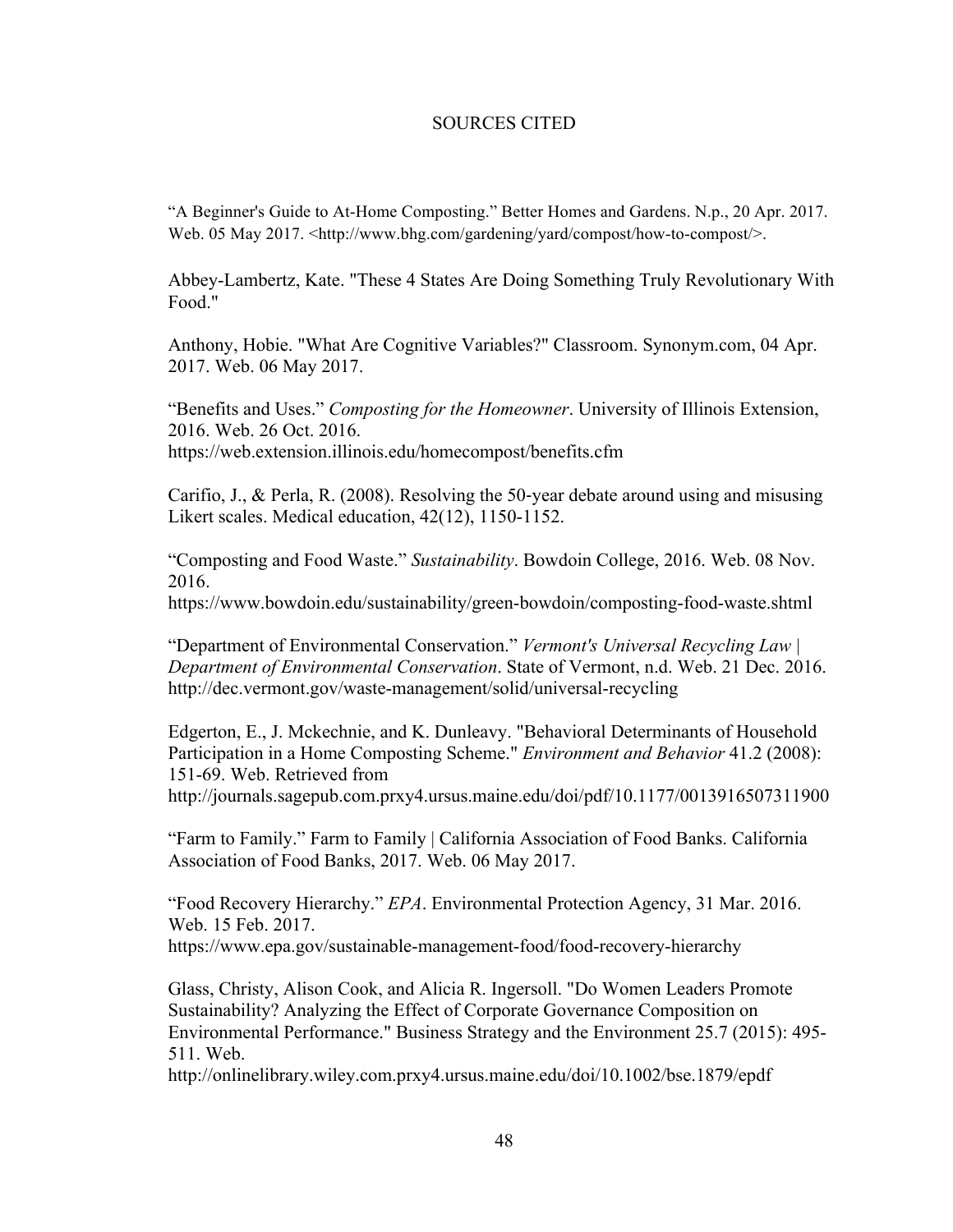# SOURCES CITED

"A Beginner's Guide to At-Home Composting." Better Homes and Gardens. N.p., 20 Apr. 2017. Web. 05 May 2017. <http://www.bhg.com/gardening/yard/compost/how-to-compost/>.

Abbey-Lambertz, Kate. "These 4 States Are Doing Something Truly Revolutionary With Food."

Anthony, Hobie. "What Are Cognitive Variables?" Classroom. Synonym.com, 04 Apr. 2017. Web. 06 May 2017.

"Benefits and Uses." *Composting for the Homeowner*. University of Illinois Extension, 2016. Web. 26 Oct. 2016. https://web.extension.illinois.edu/homecompost/benefits.cfm

Carifio, J., & Perla, R. (2008). Resolving the 50-year debate around using and misusing Likert scales. Medical education, 42(12), 1150-1152.

"Composting and Food Waste." *Sustainability*. Bowdoin College, 2016. Web. 08 Nov. 2016. https://www.bowdoin.edu/sustainability/green-bowdoin/composting-food-waste.shtml

"Department of Environmental Conservation." *Vermont's Universal Recycling Law | Department of Environmental Conservation*. State of Vermont, n.d. Web. 21 Dec. 2016. http://dec.vermont.gov/waste-management/solid/universal-recycling

Edgerton, E., J. Mckechnie, and K. Dunleavy. "Behavioral Determinants of Household Participation in a Home Composting Scheme." *Environment and Behavior* 41.2 (2008): 151-69. Web. Retrieved from http://journals.sagepub.com.prxy4.ursus.maine.edu/doi/pdf/10.1177/0013916507311900

"Farm to Family." Farm to Family | California Association of Food Banks. California Association of Food Banks, 2017. Web. 06 May 2017.

"Food Recovery Hierarchy." *EPA*. Environmental Protection Agency, 31 Mar. 2016. Web. 15 Feb. 2017. https://www.epa.gov/sustainable-management-food/food-recovery-hierarchy

Glass, Christy, Alison Cook, and Alicia R. Ingersoll. "Do Women Leaders Promote Sustainability? Analyzing the Effect of Corporate Governance Composition on Environmental Performance." Business Strategy and the Environment 25.7 (2015): 495-511. Web. http://onlinelibrary.wiley.com.prxy4.ursus.maine.edu/doi/10.1002/bse.1879/epdf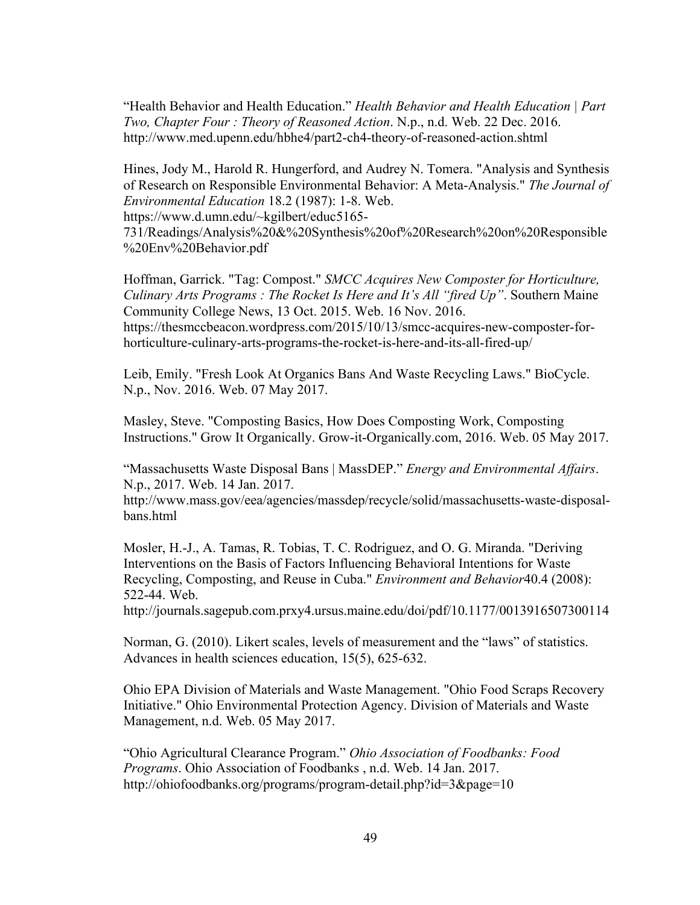"Health Behavior and Health Education." *Health Behavior and Health Education | Part Two, Chapter Four : Theory of Reasoned Action*. N.p., n.d. Web. 22 Dec. 2016. http://www.med.upenn.edu/hbhe4/part2-ch4-theory-of-reasoned-action.shtml

Hines, Jody M., Harold R. Hungerford, and Audrey N. Tomera. "Analysis and Synthesis of Research on Responsible Environmental Behavior: A Meta-Analysis." *The Journal of Environmental Education* 18.2 (1987): 1-8. Web. https://www.d.umn.edu/~kgilbert/educ5165-731/Readings/Analysis%20&%20Synthesis%20of%20Research%20on%20Responsible%20Env%20Behavior.pdf

Hoffman, Garrick. "Tag: Compost." *SMCC Acquires New Composter for Horticulture, Culinary Arts Programs : The Rocket Is Here and It's All "fired Up"*. Southern Maine Community College News, 13 Oct. 2015. Web. 16 Nov. 2016. https://thesmccbeacon.wordpress.com/2015/10/13/smcc-acquires-new-composter-for-horticulture-culinary-arts-programs-the-rocket-is-here-and-its-all-fired-up/

Leib, Emily. "Fresh Look At Organics Bans And Waste Recycling Laws." BioCycle. N.p., Nov. 2016. Web. 07 May 2017.

Masley, Steve. "Composting Basics, How Does Composting Work, Composting Instructions." Grow It Organically. Grow-it-Organically.com, 2016. Web. 05 May 2017.

"Massachusetts Waste Disposal Bans | MassDEP." *Energy and Environmental Affairs*. N.p., 2017. Web. 14 Jan. 2017. http://www.mass.gov/eea/agencies/massdep/recycle/solid/massachusetts-waste-disposal-bans.html

Mosler, H.-J., A. Tamas, R. Tobias, T. C. Rodriguez, and O. G. Miranda. "Deriving Interventions on the Basis of Factors Influencing Behavioral Intentions for Waste Recycling, Composting, and Reuse in Cuba." *Environment and Behavior*40.4 (2008): 522-44. Web. http://journals.sagepub.com.prxy4.ursus.maine.edu/doi/pdf/10.1177/0013916507300114

Norman, G. (2010). Likert scales, levels of measurement and the "laws" of statistics. Advances in health sciences education, 15(5), 625-632.

Ohio EPA Division of Materials and Waste Management. "Ohio Food Scraps Recovery Initiative." Ohio Environmental Protection Agency. Division of Materials and Waste Management, n.d. Web. 05 May 2017.

"Ohio Agricultural Clearance Program." *Ohio Association of Foodbanks: Food Programs*. Ohio Association of Foodbanks , n.d. Web. 14 Jan. 2017. http://ohiofoodbanks.org/programs/program-detail.php?id=3&page=10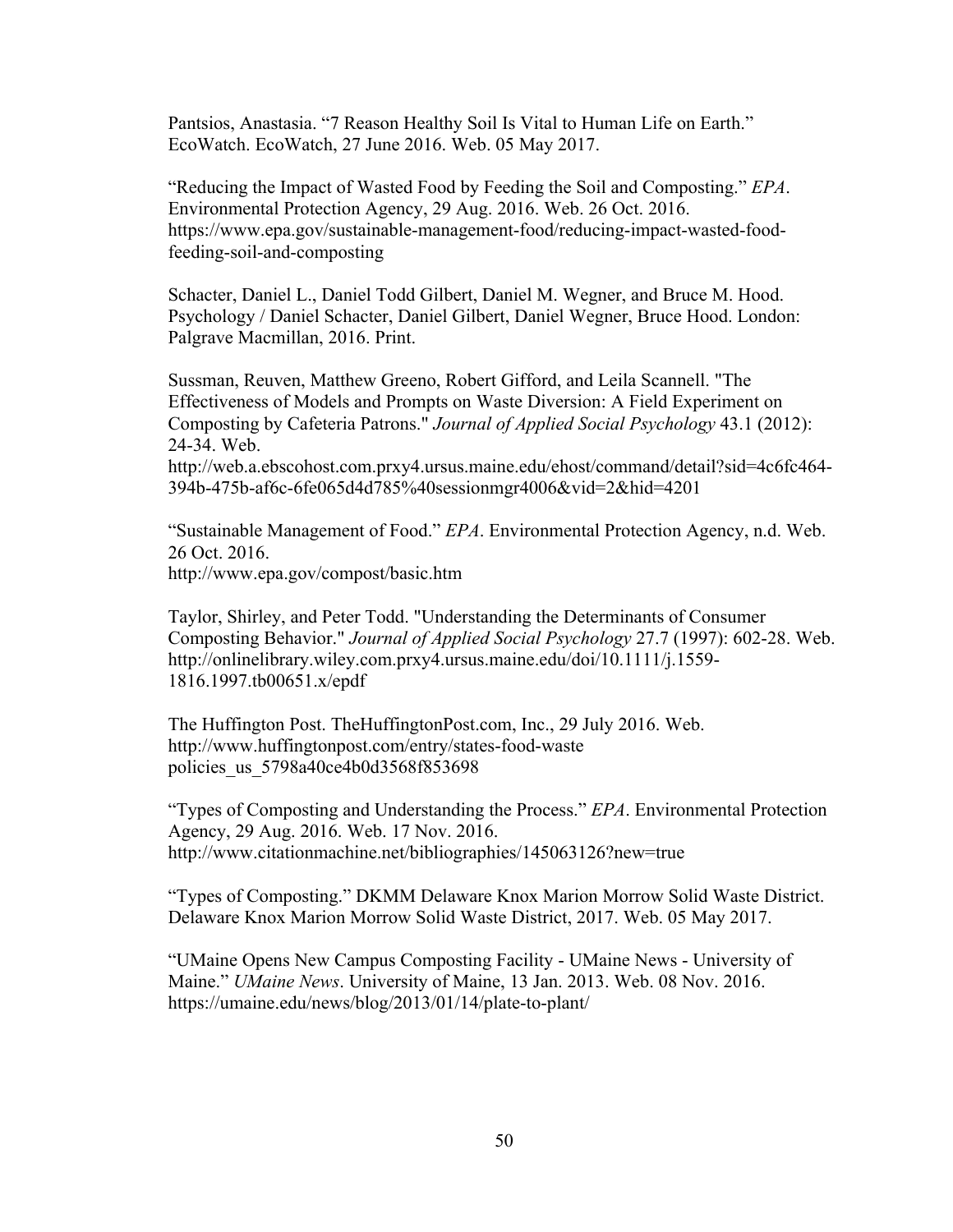Pantsios, Anastasia. "7 Reason Healthy Soil Is Vital to Human Life on Earth." EcoWatch. EcoWatch, 27 June 2016. Web. 05 May 2017.

"Reducing the Impact of Wasted Food by Feeding the Soil and Composting." *EPA*. Environmental Protection Agency, 29 Aug. 2016. Web. 26 Oct. 2016. https://www.epa.gov/sustainable-management-food/reducing-impact-wasted-food-feeding-soil-and-composting

Schacter, Daniel L., Daniel Todd Gilbert, Daniel M. Wegner, and Bruce M. Hood. Psychology / Daniel Schacter, Daniel Gilbert, Daniel Wegner, Bruce Hood. London: Palgrave Macmillan, 2016. Print.

Sussman, Reuven, Matthew Greeno, Robert Gifford, and Leila Scannell. "The Effectiveness of Models and Prompts on Waste Diversion: A Field Experiment on Composting by Cafeteria Patrons." *Journal of Applied Social Psychology* 43.1 (2012): 24-34. Web. http://web.a.ebscohost.com.prxy4.ursus.maine.edu/ehost/command/detail?sid=4c6fc464-394b-475b-af6c-6fe065d4d785%40sessionmgr4006&vid=2&hid=4201

"Sustainable Management of Food." *EPA*. Environmental Protection Agency, n.d. Web. 26 Oct. 2016.
http://www.epa.gov/compost/basic.htm

Taylor, Shirley, and Peter Todd. "Understanding the Determinants of Consumer Composting Behavior." *Journal of Applied Social Psychology* 27.7 (1997): 602-28. Web. http://onlinelibrary.wiley.com.prxy4.ursus.maine.edu/doi/10.1111/j.1559-1816.1997.tb00651.x/epdf

The Huffington Post. TheHuffingtonPost.com, Inc., 29 July 2016. Web. http://www.huffingtonpost.com/entry/states-food-waste policies_us_5798a40ce4b0d3568f853698

"Types of Composting and Understanding the Process." *EPA*. Environmental Protection Agency, 29 Aug. 2016. Web. 17 Nov. 2016. http://www.citationmachine.net/bibliographies/145063126?new=true

"Types of Composting." DKMM Delaware Knox Marion Morrow Solid Waste District. Delaware Knox Marion Morrow Solid Waste District, 2017. Web. 05 May 2017.

"UMaine Opens New Campus Composting Facility - UMaine News - University of Maine." *UMaine News*. University of Maine, 13 Jan. 2013. Web. 08 Nov. 2016. https://umaine.edu/news/blog/2013/01/14/plate-to-plant/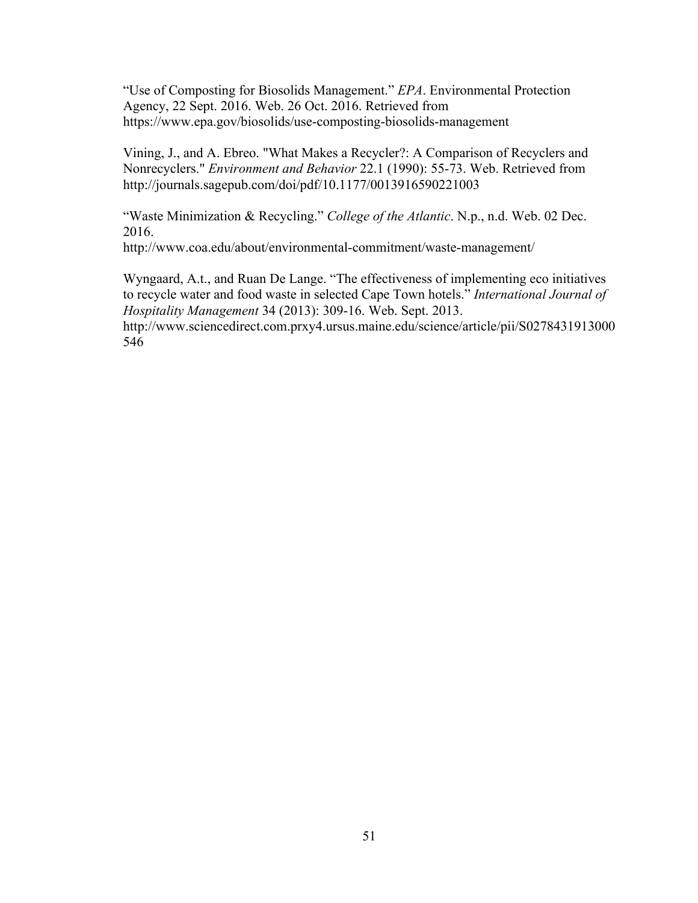"Use of Composting for Biosolids Management." *EPA*. Environmental Protection Agency, 22 Sept. 2016. Web. 26 Oct. 2016. Retrieved from https://www.epa.gov/biosolids/use-composting-biosolids-management

Vining, J., and A. Ebreo. "What Makes a Recycler?: A Comparison of Recyclers and Nonrecyclers." *Environment and Behavior* 22.1 (1990): 55-73. Web. Retrieved from http://journals.sagepub.com/doi/pdf/10.1177/0013916590221003

"Waste Minimization & Recycling." *College of the Atlantic*. N.p., n.d. Web. 02 Dec. 2016.
http://www.coa.edu/about/environmental-commitment/waste-management/

Wyngaard, A.t., and Ruan De Lange. "The effectiveness of implementing eco initiatives to recycle water and food waste in selected Cape Town hotels." *International Journal of Hospitality Management* 34 (2013): 309-16. Web. Sept. 2013.
http://www.sciencedirect.com.prxy4.ursus.maine.edu/science/article/pii/S0278431913000546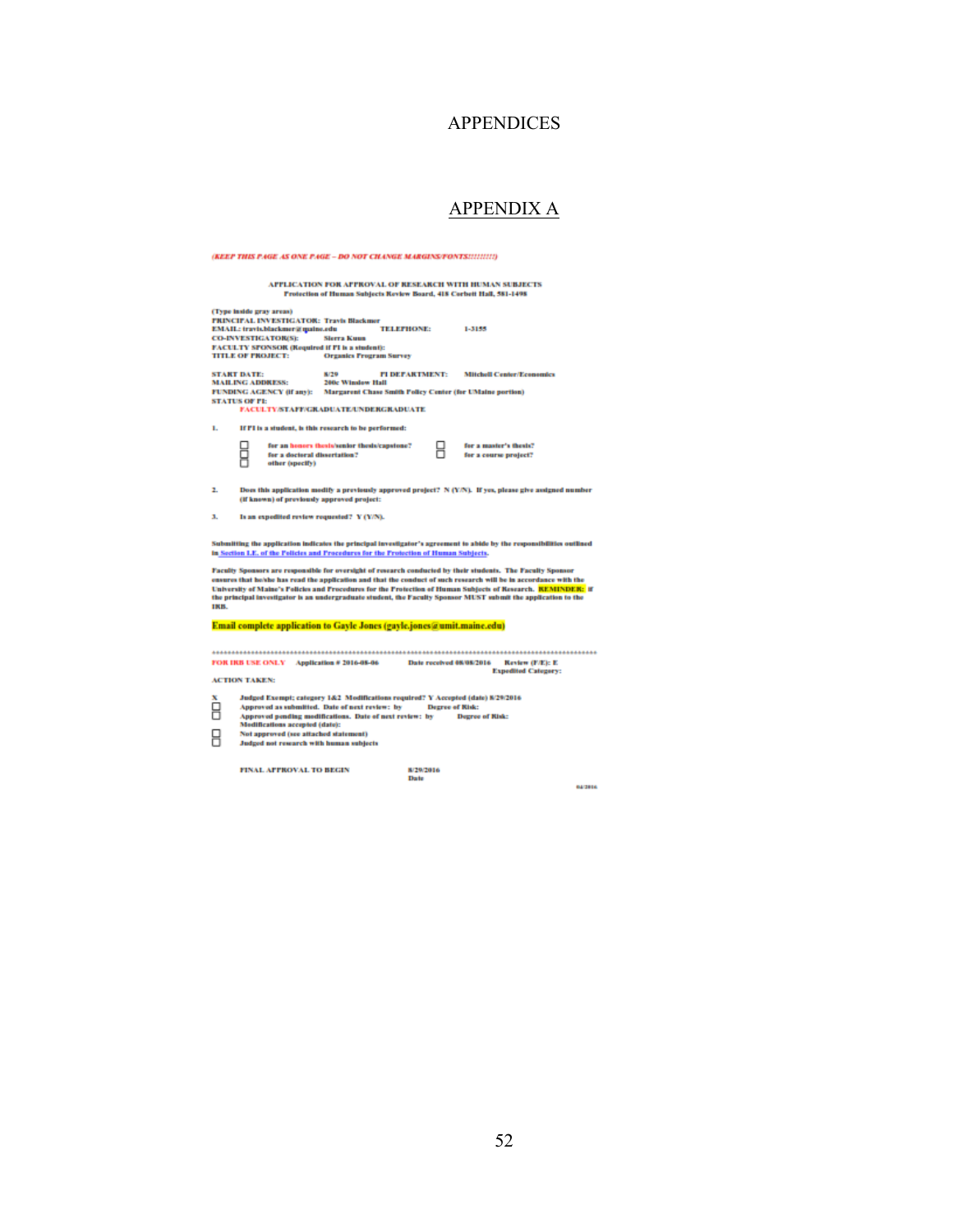# APPENDICES

## APPENDIX A

*(KEEP THIS PAGE AS ONE PAGE – DO NOT CHANGE MARGINS/FONTS!!!!!!!!!)*

**APPLICATION FOR APPROVAL OF RESEARCH WITH HUMAN SUBJECTS**
**Protection of Human Subjects Review Board, 418 Corbett Hall, 581-1498**

**(Type inside gray areas)**
**PRINCIPAL INVESTIGATOR:** Travis Blackmer
**EMAIL:** travis.blackmer@maine.edu **TELEPHONE:** 1-3155
**CO-INVESTIGATOR(S):** Sierra Kuun
**FACULTY SPONSOR (Required if PI is a student):**
**TITLE OF PROJECT:** Organics Program Survey

**START DATE:** 8/29 **PI DEPARTMENT:** Mitchell Center/Economics
**MAILING ADDRESS:** 200c Winslow Hall
**FUNDING AGENCY (if any):** Margaret Chase Smith Policy Center (for UMaine portion)
**STATUS OF PI:**
FACULTY/STAFF/GRADUATE/UNDERGRADUATE

1. **If PI is a student, is this research to be performed:**

   ☐ for an honors thesis/senior thesis/capstone? ☐ for a master's thesis?
   ☐ for a doctoral dissertation? ☐ for a course project?
   ☐ other (specify)

2. **Does this application modify a previously approved project?** N **(Y/N). If yes, please give assigned number (if known) of previously approved project:**

3. **Is an expedited review requested?** Y **(Y/N).**

**Submitting the application indicates the principal investigator's agreement to abide by the responsibilities outlined in Section I.E. of the Policies and Procedures for the Protection of Human Subjects.**

**Faculty Sponsors are responsible for oversight of research conducted by their students. The Faculty Sponsor ensures that he/she has read the application and that the conduct of such research will be in accordance with the University of Maine's Policies and Procedures for the Protection of Human Subjects of Research. REMINDER: if the principal investigator is an undergraduate student, the Faculty Sponsor MUST submit the application to the IRB.**

**Email complete application to Gayle Jones (gayle.jones@umit.maine.edu)**

\*\*\*\*\*\*\*\*\*\*\*\*\*\*\*\*\*\*\*\*\*\*\*\*\*\*\*\*\*\*\*\*\*\*\*\*\*\*\*\*\*\*\*\*\*\*\*\*\*\*\*\*\*\*\*\*\*\*\*\*\*\*\*\*\*\*\*\*\*\*\*\*\*\*\*\*\*\*\*\*\*\*\*\*\*\*\*\*\*

**FOR IRB USE ONLY** **Application #** 2016-08-06 **Date received** 08/08/2016 **Review (F/E):** E
**Expedited Category:**

**ACTION TAKEN:**

X **Judged Exempt; category** 1&2 **Modifications required?** Y **Accepted (date)** 8/29/2016
☐ **Approved as submitted. Date of next review: by** **Degree of Risk:**
☐ **Approved pending modifications. Date of next review: by** **Degree of Risk:**
**Modifications accepted (date):**
☐ **Not approved (see attached statement)**
☐ **Judged not research with human subjects**

**FINAL APPROVAL TO BEGIN** 8/29/2016
**Date**

04/2016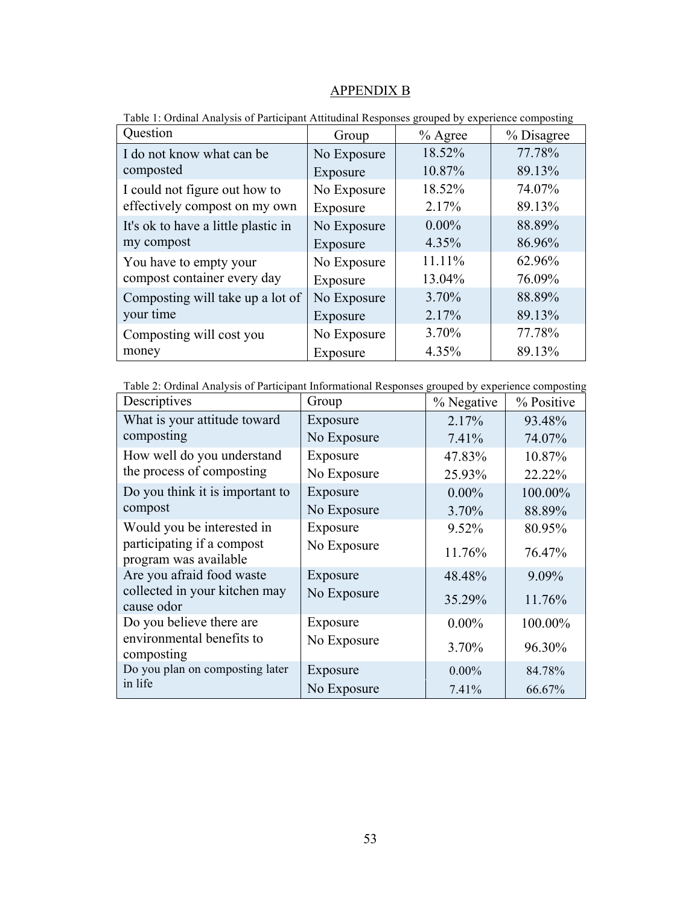# APPENDIX B

Table 1: Ordinal Analysis of Participant Attitudinal Responses grouped by experience composting

| Question | Group | % Agree | % Disagree |
|---|---|---|---|
| I do not know what can be composted | No Exposure | 18.52% | 77.78% |
| | Exposure | 10.87% | 89.13% |
| I could not figure out how to effectively compost on my own | No Exposure | 18.52% | 74.07% |
| | Exposure | 2.17% | 89.13% |
| It's ok to have a little plastic in my compost | No Exposure | 0.00% | 88.89% |
| | Exposure | 4.35% | 86.96% |
| You have to empty your compost container every day | No Exposure | 11.11% | 62.96% |
| | Exposure | 13.04% | 76.09% |
| Composting will take up a lot of your time | No Exposure | 3.70% | 88.89% |
| | Exposure | 2.17% | 89.13% |
| Composting will cost you money | No Exposure | 3.70% | 77.78% |
| | Exposure | 4.35% | 89.13% |

Table 2: Ordinal Analysis of Participant Informational Responses grouped by experience composting

| Descriptives | Group | % Negative | % Positive |
|---|---|---|---|
| What is your attitude toward composting | Exposure | 2.17% | 93.48% |
| | No Exposure | 7.41% | 74.07% |
| How well do you understand the process of composting | Exposure | 47.83% | 10.87% |
| | No Exposure | 25.93% | 22.22% |
| Do you think it is important to compost | Exposure | 0.00% | 100.00% |
| | No Exposure | 3.70% | 88.89% |
| Would you be interested in participating if a compost program was available | Exposure | 9.52% | 80.95% |
| | No Exposure | 11.76% | 76.47% |
| Are you afraid food waste collected in your kitchen may cause odor | Exposure | 48.48% | 9.09% |
| | No Exposure | 35.29% | 11.76% |
| Do you believe there are environmental benefits to composting | Exposure | 0.00% | 100.00% |
| | No Exposure | 3.70% | 96.30% |
| Do you plan on composting later in life | Exposure | 0.00% | 84.78% |
| | No Exposure | 7.41% | 66.67% |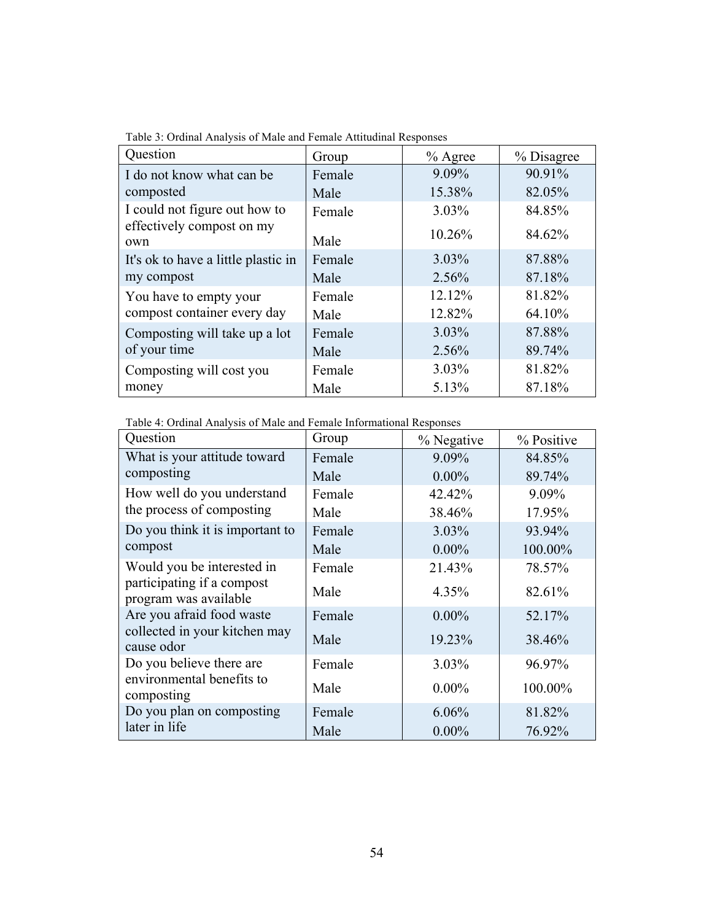Table 3: Ordinal Analysis of Male and Female Attitudinal Responses

| Question | Group | % Agree | % Disagree |
|---|---|---|---|
| I do not know what can be composted | Female | 9.09% | 90.91% |
| | Male | 15.38% | 82.05% |
| I could not figure out how to effectively compost on my own | Female | 3.03% | 84.85% |
| | Male | 10.26% | 84.62% |
| It's ok to have a little plastic in my compost | Female | 3.03% | 87.88% |
| | Male | 2.56% | 87.18% |
| You have to empty your compost container every day | Female | 12.12% | 81.82% |
| | Male | 12.82% | 64.10% |
| Composting will take up a lot of your time | Female | 3.03% | 87.88% |
| | Male | 2.56% | 89.74% |
| Composting will cost you money | Female | 3.03% | 81.82% |
| | Male | 5.13% | 87.18% |

Table 4: Ordinal Analysis of Male and Female Informational Responses

| Question | Group | % Negative | % Positive |
|---|---|---|---|
| What is your attitude toward composting | Female | 9.09% | 84.85% |
| | Male | 0.00% | 89.74% |
| How well do you understand the process of composting | Female | 42.42% | 9.09% |
| | Male | 38.46% | 17.95% |
| Do you think it is important to compost | Female | 3.03% | 93.94% |
| | Male | 0.00% | 100.00% |
| Would you be interested in participating if a compost program was available | Female | 21.43% | 78.57% |
| | Male | 4.35% | 82.61% |
| Are you afraid food waste collected in your kitchen may cause odor | Female | 0.00% | 52.17% |
| | Male | 19.23% | 38.46% |
| Do you believe there are environmental benefits to composting | Female | 3.03% | 96.97% |
| | Male | 0.00% | 100.00% |
| Do you plan on composting later in life | Female | 6.06% | 81.82% |
| | Male | 0.00% | 76.92% |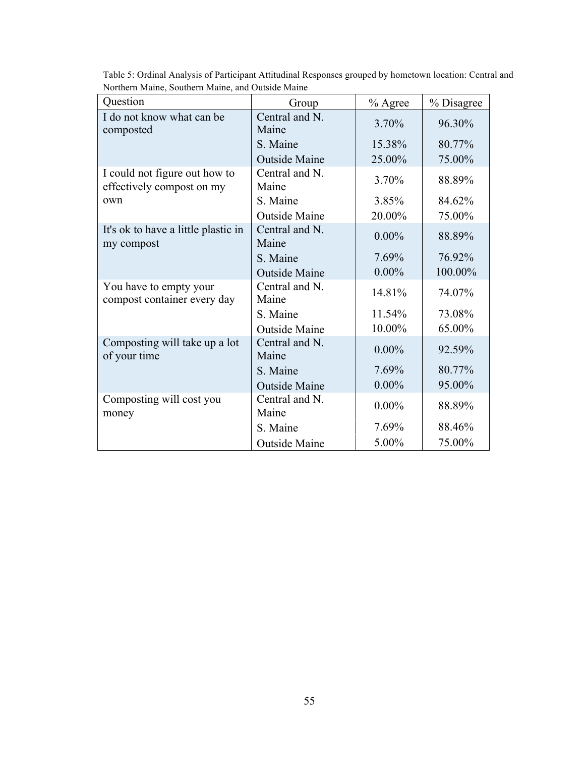Table 5: Ordinal Analysis of Participant Attitudinal Responses grouped by hometown location: Central and Northern Maine, Southern Maine, and Outside Maine

| Question | Group | % Agree | % Disagree |
|---|---|---|---|
| I do not know what can be composted | Central and N. Maine | 3.70% | 96.30% |
| | S. Maine | 15.38% | 80.77% |
| | Outside Maine | 25.00% | 75.00% |
| I could not figure out how to effectively compost on my own | Central and N. Maine | 3.70% | 88.89% |
| | S. Maine | 3.85% | 84.62% |
| | Outside Maine | 20.00% | 75.00% |
| It's ok to have a little plastic in my compost | Central and N. Maine | 0.00% | 88.89% |
| | S. Maine | 7.69% | 76.92% |
| | Outside Maine | 0.00% | 100.00% |
| You have to empty your compost container every day | Central and N. Maine | 14.81% | 74.07% |
| | S. Maine | 11.54% | 73.08% |
| | Outside Maine | 10.00% | 65.00% |
| Composting will take up a lot of your time | Central and N. Maine | 0.00% | 92.59% |
| | S. Maine | 7.69% | 80.77% |
| | Outside Maine | 0.00% | 95.00% |
| Composting will cost you money | Central and N. Maine | 0.00% | 88.89% |
| | S. Maine | 7.69% | 88.46% |
| | Outside Maine | 5.00% | 75.00% |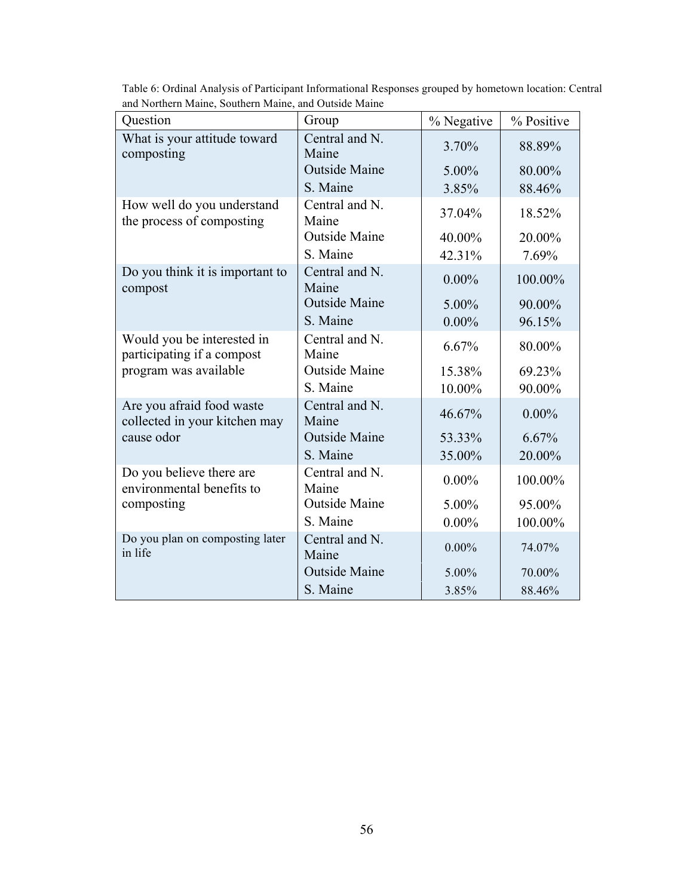Table 6: Ordinal Analysis of Participant Informational Responses grouped by hometown location: Central and Northern Maine, Southern Maine, and Outside Maine

| Question | Group | % Negative | % Positive |
|---|---|---|---|
| What is your attitude toward composting | Central and N. Maine | 3.70% | 88.89% |
| | Outside Maine | 5.00% | 80.00% |
| | S. Maine | 3.85% | 88.46% |
| How well do you understand the process of composting | Central and N. Maine | 37.04% | 18.52% |
| | Outside Maine | 40.00% | 20.00% |
| | S. Maine | 42.31% | 7.69% |
| Do you think it is important to compost | Central and N. Maine | 0.00% | 100.00% |
| | Outside Maine | 5.00% | 90.00% |
| | S. Maine | 0.00% | 96.15% |
| Would you be interested in participating if a compost program was available | Central and N. Maine | 6.67% | 80.00% |
| | Outside Maine | 15.38% | 69.23% |
| | S. Maine | 10.00% | 90.00% |
| Are you afraid food waste collected in your kitchen may cause odor | Central and N. Maine | 46.67% | 0.00% |
| | Outside Maine | 53.33% | 6.67% |
| | S. Maine | 35.00% | 20.00% |
| Do you believe there are environmental benefits to composting | Central and N. Maine | 0.00% | 100.00% |
| | Outside Maine | 5.00% | 95.00% |
| | S. Maine | 0.00% | 100.00% |
| Do you plan on composting later in life | Central and N. Maine | 0.00% | 74.07% |
| | Outside Maine | 5.00% | 70.00% |
| | S. Maine | 3.85% | 88.46% |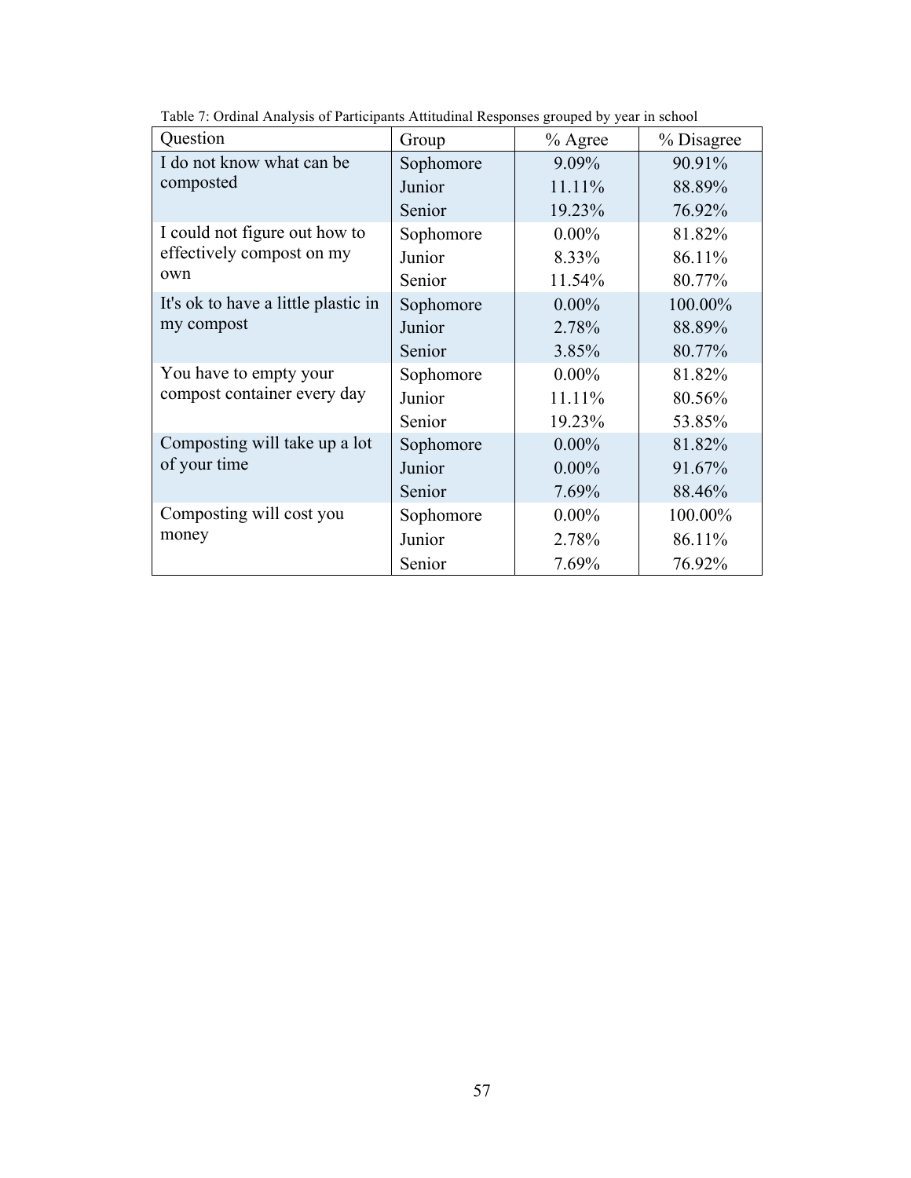Table 7: Ordinal Analysis of Participants Attitudinal Responses grouped by year in school

| Question | Group | % Agree | % Disagree |
|---|---|---|---|
| I do not know what can be composted | Sophomore | 9.09% | 90.91% |
| | Junior | 11.11% | 88.89% |
| | Senior | 19.23% | 76.92% |
| I could not figure out how to effectively compost on my own | Sophomore | 0.00% | 81.82% |
| | Junior | 8.33% | 86.11% |
| | Senior | 11.54% | 80.77% |
| It's ok to have a little plastic in my compost | Sophomore | 0.00% | 100.00% |
| | Junior | 2.78% | 88.89% |
| | Senior | 3.85% | 80.77% |
| You have to empty your compost container every day | Sophomore | 0.00% | 81.82% |
| | Junior | 11.11% | 80.56% |
| | Senior | 19.23% | 53.85% |
| Composting will take up a lot of your time | Sophomore | 0.00% | 81.82% |
| | Junior | 0.00% | 91.67% |
| | Senior | 7.69% | 88.46% |
| Composting will cost you money | Sophomore | 0.00% | 100.00% |
| | Junior | 2.78% | 86.11% |
| | Senior | 7.69% | 76.92% |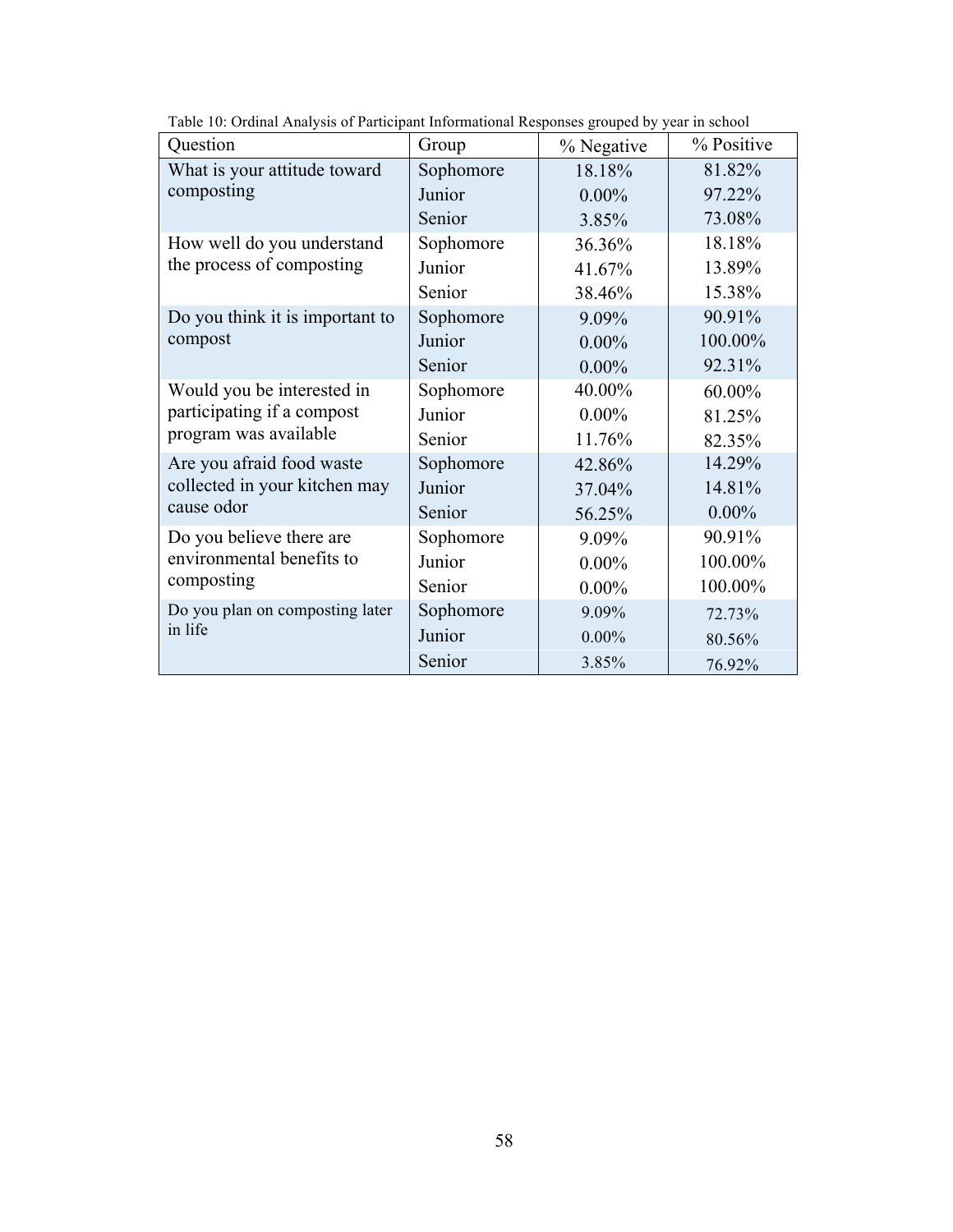Table 10: Ordinal Analysis of Participant Informational Responses grouped by year in school

| Question | Group | % Negative | % Positive |
|---|---|---|---|
| What is your attitude toward composting | Sophomore | 18.18% | 81.82% |
| | Junior | 0.00% | 97.22% |
| | Senior | 3.85% | 73.08% |
| How well do you understand the process of composting | Sophomore | 36.36% | 18.18% |
| | Junior | 41.67% | 13.89% |
| | Senior | 38.46% | 15.38% |
| Do you think it is important to compost | Sophomore | 9.09% | 90.91% |
| | Junior | 0.00% | 100.00% |
| | Senior | 0.00% | 92.31% |
| Would you be interested in participating if a compost program was available | Sophomore | 40.00% | 60.00% |
| | Junior | 0.00% | 81.25% |
| | Senior | 11.76% | 82.35% |
| Are you afraid food waste collected in your kitchen may cause odor | Sophomore | 42.86% | 14.29% |
| | Junior | 37.04% | 14.81% |
| | Senior | 56.25% | 0.00% |
| Do you believe there are environmental benefits to composting | Sophomore | 9.09% | 90.91% |
| | Junior | 0.00% | 100.00% |
| | Senior | 0.00% | 100.00% |
| Do you plan on composting later in life | Sophomore | 9.09% | 72.73% |
| | Junior | 0.00% | 80.56% |
| | Senior | 3.85% | 76.92% |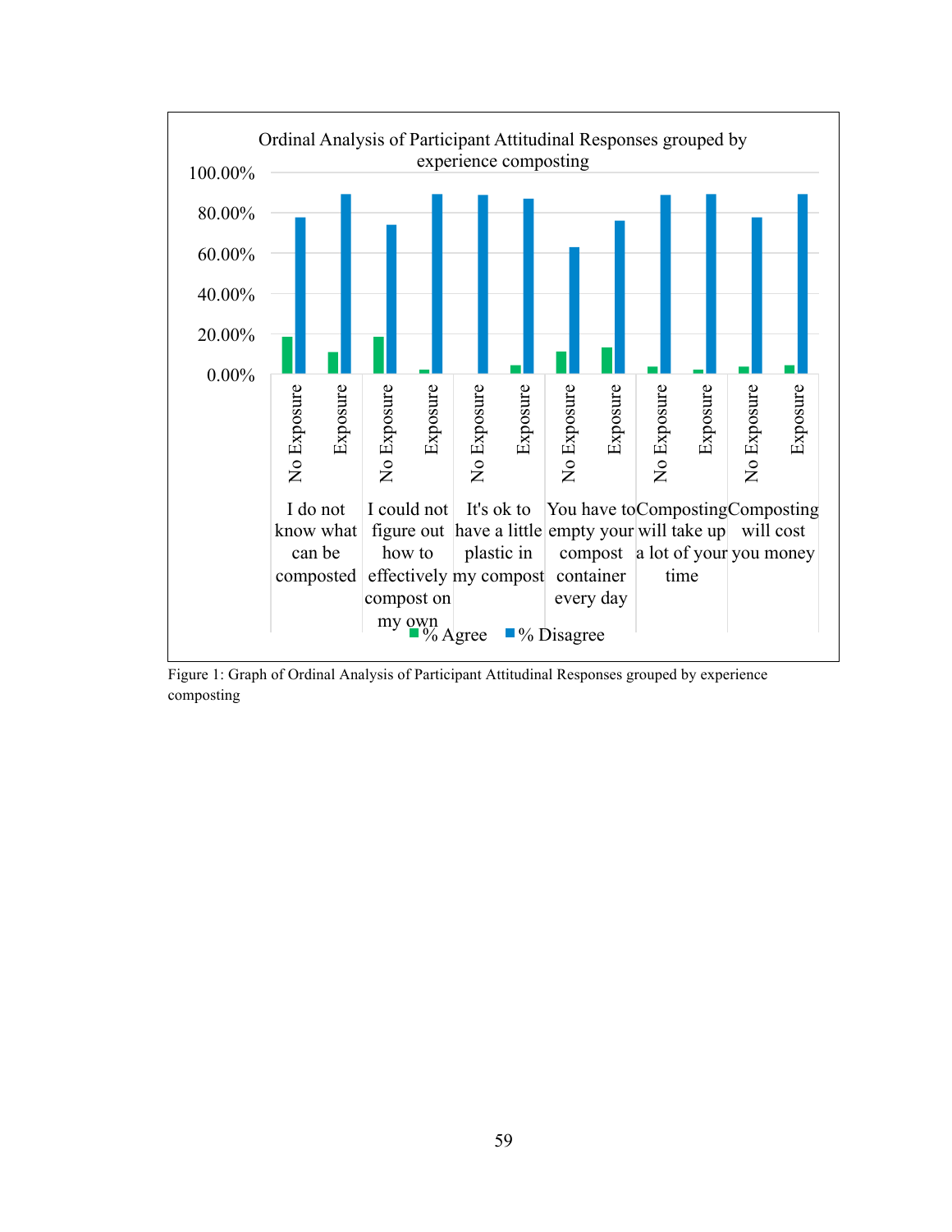Figure 1: Graph of Ordinal Analysis of Participant Attitudinal Responses grouped by experience composting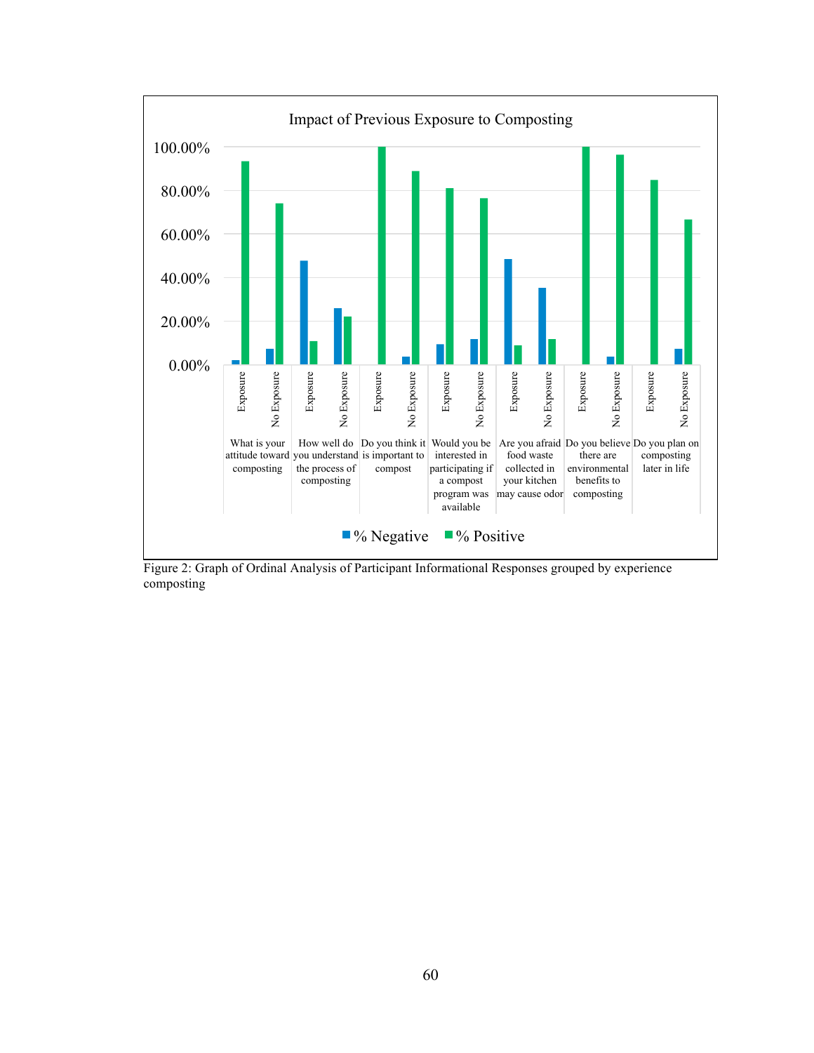Figure 2: Graph of Ordinal Analysis of Participant Informational Responses grouped by experience composting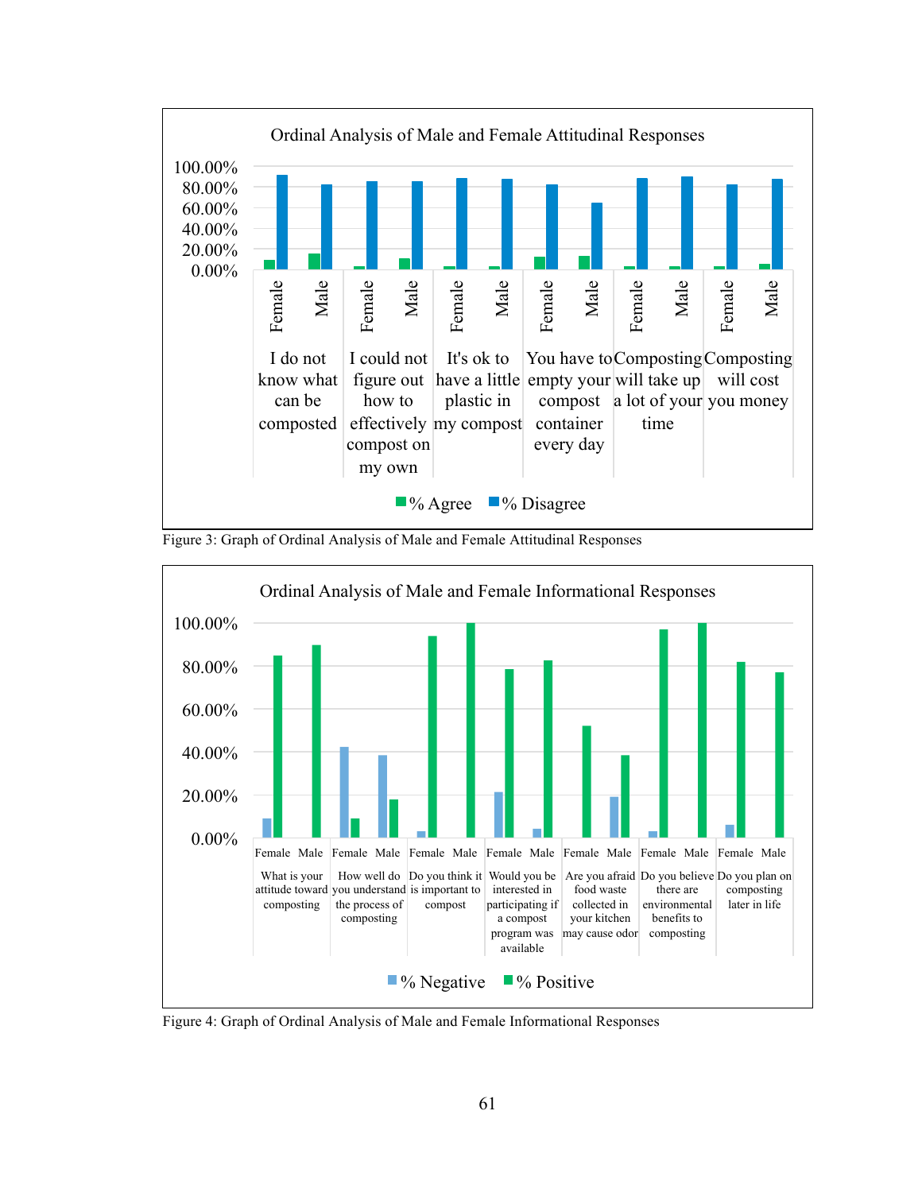Figure 3: Graph of Ordinal Analysis of Male and Female Attitudinal Responses

Figure 4: Graph of Ordinal Analysis of Male and Female Informational Responses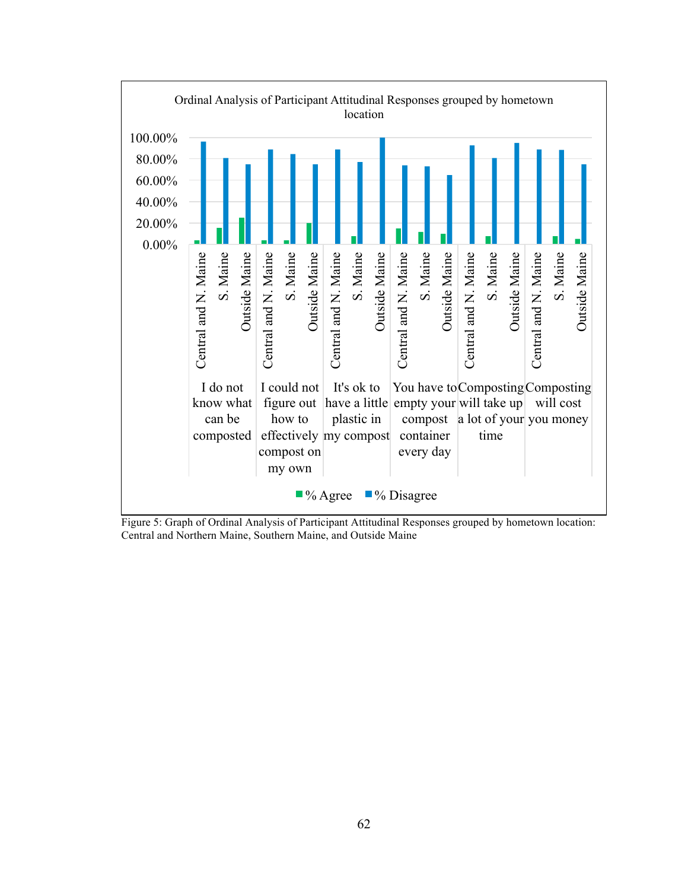Ordinal Analysis of Participant Attitudinal Responses grouped by hometown location

Figure 5: Graph of Ordinal Analysis of Participant Attitudinal Responses grouped by hometown location: Central and Northern Maine, Southern Maine, and Outside Maine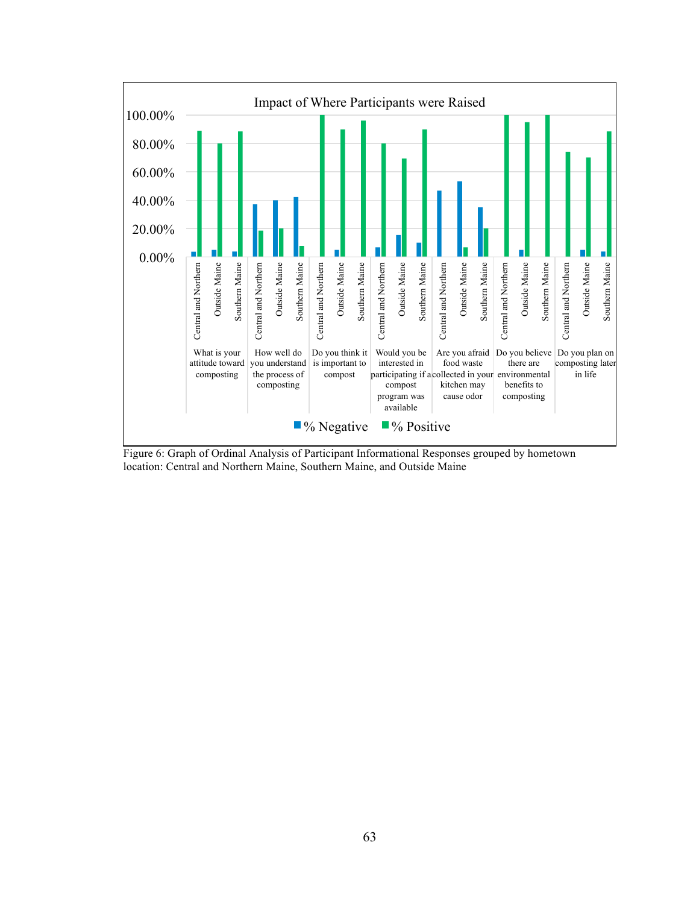Impact of Where Participants were Raised

| Question | Hometown | % Negative | % Positive |
|---|---|---|---|
| What is your attitude toward composting | Central and Northern | | |
| | Outside Maine | | |
| | Southern Maine | | |
| How well do you understand the process of composting | Central and Northern | | |
| | Outside Maine | | |
| | Southern Maine | | |
| Do you think it is important to compost | Central and Northern | | |
| | Outside Maine | | |
| | Southern Maine | | |
| Would you be interested in participating if a compost program was available | Central and Northern | | |
| | Outside Maine | | |
| | Southern Maine | | |
| Are you afraid food waste collected in your kitchen may cause odor | Central and Northern | | |
| | Outside Maine | | |
| | Southern Maine | | |
| Do you believe there are environmental benefits to composting | Central and Northern | | |
| | Outside Maine | | |
| | Southern Maine | | |
| Do you plan on composting later in life | Central and Northern | | |
| | Outside Maine | | |
| | Southern Maine | | |

Figure 6: Graph of Ordinal Analysis of Participant Informational Responses grouped by hometown location: Central and Northern Maine, Southern Maine, and Outside Maine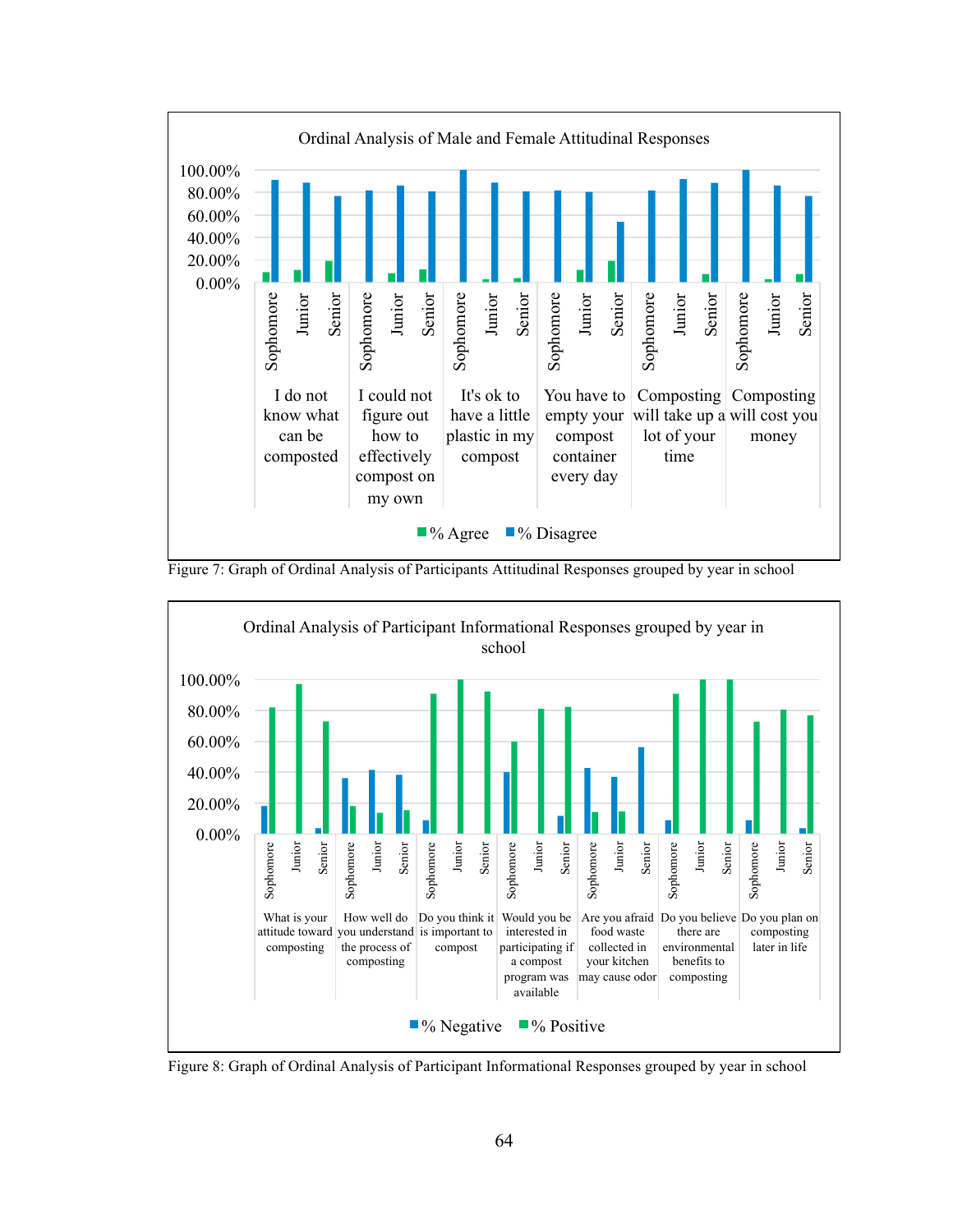Ordinal Analysis of Male and Female Attitudinal Responses

Figure 7: Graph of Ordinal Analysis of Participants Attitudinal Responses grouped by year in school

Ordinal Analysis of Participant Informational Responses grouped by year in school

Figure 8: Graph of Ordinal Analysis of Participant Informational Responses grouped by year in school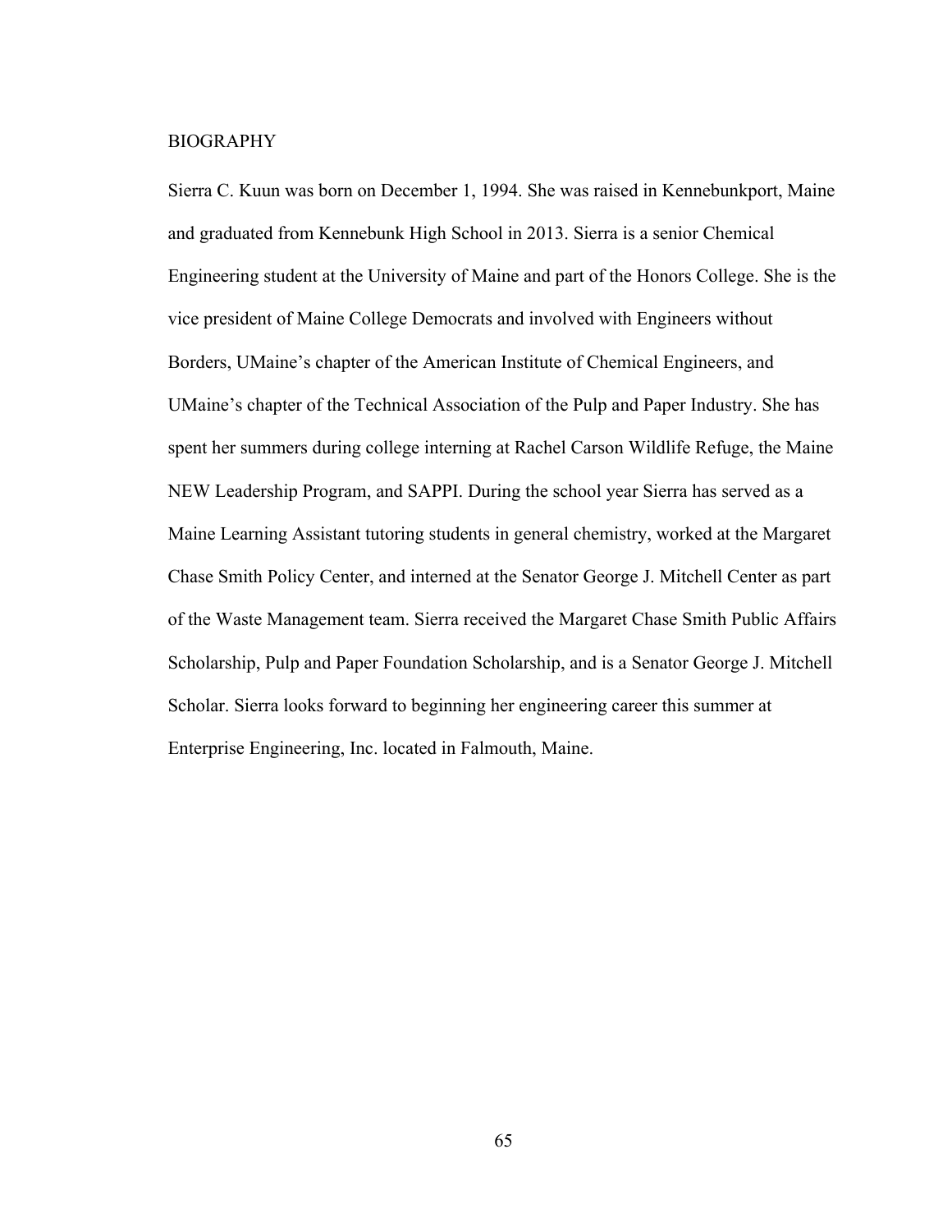# BIOGRAPHY

Sierra C. Kuun was born on December 1, 1994. She was raised in Kennebunkport, Maine and graduated from Kennebunk High School in 2013. Sierra is a senior Chemical Engineering student at the University of Maine and part of the Honors College. She is the vice president of Maine College Democrats and involved with Engineers without Borders, UMaine's chapter of the American Institute of Chemical Engineers, and UMaine's chapter of the Technical Association of the Pulp and Paper Industry. She has spent her summers during college interning at Rachel Carson Wildlife Refuge, the Maine NEW Leadership Program, and SAPPI. During the school year Sierra has served as a Maine Learning Assistant tutoring students in general chemistry, worked at the Margaret Chase Smith Policy Center, and interned at the Senator George J. Mitchell Center as part of the Waste Management team. Sierra received the Margaret Chase Smith Public Affairs Scholarship, Pulp and Paper Foundation Scholarship, and is a Senator George J. Mitchell Scholar. Sierra looks forward to beginning her engineering career this summer at Enterprise Engineering, Inc. located in Falmouth, Maine.